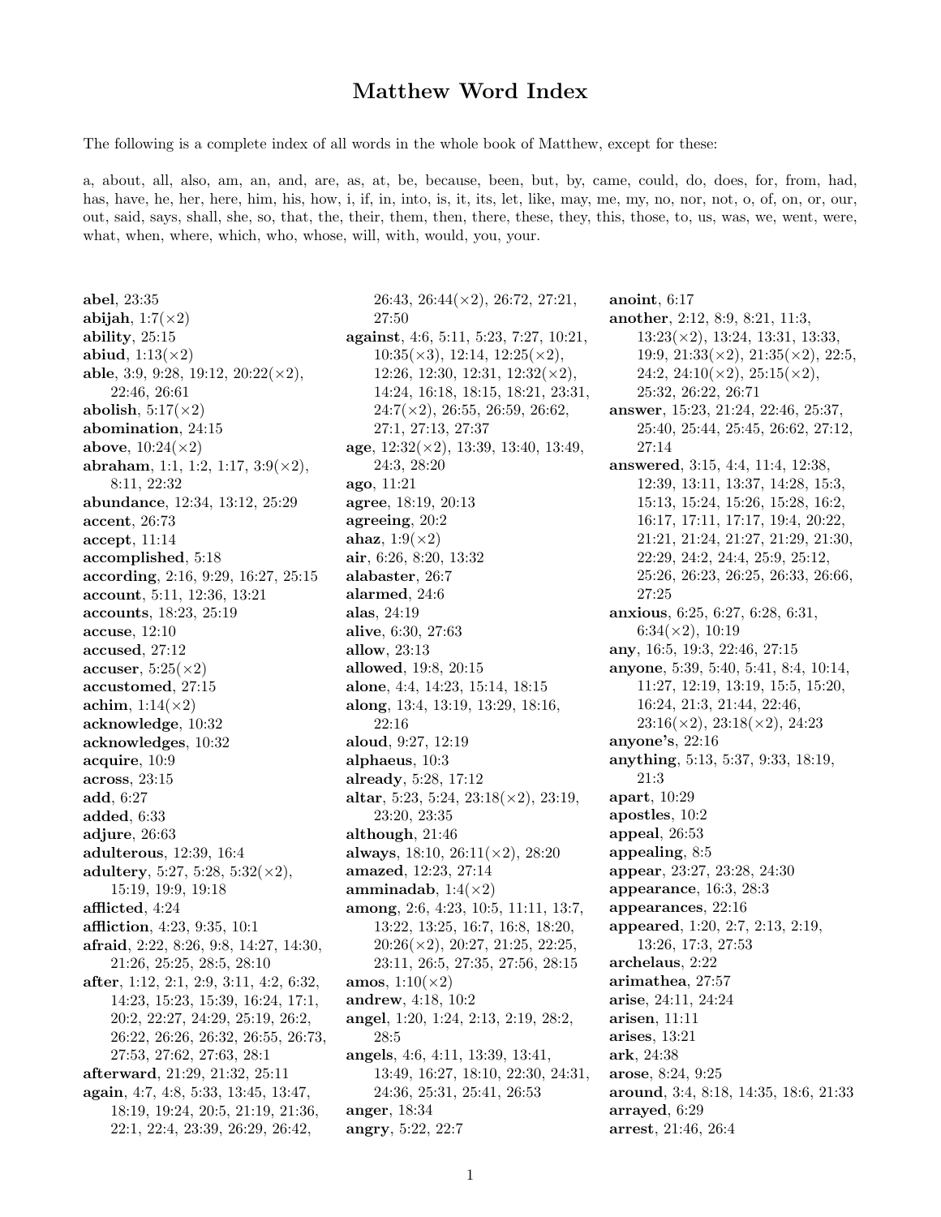# Matthew Word Index

The following is a complete index of all words in the whole book of Matthew, except for these:

a, about, all, also, am, an, and, are, as, at, be, because, been, but, by, came, could, do, does, for, from, had, has, have, he, her, here, him, his, how, i, if, in, into, is, it, its, let, like, may, me, my, no, nor, not, o, of, on, or, our, out, said, says, shall, she, so, that, the, their, them, then, there, these, they, this, those, to, us, was, we, went, were, what, when, where, which, who, whose, will, with, would, you, your.

**abel**, 23:35
**abijah**, 1:7(×2)
**ability**, 25:15
**abiud**, 1:13(×2)
**able**, 3:9, 9:28, 19:12, 20:22(×2), 22:46, 26:61
**abolish**, 5:17(×2)
**abomination**, 24:15
**above**, 10:24(×2)
**abraham**, 1:1, 1:2, 1:17, 3:9(×2), 8:11, 22:32
**abundance**, 12:34, 13:12, 25:29
**accent**, 26:73
**accept**, 11:14
**accomplished**, 5:18
**according**, 2:16, 9:29, 16:27, 25:15
**account**, 5:11, 12:36, 13:21
**accounts**, 18:23, 25:19
**accuse**, 12:10
**accused**, 27:12
**accuser**, 5:25(×2)
**accustomed**, 27:15
**achim**, 1:14(×2)
**acknowledge**, 10:32
**acknowledges**, 10:32
**acquire**, 10:9
**across**, 23:15
**add**, 6:27
**added**, 6:33
**adjure**, 26:63
**adulterous**, 12:39, 16:4
**adultery**, 5:27, 5:28, 5:32(×2), 15:19, 19:9, 19:18
**afflicted**, 4:24
**affliction**, 4:23, 9:35, 10:1
**afraid**, 2:22, 8:26, 9:8, 14:27, 14:30, 21:26, 25:25, 28:5, 28:10
**after**, 1:12, 2:1, 2:9, 3:11, 4:2, 6:32, 14:23, 15:23, 15:39, 16:24, 17:1, 20:2, 22:27, 24:29, 25:19, 26:2, 26:22, 26:26, 26:32, 26:55, 26:73, 27:53, 27:62, 27:63, 28:1
**afterward**, 21:29, 21:32, 25:11
**again**, 4:7, 4:8, 5:33, 13:45, 13:47, 18:19, 19:24, 20:5, 21:19, 21:36, 22:1, 22:4, 23:39, 26:29, 26:42, 26:43, 26:44(×2), 26:72, 27:21, 27:50
**against**, 4:6, 5:11, 5:23, 7:27, 10:21, 10:35(×3), 12:14, 12:25(×2), 12:26, 12:30, 12:31, 12:32(×2), 14:24, 16:18, 18:15, 18:21, 23:31, 24:7(×2), 26:55, 26:59, 26:62, 27:1, 27:13, 27:37
**age**, 12:32(×2), 13:39, 13:40, 13:49, 24:3, 28:20
**ago**, 11:21
**agree**, 18:19, 20:13
**agreeing**, 20:2
**ahaz**, 1:9(×2)
**air**, 6:26, 8:20, 13:32
**alabaster**, 26:7
**alarmed**, 24:6
**alas**, 24:19
**alive**, 6:30, 27:63
**allow**, 23:13
**allowed**, 19:8, 20:15
**alone**, 4:4, 14:23, 15:14, 18:15
**along**, 13:4, 13:19, 13:29, 18:16, 22:16
**aloud**, 9:27, 12:19
**alphaeus**, 10:3
**already**, 5:28, 17:12
**altar**, 5:23, 5:24, 23:18(×2), 23:19, 23:20, 23:35
**although**, 21:46
**always**, 18:10, 26:11(×2), 28:20
**amazed**, 12:23, 27:14
**amminadab**, 1:4(×2)
**among**, 2:6, 4:23, 10:5, 11:11, 13:7, 13:22, 13:25, 16:7, 16:8, 18:20, 20:26(×2), 20:27, 21:25, 22:25, 23:11, 26:5, 27:35, 27:56, 28:15
**amos**, 1:10(×2)
**andrew**, 4:18, 10:2
**angel**, 1:20, 1:24, 2:13, 2:19, 28:2, 28:5
**angels**, 4:6, 4:11, 13:39, 13:41, 13:49, 16:27, 18:10, 22:30, 24:31, 24:36, 25:31, 25:41, 26:53
**anger**, 18:34
**angry**, 5:22, 22:7
**anoint**, 6:17
**another**, 2:12, 8:9, 8:21, 11:3, 13:23(×2), 13:24, 13:31, 13:33, 19:9, 21:33(×2), 21:35(×2), 22:5, 24:2, 24:10(×2), 25:15(×2), 25:32, 26:22, 26:71
**answer**, 15:23, 21:24, 22:46, 25:37, 25:40, 25:44, 25:45, 26:62, 27:12, 27:14
**answered**, 3:15, 4:4, 11:4, 12:38, 12:39, 13:11, 13:37, 14:28, 15:3, 15:13, 15:24, 15:26, 15:28, 16:2, 16:17, 17:11, 17:17, 19:4, 20:22, 21:21, 21:24, 21:27, 21:29, 21:30, 22:29, 24:2, 24:4, 25:9, 25:12, 25:26, 26:23, 26:25, 26:33, 26:66, 27:25
**anxious**, 6:25, 6:27, 6:28, 6:31, 6:34(×2), 10:19
**any**, 16:5, 19:3, 22:46, 27:15
**anyone**, 5:39, 5:40, 5:41, 8:4, 10:14, 11:27, 12:19, 13:19, 15:5, 15:20, 16:24, 21:3, 21:44, 22:46, 23:16(×2), 23:18(×2), 24:23
**anyone's**, 22:16
**anything**, 5:13, 5:37, 9:33, 18:19, 21:3
**apart**, 10:29
**apostles**, 10:2
**appeal**, 26:53
**appealing**, 8:5
**appear**, 23:27, 23:28, 24:30
**appearance**, 16:3, 28:3
**appearances**, 22:16
**appeared**, 1:20, 2:7, 2:13, 2:19, 13:26, 17:3, 27:53
**archelaus**, 2:22
**arimathea**, 27:57
**arise**, 24:11, 24:24
**arisen**, 11:11
**arises**, 13:21
**ark**, 24:38
**arose**, 8:24, 9:25
**around**, 3:4, 8:18, 14:35, 18:6, 21:33
**arrayed**, 6:29
**arrest**, 21:46, 26:4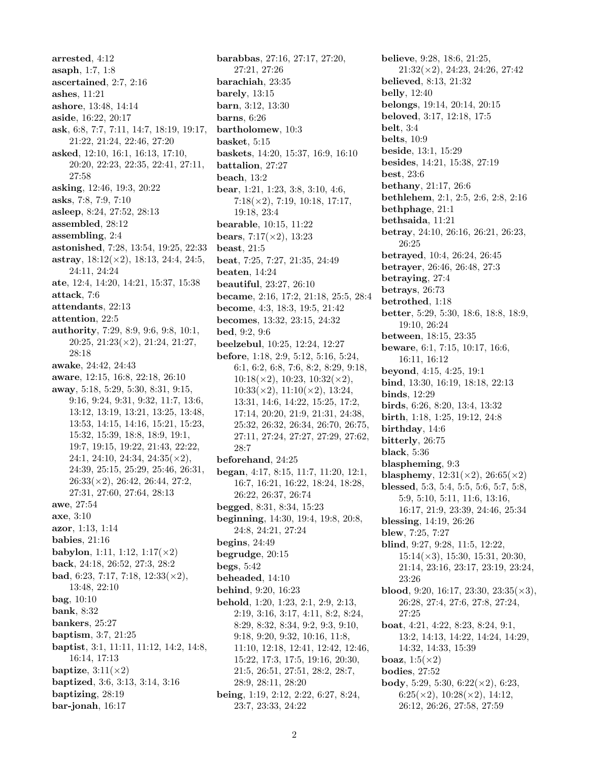**arrested**, 4:12
**asaph**, 1:7, 1:8
**ascertained**, 2:7, 2:16
**ashes**, 11:21
**ashore**, 13:48, 14:14
**aside**, 16:22, 20:17
**ask**, 6:8, 7:7, 7:11, 14:7, 18:19, 19:17, 21:22, 21:24, 22:46, 27:20
**asked**, 12:10, 16:1, 16:13, 17:10, 20:20, 22:23, 22:35, 22:41, 27:11, 27:58
**asking**, 12:46, 19:3, 20:22
**asks**, 7:8, 7:9, 7:10
**asleep**, 8:24, 27:52, 28:13
**assembled**, 28:12
**assembling**, 2:4
**astonished**, 7:28, 13:54, 19:25, 22:33
**astray**, 18:12(×2), 18:13, 24:4, 24:5, 24:11, 24:24
**ate**, 12:4, 14:20, 14:21, 15:37, 15:38
**attack**, 7:6
**attendants**, 22:13
**attention**, 22:5
**authority**, 7:29, 8:9, 9:6, 9:8, 10:1, 20:25, 21:23(×2), 21:24, 21:27, 28:18
**awake**, 24:42, 24:43
**aware**, 12:15, 16:8, 22:18, 26:10
**away**, 5:18, 5:29, 5:30, 8:31, 9:15, 9:16, 9:24, 9:31, 9:32, 11:7, 13:6, 13:12, 13:19, 13:21, 13:25, 13:48, 13:53, 14:15, 14:16, 15:21, 15:23, 15:32, 15:39, 18:8, 18:9, 19:1, 19:7, 19:15, 19:22, 21:43, 22:22, 24:1, 24:10, 24:34, 24:35(×2), 24:39, 25:15, 25:29, 25:46, 26:31, 26:33(×2), 26:42, 26:44, 27:2, 27:31, 27:60, 27:64, 28:13
**awe**, 27:54
**axe**, 3:10
**azor**, 1:13, 1:14
**babies**, 21:16
**babylon**, 1:11, 1:12, 1:17(×2)
**back**, 24:18, 26:52, 27:3, 28:2
**bad**, 6:23, 7:17, 7:18, 12:33(×2), 13:48, 22:10
**bag**, 10:10
**bank**, 8:32
**bankers**, 25:27
**baptism**, 3:7, 21:25
**baptist**, 3:1, 11:11, 11:12, 14:2, 14:8, 16:14, 17:13
**baptize**, 3:11(×2)
**baptized**, 3:6, 3:13, 3:14, 3:16
**baptizing**, 28:19
**bar-jonah**, 16:17
**barabbas**, 27:16, 27:17, 27:20, 27:21, 27:26
**barachiah**, 23:35
**barely**, 13:15
**barn**, 3:12, 13:30
**barns**, 6:26
**bartholomew**, 10:3
**basket**, 5:15
**baskets**, 14:20, 15:37, 16:9, 16:10
**battalion**, 27:27
**beach**, 13:2
**bear**, 1:21, 1:23, 3:8, 3:10, 4:6, 7:18(×2), 7:19, 10:18, 17:17, 19:18, 23:4
**bearable**, 10:15, 11:22
**bears**, 7:17(×2), 13:23
**beast**, 21:5
**beat**, 7:25, 7:27, 21:35, 24:49
**beaten**, 14:24
**beautiful**, 23:27, 26:10
**became**, 2:16, 17:2, 21:18, 25:5, 28:4
**become**, 4:3, 18:3, 19:5, 21:42
**becomes**, 13:32, 23:15, 24:32
**bed**, 9:2, 9:6
**beelzebul**, 10:25, 12:24, 12:27
**before**, 1:18, 2:9, 5:12, 5:16, 5:24, 6:1, 6:2, 6:8, 7:6, 8:2, 8:29, 9:18, 10:18(×2), 10:23, 10:32(×2), 10:33(×2), 11:10(×2), 13:24, 13:31, 14:6, 14:22, 15:25, 17:2, 17:14, 20:20, 21:9, 21:31, 24:38, 25:32, 26:32, 26:34, 26:70, 26:75, 27:11, 27:24, 27:27, 27:29, 27:62, 28:7
**beforehand**, 24:25
**began**, 4:17, 8:15, 11:7, 11:20, 12:1, 16:7, 16:21, 16:22, 18:24, 18:28, 26:22, 26:37, 26:74
**begged**, 8:31, 8:34, 15:23
**beginning**, 14:30, 19:4, 19:8, 20:8, 24:8, 24:21, 27:24
**begins**, 24:49
**begrudge**, 20:15
**begs**, 5:42
**beheaded**, 14:10
**behind**, 9:20, 16:23
**behold**, 1:20, 1:23, 2:1, 2:9, 2:13, 2:19, 3:16, 3:17, 4:11, 8:2, 8:24, 8:29, 8:32, 8:34, 9:2, 9:3, 9:10, 9:18, 9:20, 9:32, 10:16, 11:8, 11:10, 12:18, 12:41, 12:42, 12:46, 15:22, 17:3, 17:5, 19:16, 20:30, 21:5, 26:51, 27:51, 28:2, 28:7, 28:9, 28:11, 28:20
**being**, 1:19, 2:12, 2:22, 6:27, 8:24, 23:7, 23:33, 24:22
**believe**, 9:28, 18:6, 21:25, 21:32(×2), 24:23, 24:26, 27:42
**believed**, 8:13, 21:32
**belly**, 12:40
**belongs**, 19:14, 20:14, 20:15
**beloved**, 3:17, 12:18, 17:5
**belt**, 3:4
**belts**, 10:9
**beside**, 13:1, 15:29
**besides**, 14:21, 15:38, 27:19
**best**, 23:6
**bethany**, 21:17, 26:6
**bethlehem**, 2:1, 2:5, 2:6, 2:8, 2:16
**bethphage**, 21:1
**bethsaida**, 11:21
**betray**, 24:10, 26:16, 26:21, 26:23, 26:25
**betrayed**, 10:4, 26:24, 26:45
**betrayer**, 26:46, 26:48, 27:3
**betraying**, 27:4
**betrays**, 26:73
**betrothed**, 1:18
**better**, 5:29, 5:30, 18:6, 18:8, 18:9, 19:10, 26:24
**between**, 18:15, 23:35
**beware**, 6:1, 7:15, 10:17, 16:6, 16:11, 16:12
**beyond**, 4:15, 4:25, 19:1
**bind**, 13:30, 16:19, 18:18, 22:13
**binds**, 12:29
**birds**, 6:26, 8:20, 13:4, 13:32
**birth**, 1:18, 1:25, 19:12, 24:8
**birthday**, 14:6
**bitterly**, 26:75
**black**, 5:36
**blaspheming**, 9:3
**blasphemy**, 12:31(×2), 26:65(×2)
**blessed**, 5:3, 5:4, 5:5, 5:6, 5:7, 5:8, 5:9, 5:10, 5:11, 11:6, 13:16, 16:17, 21:9, 23:39, 24:46, 25:34
**blessing**, 14:19, 26:26
**blew**, 7:25, 7:27
**blind**, 9:27, 9:28, 11:5, 12:22, 15:14(×3), 15:30, 15:31, 20:30, 21:14, 23:16, 23:17, 23:19, 23:24, 23:26
**blood**, 9:20, 16:17, 23:30, 23:35(×3), 26:28, 27:4, 27:6, 27:8, 27:24, 27:25
**boat**, 4:21, 4:22, 8:23, 8:24, 9:1, 13:2, 14:13, 14:22, 14:24, 14:29, 14:32, 14:33, 15:39
**boaz**, 1:5(×2)
**bodies**, 27:52
**body**, 5:29, 5:30, 6:22(×2), 6:23, 6:25(×2), 10:28(×2), 14:12, 26:12, 26:26, 27:58, 27:59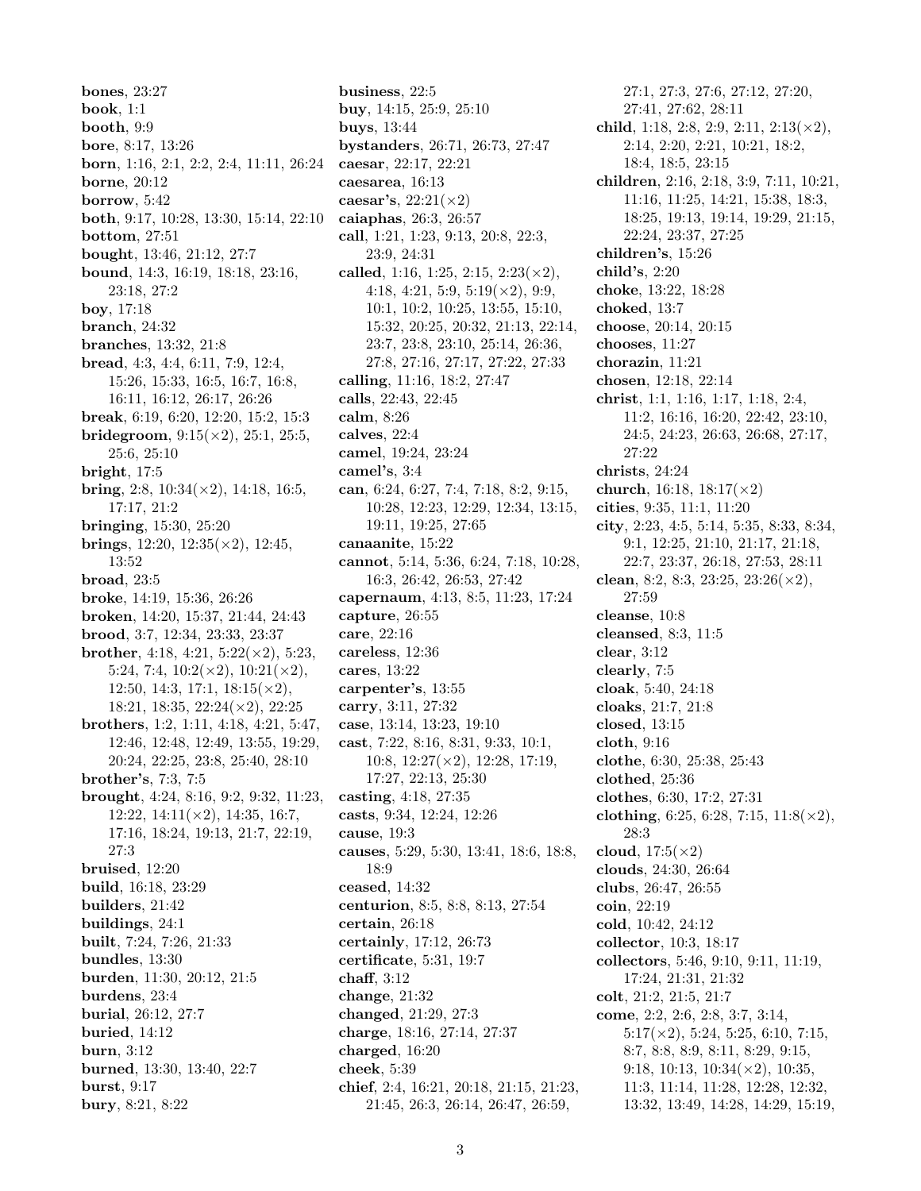**bones**, 23:27
**book**, 1:1
**booth**, 9:9
**bore**, 8:17, 13:26
**born**, 1:16, 2:1, 2:2, 2:4, 11:11, 26:24
**borne**, 20:12
**borrow**, 5:42
**both**, 9:17, 10:28, 13:30, 15:14, 22:10
**bottom**, 27:51
**bought**, 13:46, 21:12, 27:7
**bound**, 14:3, 16:19, 18:18, 23:16, 23:18, 27:2
**boy**, 17:18
**branch**, 24:32
**branches**, 13:32, 21:8
**bread**, 4:3, 4:4, 6:11, 7:9, 12:4, 15:26, 15:33, 16:5, 16:7, 16:8, 16:11, 16:12, 26:17, 26:26
**break**, 6:19, 6:20, 12:20, 15:2, 15:3
**bridegroom**, 9:15(×2), 25:1, 25:5, 25:6, 25:10
**bright**, 17:5
**bring**, 2:8, 10:34(×2), 14:18, 16:5, 17:17, 21:2
**bringing**, 15:30, 25:20
**brings**, 12:20, 12:35(×2), 12:45, 13:52
**broad**, 23:5
**broke**, 14:19, 15:36, 26:26
**broken**, 14:20, 15:37, 21:44, 24:43
**brood**, 3:7, 12:34, 23:33, 23:37
**brother**, 4:18, 4:21, 5:22(×2), 5:23, 5:24, 7:4, 10:2(×2), 10:21(×2), 12:50, 14:3, 17:1, 18:15(×2), 18:21, 18:35, 22:24(×2), 22:25
**brothers**, 1:2, 1:11, 4:18, 4:21, 5:47, 12:46, 12:48, 12:49, 13:55, 19:29, 20:24, 22:25, 23:8, 25:40, 28:10
**brother's**, 7:3, 7:5
**brought**, 4:24, 8:16, 9:2, 9:32, 11:23, 12:22, 14:11(×2), 14:35, 16:7, 17:16, 18:24, 19:13, 21:7, 22:19, 27:3
**bruised**, 12:20
**build**, 16:18, 23:29
**builders**, 21:42
**buildings**, 24:1
**built**, 7:24, 7:26, 21:33
**bundles**, 13:30
**burden**, 11:30, 20:12, 21:5
**burdens**, 23:4
**burial**, 26:12, 27:7
**buried**, 14:12
**burn**, 3:12
**burned**, 13:30, 13:40, 22:7
**burst**, 9:17
**bury**, 8:21, 8:22
**business**, 22:5
**buy**, 14:15, 25:9, 25:10
**buys**, 13:44
**bystanders**, 26:71, 26:73, 27:47
**caesar**, 22:17, 22:21
**caesarea**, 16:13
**caesar's**, 22:21(×2)
**caiaphas**, 26:3, 26:57
**call**, 1:21, 1:23, 9:13, 20:8, 22:3, 23:9, 24:31
**called**, 1:16, 1:25, 2:15, 2:23(×2), 4:18, 4:21, 5:9, 5:19(×2), 9:9, 10:1, 10:2, 10:25, 13:55, 15:10, 15:32, 20:25, 20:32, 21:13, 22:14, 23:7, 23:8, 23:10, 25:14, 26:36, 27:8, 27:16, 27:17, 27:22, 27:33
**calling**, 11:16, 18:2, 27:47
**calls**, 22:43, 22:45
**calm**, 8:26
**calves**, 22:4
**camel**, 19:24, 23:24
**camel's**, 3:4
**can**, 6:24, 6:27, 7:4, 7:18, 8:2, 9:15, 10:28, 12:23, 12:29, 12:34, 13:15, 19:11, 19:25, 27:65
**canaanite**, 15:22
**cannot**, 5:14, 5:36, 6:24, 7:18, 10:28, 16:3, 26:42, 26:53, 27:42
**capernaum**, 4:13, 8:5, 11:23, 17:24
**capture**, 26:55
**care**, 22:16
**careless**, 12:36
**cares**, 13:22
**carpenter's**, 13:55
**carry**, 3:11, 27:32
**case**, 13:14, 13:23, 19:10
**cast**, 7:22, 8:16, 8:31, 9:33, 10:1, 10:8, 12:27(×2), 12:28, 17:19, 17:27, 22:13, 25:30
**casting**, 4:18, 27:35
**casts**, 9:34, 12:24, 12:26
**cause**, 19:3
**causes**, 5:29, 5:30, 13:41, 18:6, 18:8, 18:9
**ceased**, 14:32
**centurion**, 8:5, 8:8, 8:13, 27:54
**certain**, 26:18
**certainly**, 17:12, 26:73
**certificate**, 5:31, 19:7
**chaff**, 3:12
**change**, 21:32
**changed**, 21:29, 27:3
**charge**, 18:16, 27:14, 27:37
**charged**, 16:20
**cheek**, 5:39
**chief**, 2:4, 16:21, 20:18, 21:15, 21:23, 21:45, 26:3, 26:14, 26:47, 26:59, 27:1, 27:3, 27:6, 27:12, 27:20, 27:41, 27:62, 28:11
**child**, 1:18, 2:8, 2:9, 2:11, 2:13(×2), 2:14, 2:20, 2:21, 10:21, 18:2, 18:4, 18:5, 23:15
**children**, 2:16, 2:18, 3:9, 7:11, 10:21, 11:16, 11:25, 14:21, 15:38, 18:3, 18:25, 19:13, 19:14, 19:29, 21:15, 22:24, 23:37, 27:25
**children's**, 15:26
**child's**, 2:20
**choke**, 13:22, 18:28
**choked**, 13:7
**choose**, 20:14, 20:15
**chooses**, 11:27
**chorazin**, 11:21
**chosen**, 12:18, 22:14
**christ**, 1:1, 1:16, 1:17, 1:18, 2:4, 11:2, 16:16, 16:20, 22:42, 23:10, 24:5, 24:23, 26:63, 26:68, 27:17, 27:22
**christs**, 24:24
**church**, 16:18, 18:17(×2)
**cities**, 9:35, 11:1, 11:20
**city**, 2:23, 4:5, 5:14, 5:35, 8:33, 8:34, 9:1, 12:25, 21:10, 21:17, 21:18, 22:7, 23:37, 26:18, 27:53, 28:11
**clean**, 8:2, 8:3, 23:25, 23:26(×2), 27:59
**cleanse**, 10:8
**cleansed**, 8:3, 11:5
**clear**, 3:12
**clearly**, 7:5
**cloak**, 5:40, 24:18
**cloaks**, 21:7, 21:8
**closed**, 13:15
**cloth**, 9:16
**clothe**, 6:30, 25:38, 25:43
**clothed**, 25:36
**clothes**, 6:30, 17:2, 27:31
**clothing**, 6:25, 6:28, 7:15, 11:8(×2), 28:3
**cloud**, 17:5(×2)
**clouds**, 24:30, 26:64
**clubs**, 26:47, 26:55
**coin**, 22:19
**cold**, 10:42, 24:12
**collector**, 10:3, 18:17
**collectors**, 5:46, 9:10, 9:11, 11:19, 17:24, 21:31, 21:32
**colt**, 21:2, 21:5, 21:7
**come**, 2:2, 2:6, 2:8, 3:7, 3:14, 5:17(×2), 5:24, 5:25, 6:10, 7:15, 8:7, 8:8, 8:9, 8:11, 8:29, 9:15, 9:18, 10:13, 10:34(×2), 10:35, 11:3, 11:14, 11:28, 12:28, 12:32, 13:32, 13:49, 14:28, 14:29, 15:19,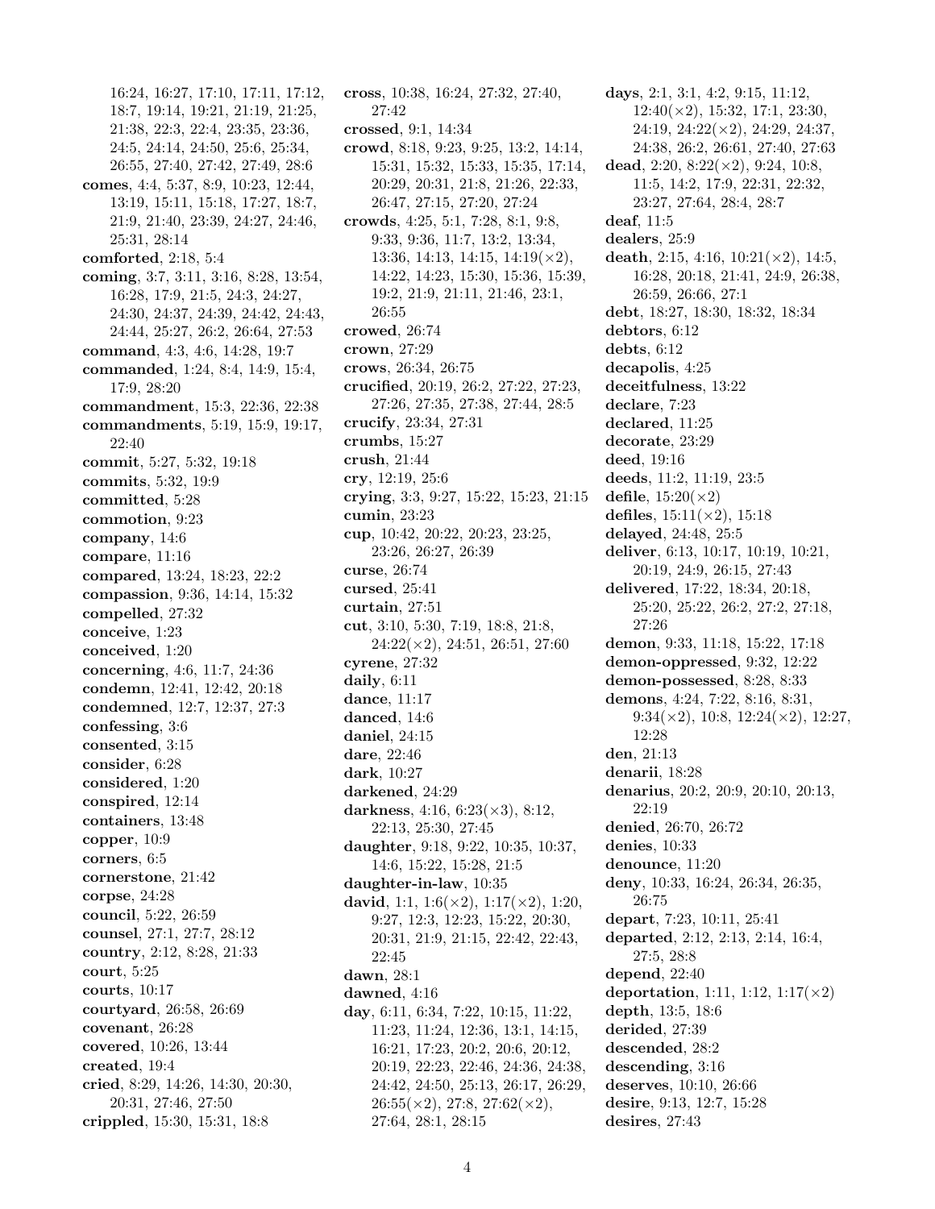16:24, 16:27, 17:10, 17:11, 17:12, 18:7, 19:14, 19:21, 21:19, 21:25, 21:38, 22:3, 22:4, 23:35, 23:36, 24:5, 24:14, 24:50, 25:6, 25:34, 26:55, 27:40, 27:42, 27:49, 28:6

**comes**, 4:4, 5:37, 8:9, 10:23, 12:44, 13:19, 15:11, 15:18, 17:27, 18:7, 21:9, 21:40, 23:39, 24:27, 24:46, 25:31, 28:14

**comforted**, 2:18, 5:4

**coming**, 3:7, 3:11, 3:16, 8:28, 13:54, 16:28, 17:9, 21:5, 24:3, 24:27, 24:30, 24:37, 24:39, 24:42, 24:43, 24:44, 25:27, 26:2, 26:64, 27:53

**command**, 4:3, 4:6, 14:28, 19:7

**commanded**, 1:24, 8:4, 14:9, 15:4, 17:9, 28:20

**commandment**, 15:3, 22:36, 22:38

**commandments**, 5:19, 15:9, 19:17, 22:40

**commit**, 5:27, 5:32, 19:18

**commits**, 5:32, 19:9

**committed**, 5:28

**commotion**, 9:23

**company**, 14:6

**compare**, 11:16

**compared**, 13:24, 18:23, 22:2

**compassion**, 9:36, 14:14, 15:32

**compelled**, 27:32

**conceive**, 1:23

**conceived**, 1:20

**concerning**, 4:6, 11:7, 24:36

**condemn**, 12:41, 12:42, 20:18

**condemned**, 12:7, 12:37, 27:3

**confessing**, 3:6

**consented**, 3:15

**consider**, 6:28

**considered**, 1:20

**conspired**, 12:14

**containers**, 13:48

**copper**, 10:9

**corners**, 6:5

**cornerstone**, 21:42

**corpse**, 24:28

**council**, 5:22, 26:59

**counsel**, 27:1, 27:7, 28:12

**country**, 2:12, 8:28, 21:33

**court**, 5:25

**courts**, 10:17

**courtyard**, 26:58, 26:69

**covenant**, 26:28

**covered**, 10:26, 13:44

**created**, 19:4

**cried**, 8:29, 14:26, 14:30, 20:30, 20:31, 27:46, 27:50

**crippled**, 15:30, 15:31, 18:8

**cross**, 10:38, 16:24, 27:32, 27:40, 27:42

**crossed**, 9:1, 14:34

**crowd**, 8:18, 9:23, 9:25, 13:2, 14:14, 15:31, 15:32, 15:33, 15:35, 17:14, 20:29, 20:31, 21:8, 21:26, 22:33, 26:47, 27:15, 27:20, 27:24

**crowds**, 4:25, 5:1, 7:28, 8:1, 9:8, 9:33, 9:36, 11:7, 13:2, 13:34, 13:36, 14:13, 14:15, 14:19(×2), 14:22, 14:23, 15:30, 15:36, 15:39, 19:2, 21:9, 21:11, 21:46, 23:1, 26:55

**crowed**, 26:74

**crown**, 27:29

**crows**, 26:34, 26:75

**crucified**, 20:19, 26:2, 27:22, 27:23, 27:26, 27:35, 27:38, 27:44, 28:5

**crucify**, 23:34, 27:31

**crumbs**, 15:27

**crush**, 21:44

**cry**, 12:19, 25:6

**crying**, 3:3, 9:27, 15:22, 15:23, 21:15

**cumin**, 23:23

**cup**, 10:42, 20:22, 20:23, 23:25, 23:26, 26:27, 26:39

**curse**, 26:74

**cursed**, 25:41

**curtain**, 27:51

**cut**, 3:10, 5:30, 7:19, 18:8, 21:8, 24:22(×2), 24:51, 26:51, 27:60

**cyrene**, 27:32

**daily**, 6:11

**dance**, 11:17

**danced**, 14:6

**daniel**, 24:15

**dare**, 22:46

**dark**, 10:27

**darkened**, 24:29

**darkness**, 4:16, 6:23(×3), 8:12, 22:13, 25:30, 27:45

**daughter**, 9:18, 9:22, 10:35, 10:37, 14:6, 15:22, 15:28, 21:5

**daughter-in-law**, 10:35

**david**, 1:1, 1:6(×2), 1:17(×2), 1:20, 9:27, 12:3, 12:23, 15:22, 20:30, 20:31, 21:9, 21:15, 22:42, 22:43, 22:45

**dawn**, 28:1

**dawned**, 4:16

**day**, 6:11, 6:34, 7:22, 10:15, 11:22, 11:23, 11:24, 12:36, 13:1, 14:15, 16:21, 17:23, 20:2, 20:6, 20:12, 20:19, 22:23, 22:46, 24:36, 24:38, 24:42, 24:50, 25:13, 26:17, 26:29, 26:55(×2), 27:8, 27:62(×2), 27:64, 28:1, 28:15

**days**, 2:1, 3:1, 4:2, 9:15, 11:12, 12:40(×2), 15:32, 17:1, 23:30, 24:19, 24:22(×2), 24:29, 24:37, 24:38, 26:2, 26:61, 27:40, 27:63

**dead**, 2:20, 8:22(×2), 9:24, 10:8, 11:5, 14:2, 17:9, 22:31, 22:32, 23:27, 27:64, 28:4, 28:7

**deaf**, 11:5

**dealers**, 25:9

**death**, 2:15, 4:16, 10:21(×2), 14:5, 16:28, 20:18, 21:41, 24:9, 26:38, 26:59, 26:66, 27:1

**debt**, 18:27, 18:30, 18:32, 18:34

**debtors**, 6:12

**debts**, 6:12

**decapolis**, 4:25

**deceitfulness**, 13:22

**declare**, 7:23

**declared**, 11:25

**decorate**, 23:29

**deed**, 19:16

**deeds**, 11:2, 11:19, 23:5

**defile**, 15:20(×2)

**defiles**, 15:11(×2), 15:18

**delayed**, 24:48, 25:5

**deliver**, 6:13, 10:17, 10:19, 10:21, 20:19, 24:9, 26:15, 27:43

**delivered**, 17:22, 18:34, 20:18, 25:20, 25:22, 26:2, 27:2, 27:18, 27:26

**demon**, 9:33, 11:18, 15:22, 17:18

**demon-oppressed**, 9:32, 12:22

**demon-possessed**, 8:28, 8:33

**demons**, 4:24, 7:22, 8:16, 8:31, 9:34(×2), 10:8, 12:24(×2), 12:27, 12:28

**den**, 21:13

**denarii**, 18:28

**denarius**, 20:2, 20:9, 20:10, 20:13, 22:19

**denied**, 26:70, 26:72

**denies**, 10:33

**denounce**, 11:20

**deny**, 10:33, 16:24, 26:34, 26:35, 26:75

**depart**, 7:23, 10:11, 25:41

**departed**, 2:12, 2:13, 2:14, 16:4, 27:5, 28:8

**depend**, 22:40

**deportation**, 1:11, 1:12, 1:17(×2)

**depth**, 13:5, 18:6

**derided**, 27:39

**descended**, 28:2

**descending**, 3:16

**deserves**, 10:10, 26:66

**desire**, 9:13, 12:7, 15:28

**desires**, 27:43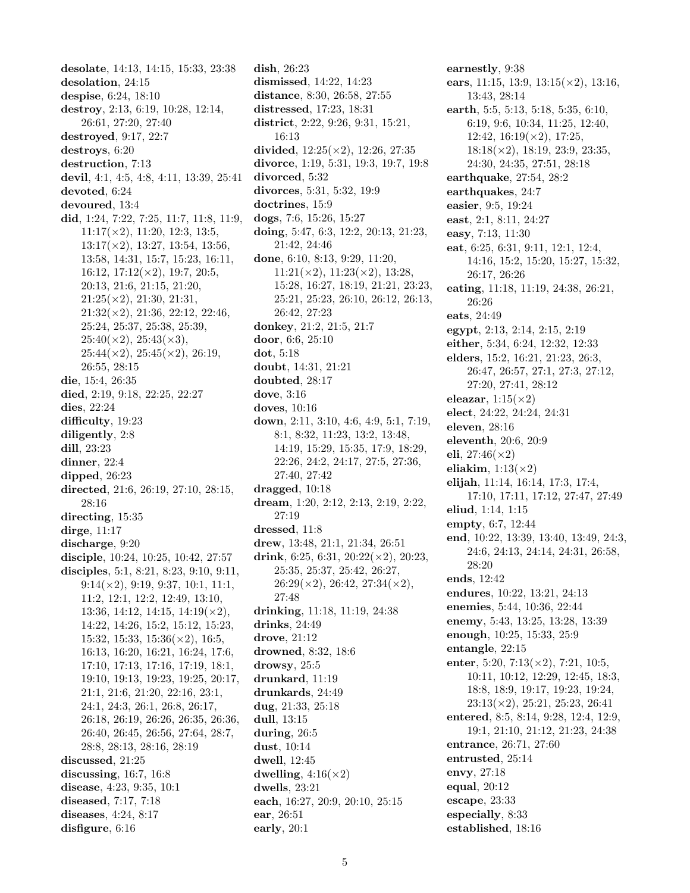**desolate**, 14:13, 14:15, 15:33, 23:38
**desolation**, 24:15
**despise**, 6:24, 18:10
**destroy**, 2:13, 6:19, 10:28, 12:14, 26:61, 27:20, 27:40
**destroyed**, 9:17, 22:7
**destroys**, 6:20
**destruction**, 7:13
**devil**, 4:1, 4:5, 4:8, 4:11, 13:39, 25:41
**devoted**, 6:24
**devoured**, 13:4
**did**, 1:24, 7:22, 7:25, 11:7, 11:8, 11:9, 11:17(×2), 11:20, 12:3, 13:5, 13:17(×2), 13:27, 13:54, 13:56, 13:58, 14:31, 15:7, 15:23, 16:11, 16:12, 17:12(×2), 19:7, 20:5, 20:13, 21:6, 21:15, 21:20, 21:25(×2), 21:30, 21:31, 21:32(×2), 21:36, 22:12, 22:46, 25:24, 25:37, 25:38, 25:39, 25:40(×2), 25:43(×3), 25:44(×2), 25:45(×2), 26:19, 26:55, 28:15
**die**, 15:4, 26:35
**died**, 2:19, 9:18, 22:25, 22:27
**dies**, 22:24
**difficulty**, 19:23
**diligently**, 2:8
**dill**, 23:23
**dinner**, 22:4
**dipped**, 26:23
**directed**, 21:6, 26:19, 27:10, 28:15, 28:16
**directing**, 15:35
**dirge**, 11:17
**discharge**, 9:20
**disciple**, 10:24, 10:25, 10:42, 27:57
**disciples**, 5:1, 8:21, 8:23, 9:10, 9:11, 9:14(×2), 9:19, 9:37, 10:1, 11:1, 11:2, 12:1, 12:2, 12:49, 13:10, 13:36, 14:12, 14:15, 14:19(×2), 14:22, 14:26, 15:2, 15:12, 15:23, 15:32, 15:33, 15:36(×2), 16:5, 16:13, 16:20, 16:21, 16:24, 17:6, 17:10, 17:13, 17:16, 17:19, 18:1, 19:10, 19:13, 19:23, 19:25, 20:17, 21:1, 21:6, 21:20, 22:16, 23:1, 24:1, 24:3, 26:1, 26:8, 26:17, 26:18, 26:19, 26:26, 26:35, 26:36, 26:40, 26:45, 26:56, 27:64, 28:7, 28:8, 28:13, 28:16, 28:19
**discussed**, 21:25
**discussing**, 16:7, 16:8
**disease**, 4:23, 9:35, 10:1
**diseased**, 7:17, 7:18
**diseases**, 4:24, 8:17
**disfigure**, 6:16
**dish**, 26:23
**dismissed**, 14:22, 14:23
**distance**, 8:30, 26:58, 27:55
**distressed**, 17:23, 18:31
**district**, 2:22, 9:26, 9:31, 15:21, 16:13
**divided**, 12:25(×2), 12:26, 27:35
**divorce**, 1:19, 5:31, 19:3, 19:7, 19:8
**divorced**, 5:32
**divorces**, 5:31, 5:32, 19:9
**doctrines**, 15:9
**dogs**, 7:6, 15:26, 15:27
**doing**, 5:47, 6:3, 12:2, 20:13, 21:23, 21:42, 24:46
**done**, 6:10, 8:13, 9:29, 11:20, 11:21(×2), 11:23(×2), 13:28, 15:28, 16:27, 18:19, 21:21, 23:23, 25:21, 25:23, 26:10, 26:12, 26:13, 26:42, 27:23
**donkey**, 21:2, 21:5, 21:7
**door**, 6:6, 25:10
**dot**, 5:18
**doubt**, 14:31, 21:21
**doubted**, 28:17
**dove**, 3:16
**doves**, 10:16
**down**, 2:11, 3:10, 4:6, 4:9, 5:1, 7:19, 8:1, 8:32, 11:23, 13:2, 13:48, 14:19, 15:29, 15:35, 17:9, 18:29, 22:26, 24:2, 24:17, 27:5, 27:36, 27:40, 27:42
**dragged**, 10:18
**dream**, 1:20, 2:12, 2:13, 2:19, 2:22, 27:19
**dressed**, 11:8
**drew**, 13:48, 21:1, 21:34, 26:51
**drink**, 6:25, 6:31, 20:22(×2), 20:23, 25:35, 25:37, 25:42, 26:27, 26:29(×2), 26:42, 27:34(×2), 27:48
**drinking**, 11:18, 11:19, 24:38
**drinks**, 24:49
**drove**, 21:12
**drowned**, 8:32, 18:6
**drowsy**, 25:5
**drunkard**, 11:19
**drunkards**, 24:49
**dug**, 21:33, 25:18
**dull**, 13:15
**during**, 26:5
**dust**, 10:14
**dwell**, 12:45
**dwelling**, 4:16(×2)
**dwells**, 23:21
**each**, 16:27, 20:9, 20:10, 25:15
**ear**, 26:51
**early**, 20:1
**earnestly**, 9:38
**ears**, 11:15, 13:9, 13:15(×2), 13:16, 13:43, 28:14
**earth**, 5:5, 5:13, 5:18, 5:35, 6:10, 6:19, 9:6, 10:34, 11:25, 12:40, 12:42, 16:19(×2), 17:25, 18:18(×2), 18:19, 23:9, 23:35, 24:30, 24:35, 27:51, 28:18
**earthquake**, 27:54, 28:2
**earthquakes**, 24:7
**easier**, 9:5, 19:24
**east**, 2:1, 8:11, 24:27
**easy**, 7:13, 11:30
**eat**, 6:25, 6:31, 9:11, 12:1, 12:4, 14:16, 15:2, 15:20, 15:27, 15:32, 26:17, 26:26
**eating**, 11:18, 11:19, 24:38, 26:21, 26:26
**eats**, 24:49
**egypt**, 2:13, 2:14, 2:15, 2:19
**either**, 5:34, 6:24, 12:32, 12:33
**elders**, 15:2, 16:21, 21:23, 26:3, 26:47, 26:57, 27:1, 27:3, 27:12, 27:20, 27:41, 28:12
**eleazar**, 1:15(×2)
**elect**, 24:22, 24:24, 24:31
**eleven**, 28:16
**eleventh**, 20:6, 20:9
**eli**, 27:46(×2)
**eliakim**, 1:13(×2)
**elijah**, 11:14, 16:14, 17:3, 17:4, 17:10, 17:11, 17:12, 27:47, 27:49
**eliud**, 1:14, 1:15
**empty**, 6:7, 12:44
**end**, 10:22, 13:39, 13:40, 13:49, 24:3, 24:6, 24:13, 24:14, 24:31, 26:58, 28:20
**ends**, 12:42
**endures**, 10:22, 13:21, 24:13
**enemies**, 5:44, 10:36, 22:44
**enemy**, 5:43, 13:25, 13:28, 13:39
**enough**, 10:25, 15:33, 25:9
**entangle**, 22:15
**enter**, 5:20, 7:13(×2), 7:21, 10:5, 10:11, 10:12, 12:29, 12:45, 18:3, 18:8, 18:9, 19:17, 19:23, 19:24, 23:13(×2), 25:21, 25:23, 26:41
**entered**, 8:5, 8:14, 9:28, 12:4, 12:9, 19:1, 21:10, 21:12, 21:23, 24:38
**entrance**, 26:71, 27:60
**entrusted**, 25:14
**envy**, 27:18
**equal**, 20:12
**escape**, 23:33
**especially**, 8:33
**established**, 18:16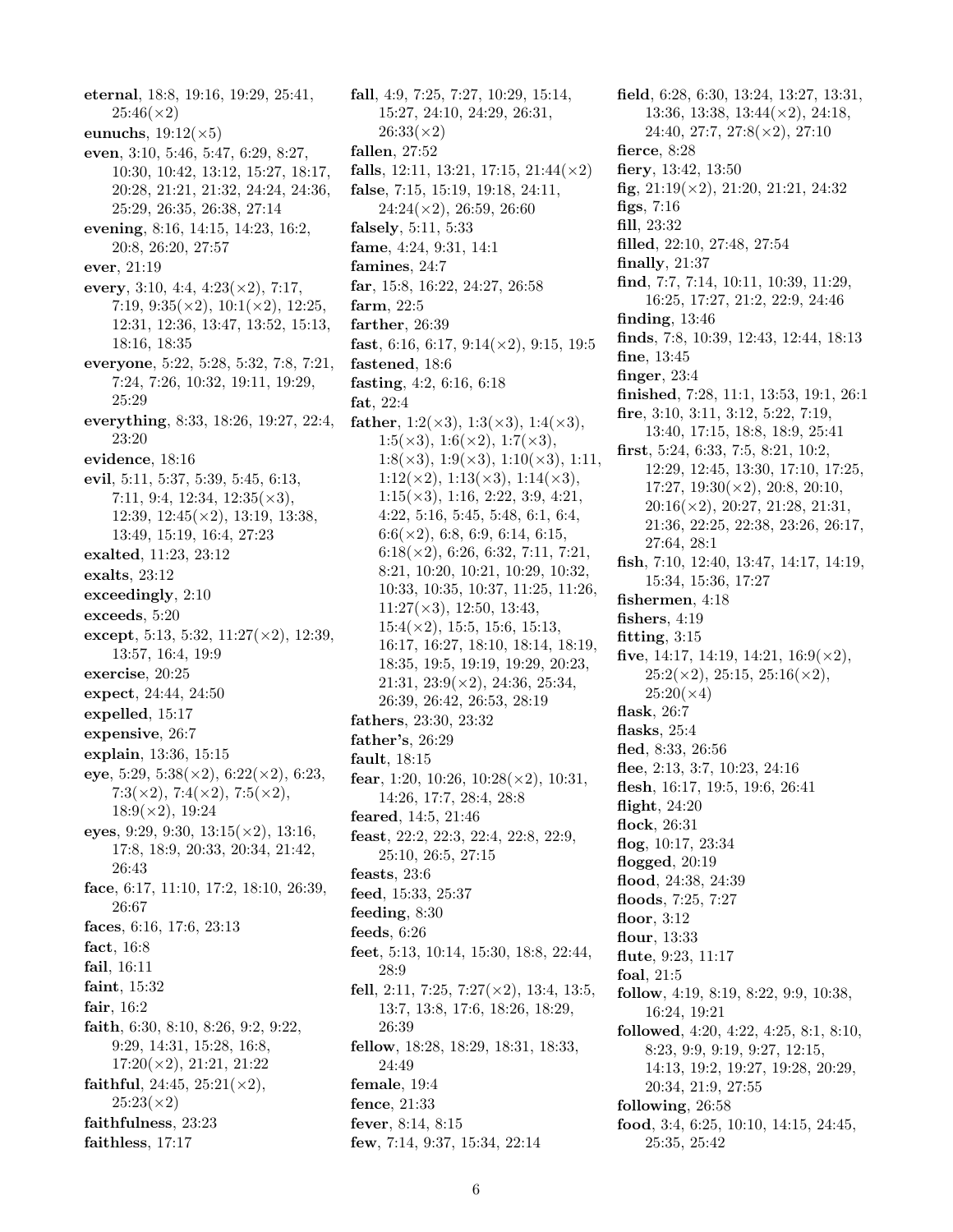**eternal**, 18:8, 19:16, 19:29, 25:41, 25:46(×2)

**eunuchs**, 19:12(×5)

**even**, 3:10, 5:46, 5:47, 6:29, 8:27, 10:30, 10:42, 13:12, 15:27, 18:17, 20:28, 21:21, 21:32, 24:24, 24:36, 25:29, 26:35, 26:38, 27:14

**evening**, 8:16, 14:15, 14:23, 16:2, 20:8, 26:20, 27:57

**ever**, 21:19

**every**, 3:10, 4:4, 4:23(×2), 7:17, 7:19, 9:35(×2), 10:1(×2), 12:25, 12:31, 12:36, 13:47, 13:52, 15:13, 18:16, 18:35

**everyone**, 5:22, 5:28, 5:32, 7:8, 7:21, 7:24, 7:26, 10:32, 19:11, 19:29, 25:29

**everything**, 8:33, 18:26, 19:27, 22:4, 23:20

**evidence**, 18:16

**evil**, 5:11, 5:37, 5:39, 5:45, 6:13, 7:11, 9:4, 12:34, 12:35(×3), 12:39, 12:45(×2), 13:19, 13:38, 13:49, 15:19, 16:4, 27:23

**exalted**, 11:23, 23:12

**exalts**, 23:12

**exceedingly**, 2:10

**exceeds**, 5:20

**except**, 5:13, 5:32, 11:27(×2), 12:39, 13:57, 16:4, 19:9

**exercise**, 20:25

**expect**, 24:44, 24:50

**expelled**, 15:17

**expensive**, 26:7

**explain**, 13:36, 15:15

**eye**, 5:29, 5:38(×2), 6:22(×2), 6:23, 7:3(×2), 7:4(×2), 7:5(×2), 18:9(×2), 19:24

**eyes**, 9:29, 9:30, 13:15(×2), 13:16, 17:8, 18:9, 20:33, 20:34, 21:42, 26:43

**face**, 6:17, 11:10, 17:2, 18:10, 26:39, 26:67

**faces**, 6:16, 17:6, 23:13

**fact**, 16:8

**fail**, 16:11

**faint**, 15:32

**fair**, 16:2

**faith**, 6:30, 8:10, 8:26, 9:2, 9:22, 9:29, 14:31, 15:28, 16:8, 17:20(×2), 21:21, 21:22

**faithful**, 24:45, 25:21(×2), 25:23(×2)

**faithfulness**, 23:23

**faithless**, 17:17

**fall**, 4:9, 7:25, 7:27, 10:29, 15:14, 15:27, 24:10, 24:29, 26:31, 26:33(×2)

**fallen**, 27:52

**falls**, 12:11, 13:21, 17:15, 21:44(×2)

**false**, 7:15, 15:19, 19:18, 24:11, 24:24(×2), 26:59, 26:60

**falsely**, 5:11, 5:33

**fame**, 4:24, 9:31, 14:1

**famines**, 24:7

**far**, 15:8, 16:22, 24:27, 26:58

**farm**, 22:5

**farther**, 26:39

**fast**, 6:16, 6:17, 9:14(×2), 9:15, 19:5

**fastened**, 18:6

**fasting**, 4:2, 6:16, 6:18

**fat**, 22:4

**father**, 1:2(×3), 1:3(×3), 1:4(×3), 1:5(×3), 1:6(×2), 1:7(×3), 1:8(×3), 1:9(×3), 1:10(×3), 1:11, 1:12(×2), 1:13(×3), 1:14(×3), 1:15(×3), 1:16, 2:22, 3:9, 4:21, 4:22, 5:16, 5:45, 5:48, 6:1, 6:4, 6:6(×2), 6:8, 6:9, 6:14, 6:15, 6:18(×2), 6:26, 6:32, 7:11, 7:21, 8:21, 10:20, 10:21, 10:29, 10:32, 10:33, 10:35, 10:37, 11:25, 11:26, 11:27(×3), 12:50, 13:43, 15:4(×2), 15:5, 15:6, 15:13, 16:17, 16:27, 18:10, 18:14, 18:19, 18:35, 19:5, 19:19, 19:29, 20:23, 21:31, 23:9(×2), 24:36, 25:34, 26:39, 26:42, 26:53, 28:19

**fathers**, 23:30, 23:32

**father's**, 26:29

**fault**, 18:15

**fear**, 1:20, 10:26, 10:28(×2), 10:31, 14:26, 17:7, 28:4, 28:8

**feared**, 14:5, 21:46

**feast**, 22:2, 22:3, 22:4, 22:8, 22:9, 25:10, 26:5, 27:15

**feasts**, 23:6

**feed**, 15:33, 25:37

**feeding**, 8:30

**feeds**, 6:26

**feet**, 5:13, 10:14, 15:30, 18:8, 22:44, 28:9

**fell**, 2:11, 7:25, 7:27(×2), 13:4, 13:5, 13:7, 13:8, 17:6, 18:26, 18:29, 26:39

**fellow**, 18:28, 18:29, 18:31, 18:33, 24:49

**female**, 19:4

**fence**, 21:33

**fever**, 8:14, 8:15

**few**, 7:14, 9:37, 15:34, 22:14

**field**, 6:28, 6:30, 13:24, 13:27, 13:31, 13:36, 13:38, 13:44(×2), 24:18, 24:40, 27:7, 27:8(×2), 27:10

**fierce**, 8:28

**fiery**, 13:42, 13:50

**fig**, 21:19(×2), 21:20, 21:21, 24:32

**figs**, 7:16

**fill**, 23:32

**filled**, 22:10, 27:48, 27:54

**finally**, 21:37

**find**, 7:7, 7:14, 10:11, 10:39, 11:29, 16:25, 17:27, 21:2, 22:9, 24:46

**finding**, 13:46

**finds**, 7:8, 10:39, 12:43, 12:44, 18:13

**fine**, 13:45

**finger**, 23:4

**finished**, 7:28, 11:1, 13:53, 19:1, 26:1

**fire**, 3:10, 3:11, 3:12, 5:22, 7:19, 13:40, 17:15, 18:8, 18:9, 25:41

**first**, 5:24, 6:33, 7:5, 8:21, 10:2, 12:29, 12:45, 13:30, 17:10, 17:25, 17:27, 19:30(×2), 20:8, 20:10, 20:16(×2), 20:27, 21:28, 21:31, 21:36, 22:25, 22:38, 23:26, 26:17, 27:64, 28:1

**fish**, 7:10, 12:40, 13:47, 14:17, 14:19, 15:34, 15:36, 17:27

**fishermen**, 4:18

**fishers**, 4:19

**fitting**, 3:15

**five**, 14:17, 14:19, 14:21, 16:9(×2), 25:2(×2), 25:15, 25:16(×2), 25:20(×4)

**flask**, 26:7

**flasks**, 25:4

**fled**, 8:33, 26:56

**flee**, 2:13, 3:7, 10:23, 24:16

**flesh**, 16:17, 19:5, 19:6, 26:41

**flight**, 24:20

**flock**, 26:31

**flog**, 10:17, 23:34

**flogged**, 20:19

**flood**, 24:38, 24:39

**floods**, 7:25, 7:27

**floor**, 3:12

**flour**, 13:33

**flute**, 9:23, 11:17

**foal**, 21:5

**follow**, 4:19, 8:19, 8:22, 9:9, 10:38, 16:24, 19:21

**followed**, 4:20, 4:22, 4:25, 8:1, 8:10, 8:23, 9:9, 9:19, 9:27, 12:15, 14:13, 19:2, 19:27, 19:28, 20:29, 20:34, 21:9, 27:55

**following**, 26:58

**food**, 3:4, 6:25, 10:10, 14:15, 24:45, 25:35, 25:42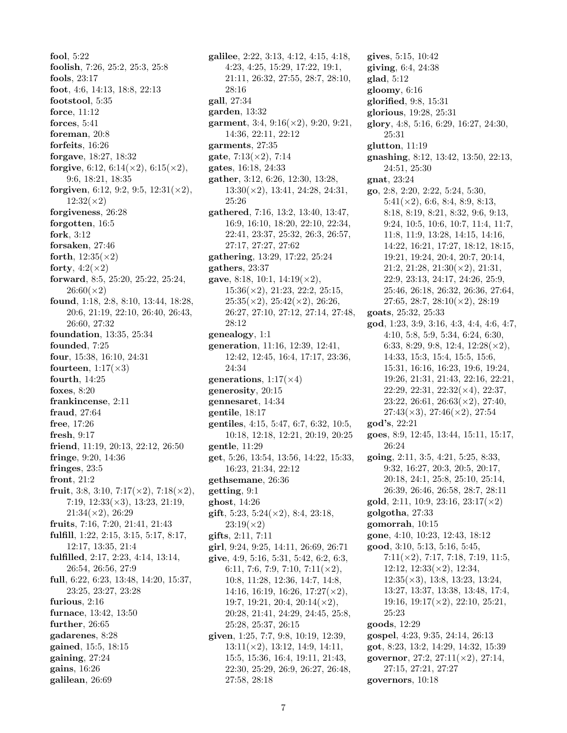**fool**, 5:22
**foolish**, 7:26, 25:2, 25:3, 25:8
**fools**, 23:17
**foot**, 4:6, 14:13, 18:8, 22:13
**footstool**, 5:35
**force**, 11:12
**forces**, 5:41
**foreman**, 20:8
**forfeits**, 16:26
**forgave**, 18:27, 18:32
**forgive**, 6:12, 6:14(×2), 6:15(×2), 9:6, 18:21, 18:35
**forgiven**, 6:12, 9:2, 9:5, 12:31(×2), 12:32(×2)
**forgiveness**, 26:28
**forgotten**, 16:5
**fork**, 3:12
**forsaken**, 27:46
**forth**, 12:35(×2)
**forty**, 4:2(×2)
**forward**, 8:5, 25:20, 25:22, 25:24, 26:60(×2)
**found**, 1:18, 2:8, 8:10, 13:44, 18:28, 20:6, 21:19, 22:10, 26:40, 26:43, 26:60, 27:32
**foundation**, 13:35, 25:34
**founded**, 7:25
**four**, 15:38, 16:10, 24:31
**fourteen**, 1:17(×3)
**fourth**, 14:25
**foxes**, 8:20
**frankincense**, 2:11
**fraud**, 27:64
**free**, 17:26
**fresh**, 9:17
**friend**, 11:19, 20:13, 22:12, 26:50
**fringe**, 9:20, 14:36
**fringes**, 23:5
**front**, 21:2
**fruit**, 3:8, 3:10, 7:17(×2), 7:18(×2), 7:19, 12:33(×3), 13:23, 21:19, 21:34(×2), 26:29
**fruits**, 7:16, 7:20, 21:41, 21:43
**fulfill**, 1:22, 2:15, 3:15, 5:17, 8:17, 12:17, 13:35, 21:4
**fulfilled**, 2:17, 2:23, 4:14, 13:14, 26:54, 26:56, 27:9
**full**, 6:22, 6:23, 13:48, 14:20, 15:37, 23:25, 23:27, 23:28
**furious**, 2:16
**furnace**, 13:42, 13:50
**further**, 26:65
**gadarenes**, 8:28
**gained**, 15:5, 18:15
**gaining**, 27:24
**gains**, 16:26
**galilean**, 26:69
**galilee**, 2:22, 3:13, 4:12, 4:15, 4:18, 4:23, 4:25, 15:29, 17:22, 19:1, 21:11, 26:32, 27:55, 28:7, 28:10, 28:16
**gall**, 27:34
**garden**, 13:32
**garment**, 3:4, 9:16(×2), 9:20, 9:21, 14:36, 22:11, 22:12
**garments**, 27:35
**gate**, 7:13(×2), 7:14
**gates**, 16:18, 24:33
**gather**, 3:12, 6:26, 12:30, 13:28, 13:30(×2), 13:41, 24:28, 24:31, 25:26
**gathered**, 7:16, 13:2, 13:40, 13:47, 16:9, 16:10, 18:20, 22:10, 22:34, 22:41, 23:37, 25:32, 26:3, 26:57, 27:17, 27:27, 27:62
**gathering**, 13:29, 17:22, 25:24
**gathers**, 23:37
**gave**, 8:18, 10:1, 14:19(×2), 15:36(×2), 21:23, 22:2, 25:15, 25:35(×2), 25:42(×2), 26:26, 26:27, 27:10, 27:12, 27:14, 27:48, 28:12
**genealogy**, 1:1
**generation**, 11:16, 12:39, 12:41, 12:42, 12:45, 16:4, 17:17, 23:36, 24:34
**generations**, 1:17(×4)
**generosity**, 20:15
**gennesaret**, 14:34
**gentile**, 18:17
**gentiles**, 4:15, 5:47, 6:7, 6:32, 10:5, 10:18, 12:18, 12:21, 20:19, 20:25
**gentle**, 11:29
**get**, 5:26, 13:54, 13:56, 14:22, 15:33, 16:23, 21:34, 22:12
**gethsemane**, 26:36
**getting**, 9:1
**ghost**, 14:26
**gift**, 5:23, 5:24(×2), 8:4, 23:18, 23:19(×2)
**gifts**, 2:11, 7:11
**girl**, 9:24, 9:25, 14:11, 26:69, 26:71
**give**, 4:9, 5:16, 5:31, 5:42, 6:2, 6:3, 6:11, 7:6, 7:9, 7:10, 7:11(×2), 10:8, 11:28, 12:36, 14:7, 14:8, 14:16, 16:19, 16:26, 17:27(×2), 19:7, 19:21, 20:4, 20:14(×2), 20:28, 21:41, 24:29, 24:45, 25:8, 25:28, 25:37, 26:15
**given**, 1:25, 7:7, 9:8, 10:19, 12:39, 13:11(×2), 13:12, 14:9, 14:11, 15:5, 15:36, 16:4, 19:11, 21:43, 22:30, 25:29, 26:9, 26:27, 26:48, 27:58, 28:18
**gives**, 5:15, 10:42
**giving**, 6:4, 24:38
**glad**, 5:12
**gloomy**, 6:16
**glorified**, 9:8, 15:31
**glorious**, 19:28, 25:31
**glory**, 4:8, 5:16, 6:29, 16:27, 24:30, 25:31
**glutton**, 11:19
**gnashing**, 8:12, 13:42, 13:50, 22:13, 24:51, 25:30
**gnat**, 23:24
**go**, 2:8, 2:20, 2:22, 5:24, 5:30, 5:41(×2), 6:6, 8:4, 8:9, 8:13, 8:18, 8:19, 8:21, 8:32, 9:6, 9:13, 9:24, 10:5, 10:6, 10:7, 11:4, 11:7, 11:8, 11:9, 13:28, 14:15, 14:16, 14:22, 16:21, 17:27, 18:12, 18:15, 19:21, 19:24, 20:4, 20:7, 20:14, 21:2, 21:28, 21:30(×2), 21:31, 22:9, 23:13, 24:17, 24:26, 25:9, 25:46, 26:18, 26:32, 26:36, 27:64, 27:65, 28:7, 28:10(×2), 28:19
**goats**, 25:32, 25:33
**god**, 1:23, 3:9, 3:16, 4:3, 4:4, 4:6, 4:7, 4:10, 5:8, 5:9, 5:34, 6:24, 6:30, 6:33, 8:29, 9:8, 12:4, 12:28(×2), 14:33, 15:3, 15:4, 15:5, 15:6, 15:31, 16:16, 16:23, 19:6, 19:24, 19:26, 21:31, 21:43, 22:16, 22:21, 22:29, 22:31, 22:32(×4), 22:37, 23:22, 26:61, 26:63(×2), 27:40, 27:43(×3), 27:46(×2), 27:54
**god's**, 22:21
**goes**, 8:9, 12:45, 13:44, 15:11, 15:17, 26:24
**going**, 2:11, 3:5, 4:21, 5:25, 8:33, 9:32, 16:27, 20:3, 20:5, 20:17, 20:18, 24:1, 25:8, 25:10, 25:14, 26:39, 26:46, 26:58, 28:7, 28:11
**gold**, 2:11, 10:9, 23:16, 23:17(×2)
**golgotha**, 27:33
**gomorrah**, 10:15
**gone**, 4:10, 10:23, 12:43, 18:12
**good**, 3:10, 5:13, 5:16, 5:45, 7:11(×2), 7:17, 7:18, 7:19, 11:5, 12:12, 12:33(×2), 12:34, 12:35(×3), 13:8, 13:23, 13:24, 13:27, 13:37, 13:38, 13:48, 17:4, 19:16, 19:17(×2), 22:10, 25:21, 25:23
**goods**, 12:29
**gospel**, 4:23, 9:35, 24:14, 26:13
**got**, 8:23, 13:2, 14:29, 14:32, 15:39
**governor**, 27:2, 27:11(×2), 27:14, 27:15, 27:21, 27:27
**governors**, 10:18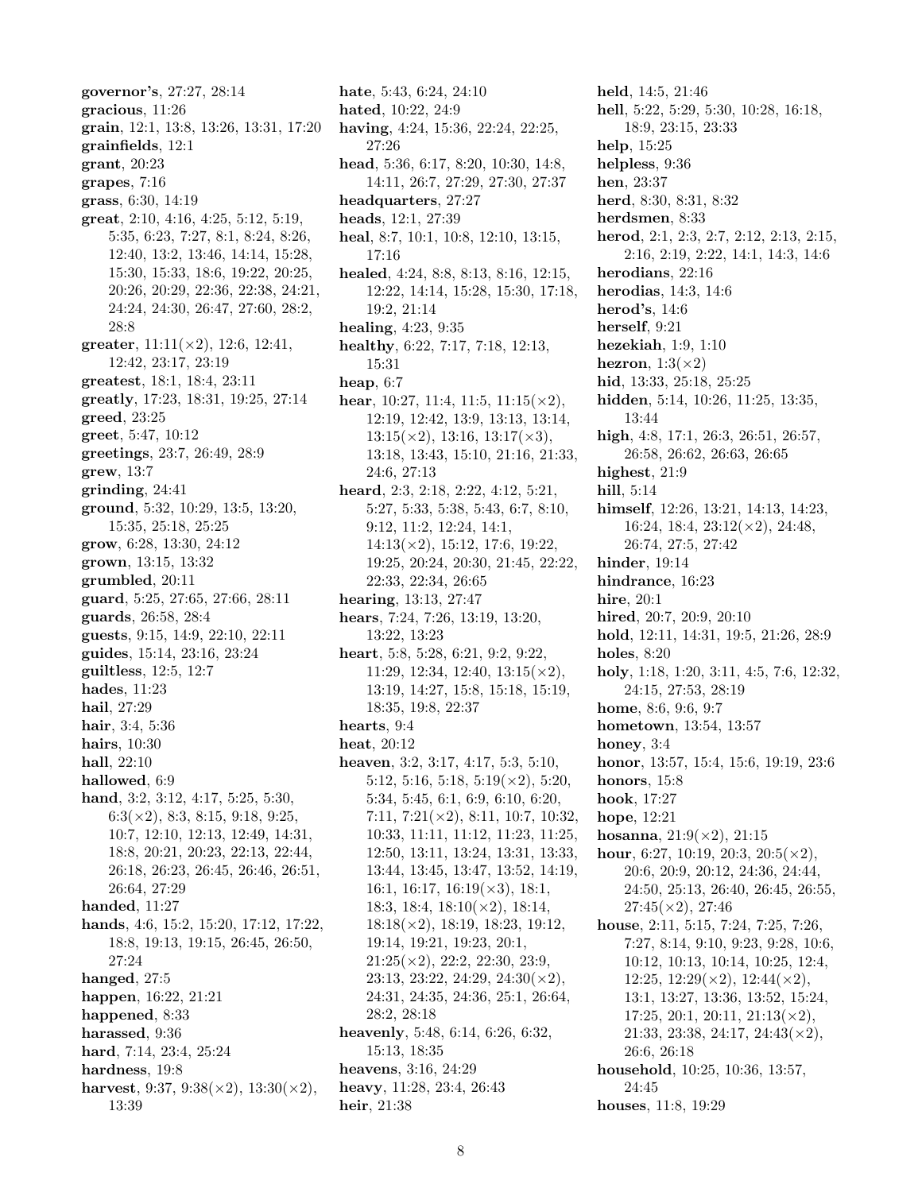**governor's**, 27:27, 28:14
**gracious**, 11:26
**grain**, 12:1, 13:8, 13:26, 13:31, 17:20
**grainfields**, 12:1
**grant**, 20:23
**grapes**, 7:16
**grass**, 6:30, 14:19
**great**, 2:10, 4:16, 4:25, 5:12, 5:19, 5:35, 6:23, 7:27, 8:1, 8:24, 8:26, 12:40, 13:2, 13:46, 14:14, 15:28, 15:30, 15:33, 18:6, 19:22, 20:25, 20:26, 20:29, 22:36, 22:38, 24:21, 24:24, 24:30, 26:47, 27:60, 28:2, 28:8
**greater**, 11:11(×2), 12:6, 12:41, 12:42, 23:17, 23:19
**greatest**, 18:1, 18:4, 23:11
**greatly**, 17:23, 18:31, 19:25, 27:14
**greed**, 23:25
**greet**, 5:47, 10:12
**greetings**, 23:7, 26:49, 28:9
**grew**, 13:7
**grinding**, 24:41
**ground**, 5:32, 10:29, 13:5, 13:20, 15:35, 25:18, 25:25
**grow**, 6:28, 13:30, 24:12
**grown**, 13:15, 13:32
**grumbled**, 20:11
**guard**, 5:25, 27:65, 27:66, 28:11
**guards**, 26:58, 28:4
**guests**, 9:15, 14:9, 22:10, 22:11
**guides**, 15:14, 23:16, 23:24
**guiltless**, 12:5, 12:7
**hades**, 11:23
**hail**, 27:29
**hair**, 3:4, 5:36
**hairs**, 10:30
**hall**, 22:10
**hallowed**, 6:9
**hand**, 3:2, 3:12, 4:17, 5:25, 5:30, 6:3(×2), 8:3, 8:15, 9:18, 9:25, 10:7, 12:10, 12:13, 12:49, 14:31, 18:8, 20:21, 20:23, 22:13, 22:44, 26:18, 26:23, 26:45, 26:46, 26:51, 26:64, 27:29
**handed**, 11:27
**hands**, 4:6, 15:2, 15:20, 17:12, 17:22, 18:8, 19:13, 19:15, 26:45, 26:50, 27:24
**hanged**, 27:5
**happen**, 16:22, 21:21
**happened**, 8:33
**harassed**, 9:36
**hard**, 7:14, 23:4, 25:24
**hardness**, 19:8
**harvest**, 9:37, 9:38(×2), 13:30(×2), 13:39
**hate**, 5:43, 6:24, 24:10
**hated**, 10:22, 24:9
**having**, 4:24, 15:36, 22:24, 22:25, 27:26
**head**, 5:36, 6:17, 8:20, 10:30, 14:8, 14:11, 26:7, 27:29, 27:30, 27:37
**headquarters**, 27:27
**heads**, 12:1, 27:39
**heal**, 8:7, 10:1, 10:8, 12:10, 13:15, 17:16
**healed**, 4:24, 8:8, 8:13, 8:16, 12:15, 12:22, 14:14, 15:28, 15:30, 17:18, 19:2, 21:14
**healing**, 4:23, 9:35
**healthy**, 6:22, 7:17, 7:18, 12:13, 15:31
**heap**, 6:7
**hear**, 10:27, 11:4, 11:5, 11:15(×2), 12:19, 12:42, 13:9, 13:13, 13:14, 13:15(×2), 13:16, 13:17(×3), 13:18, 13:43, 15:10, 21:16, 21:33, 24:6, 27:13
**heard**, 2:3, 2:18, 2:22, 4:12, 5:21, 5:27, 5:33, 5:38, 5:43, 6:7, 8:10, 9:12, 11:2, 12:24, 14:1, 14:13(×2), 15:12, 17:6, 19:22, 19:25, 20:24, 20:30, 21:45, 22:22, 22:33, 22:34, 26:65
**hearing**, 13:13, 27:47
**hears**, 7:24, 7:26, 13:19, 13:20, 13:22, 13:23
**heart**, 5:8, 5:28, 6:21, 9:2, 9:22, 11:29, 12:34, 12:40, 13:15(×2), 13:19, 14:27, 15:8, 15:18, 15:19, 18:35, 19:8, 22:37
**hearts**, 9:4
**heat**, 20:12
**heaven**, 3:2, 3:17, 4:17, 5:3, 5:10, 5:12, 5:16, 5:18, 5:19(×2), 5:20, 5:34, 5:45, 6:1, 6:9, 6:10, 6:20, 7:11, 7:21(×2), 8:11, 10:7, 10:32, 10:33, 11:11, 11:12, 11:23, 11:25, 12:50, 13:11, 13:24, 13:31, 13:33, 13:44, 13:45, 13:47, 13:52, 14:19, 16:1, 16:17, 16:19(×3), 18:1, 18:3, 18:4, 18:10(×2), 18:14, 18:18(×2), 18:19, 18:23, 19:12, 19:14, 19:21, 19:23, 20:1, 21:25(×2), 22:2, 22:30, 23:9, 23:13, 23:22, 24:29, 24:30(×2), 24:31, 24:35, 24:36, 25:1, 26:64, 28:2, 28:18
**heavenly**, 5:48, 6:14, 6:26, 6:32, 15:13, 18:35
**heavens**, 3:16, 24:29
**heavy**, 11:28, 23:4, 26:43
**heir**, 21:38
**held**, 14:5, 21:46
**hell**, 5:22, 5:29, 5:30, 10:28, 16:18, 18:9, 23:15, 23:33
**help**, 15:25
**helpless**, 9:36
**hen**, 23:37
**herd**, 8:30, 8:31, 8:32
**herdsmen**, 8:33
**herod**, 2:1, 2:3, 2:7, 2:12, 2:13, 2:15, 2:16, 2:19, 2:22, 14:1, 14:3, 14:6
**herodians**, 22:16
**herodias**, 14:3, 14:6
**herod's**, 14:6
**herself**, 9:21
**hezekiah**, 1:9, 1:10
**hezron**, 1:3(×2)
**hid**, 13:33, 25:18, 25:25
**hidden**, 5:14, 10:26, 11:25, 13:35, 13:44
**high**, 4:8, 17:1, 26:3, 26:51, 26:57, 26:58, 26:62, 26:63, 26:65
**highest**, 21:9
**hill**, 5:14
**himself**, 12:26, 13:21, 14:13, 14:23, 16:24, 18:4, 23:12(×2), 24:48, 26:74, 27:5, 27:42
**hinder**, 19:14
**hindrance**, 16:23
**hire**, 20:1
**hired**, 20:7, 20:9, 20:10
**hold**, 12:11, 14:31, 19:5, 21:26, 28:9
**holes**, 8:20
**holy**, 1:18, 1:20, 3:11, 4:5, 7:6, 12:32, 24:15, 27:53, 28:19
**home**, 8:6, 9:6, 9:7
**hometown**, 13:54, 13:57
**honey**, 3:4
**honor**, 13:57, 15:4, 15:6, 19:19, 23:6
**honors**, 15:8
**hook**, 17:27
**hope**, 12:21
**hosanna**, 21:9(×2), 21:15
**hour**, 6:27, 10:19, 20:3, 20:5(×2), 20:6, 20:9, 20:12, 24:36, 24:44, 24:50, 25:13, 26:40, 26:45, 26:55, 27:45(×2), 27:46
**house**, 2:11, 5:15, 7:24, 7:25, 7:26, 7:27, 8:14, 9:10, 9:23, 9:28, 10:6, 10:12, 10:13, 10:14, 10:25, 12:4, 12:25, 12:29(×2), 12:44(×2), 13:1, 13:27, 13:36, 13:52, 15:24, 17:25, 20:1, 20:11, 21:13(×2), 21:33, 23:38, 24:17, 24:43(×2), 26:6, 26:18
**household**, 10:25, 10:36, 13:57, 24:45
**houses**, 11:8, 19:29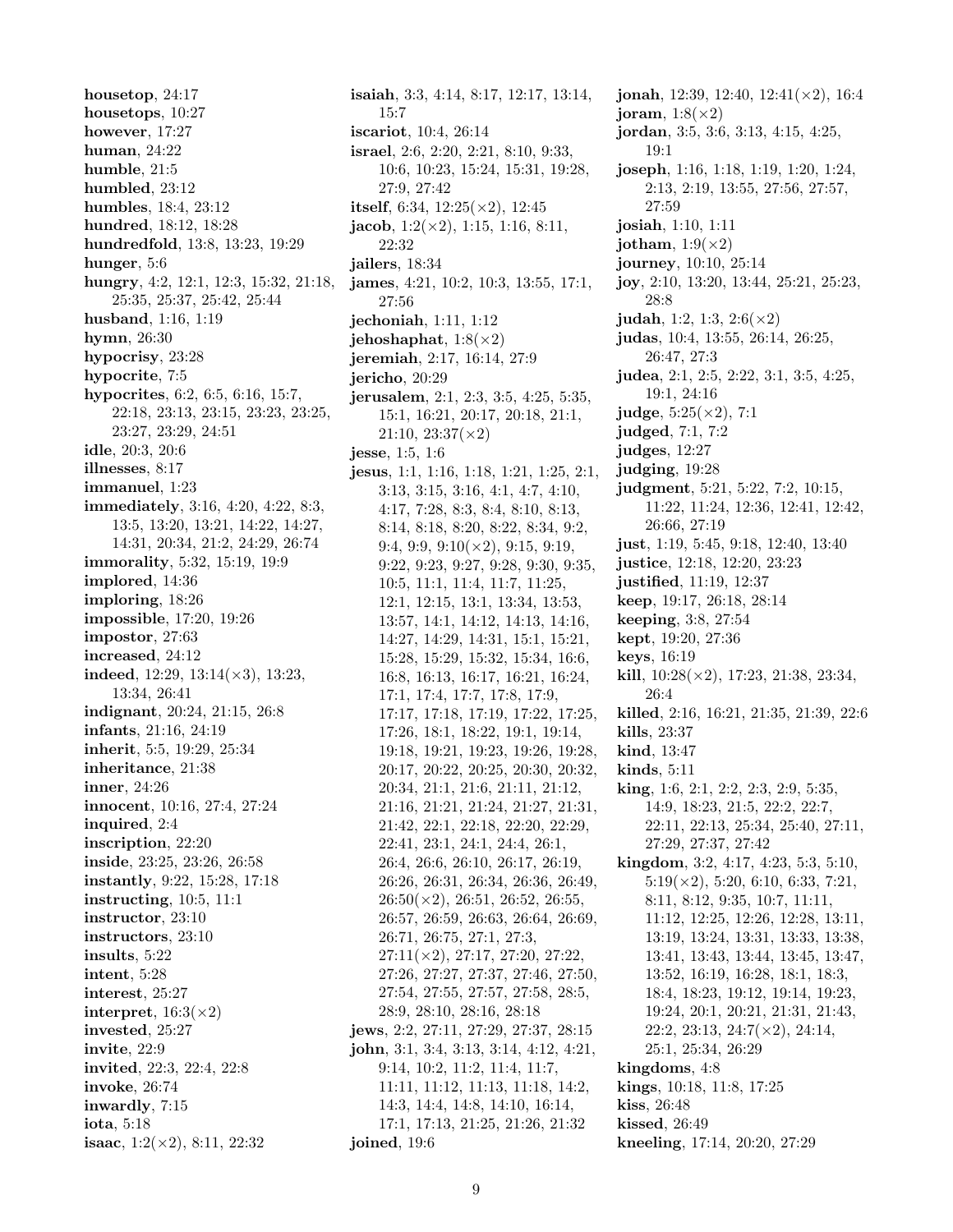**housetop**, 24:17
**housetops**, 10:27
**however**, 17:27
**human**, 24:22
**humble**, 21:5
**humbled**, 23:12
**humbles**, 18:4, 23:12
**hundred**, 18:12, 18:28
**hundredfold**, 13:8, 13:23, 19:29
**hunger**, 5:6
**hungry**, 4:2, 12:1, 12:3, 15:32, 21:18, 25:35, 25:37, 25:42, 25:44
**husband**, 1:16, 1:19
**hymn**, 26:30
**hypocrisy**, 23:28
**hypocrite**, 7:5
**hypocrites**, 6:2, 6:5, 6:16, 15:7, 22:18, 23:13, 23:15, 23:23, 23:25, 23:27, 23:29, 24:51
**idle**, 20:3, 20:6
**illnesses**, 8:17
**immanuel**, 1:23
**immediately**, 3:16, 4:20, 4:22, 8:3, 13:5, 13:20, 13:21, 14:22, 14:27, 14:31, 20:34, 21:2, 24:29, 26:74
**immorality**, 5:32, 15:19, 19:9
**implored**, 14:36
**imploring**, 18:26
**impossible**, 17:20, 19:26
**impostor**, 27:63
**increased**, 24:12
**indeed**, 12:29, 13:14(×3), 13:23, 13:34, 26:41
**indignant**, 20:24, 21:15, 26:8
**infants**, 21:16, 24:19
**inherit**, 5:5, 19:29, 25:34
**inheritance**, 21:38
**inner**, 24:26
**innocent**, 10:16, 27:4, 27:24
**inquired**, 2:4
**inscription**, 22:20
**inside**, 23:25, 23:26, 26:58
**instantly**, 9:22, 15:28, 17:18
**instructing**, 10:5, 11:1
**instructor**, 23:10
**instructors**, 23:10
**insults**, 5:22
**intent**, 5:28
**interest**, 25:27
**interpret**, 16:3(×2)
**invested**, 25:27
**invite**, 22:9
**invited**, 22:3, 22:4, 22:8
**invoke**, 26:74
**inwardly**, 7:15
**iota**, 5:18
**isaac**, 1:2(×2), 8:11, 22:32
**isaiah**, 3:3, 4:14, 8:17, 12:17, 13:14, 15:7
**iscariot**, 10:4, 26:14
**israel**, 2:6, 2:20, 2:21, 8:10, 9:33, 10:6, 10:23, 15:24, 15:31, 19:28, 27:9, 27:42
**itself**, 6:34, 12:25(×2), 12:45
**jacob**, 1:2(×2), 1:15, 1:16, 8:11, 22:32
**jailers**, 18:34
**james**, 4:21, 10:2, 10:3, 13:55, 17:1, 27:56
**jechoniah**, 1:11, 1:12
**jehoshaphat**, 1:8(×2)
**jeremiah**, 2:17, 16:14, 27:9
**jericho**, 20:29
**jerusalem**, 2:1, 2:3, 3:5, 4:25, 5:35, 15:1, 16:21, 20:17, 20:18, 21:1, 21:10, 23:37(×2)
**jesse**, 1:5, 1:6
**jesus**, 1:1, 1:16, 1:18, 1:21, 1:25, 2:1, 3:13, 3:15, 3:16, 4:1, 4:7, 4:10, 4:17, 7:28, 8:3, 8:4, 8:10, 8:13, 8:14, 8:18, 8:20, 8:22, 8:34, 9:2, 9:4, 9:9, 9:10(×2), 9:15, 9:19, 9:22, 9:23, 9:27, 9:28, 9:30, 9:35, 10:5, 11:1, 11:4, 11:7, 11:25, 12:1, 12:15, 13:1, 13:34, 13:53, 13:57, 14:1, 14:12, 14:13, 14:16, 14:27, 14:29, 14:31, 15:1, 15:21, 15:28, 15:29, 15:32, 15:34, 16:6, 16:8, 16:13, 16:17, 16:21, 16:24, 17:1, 17:4, 17:7, 17:8, 17:9, 17:17, 17:18, 17:19, 17:22, 17:25, 17:26, 18:1, 18:22, 19:1, 19:14, 19:18, 19:21, 19:23, 19:26, 19:28, 20:17, 20:22, 20:25, 20:30, 20:32, 20:34, 21:1, 21:6, 21:11, 21:12, 21:16, 21:21, 21:24, 21:27, 21:31, 21:42, 22:1, 22:18, 22:20, 22:29, 22:41, 23:1, 24:1, 24:4, 26:1, 26:4, 26:6, 26:10, 26:17, 26:19, 26:26, 26:31, 26:34, 26:36, 26:49, 26:50(×2), 26:51, 26:52, 26:55, 26:57, 26:59, 26:63, 26:64, 26:69, 26:71, 26:75, 27:1, 27:3, 27:11(×2), 27:17, 27:20, 27:22, 27:26, 27:27, 27:37, 27:46, 27:50, 27:54, 27:55, 27:57, 27:58, 28:5, 28:9, 28:10, 28:16, 28:18
**jews**, 2:2, 27:11, 27:29, 27:37, 28:15
**john**, 3:1, 3:4, 3:13, 3:14, 4:12, 4:21, 9:14, 10:2, 11:2, 11:4, 11:7, 11:11, 11:12, 11:13, 11:18, 14:2, 14:3, 14:4, 14:8, 14:10, 16:14, 17:1, 17:13, 21:25, 21:26, 21:32
**joined**, 19:6
**jonah**, 12:39, 12:40, 12:41(×2), 16:4
**joram**, 1:8(×2)
**jordan**, 3:5, 3:6, 3:13, 4:15, 4:25, 19:1
**joseph**, 1:16, 1:18, 1:19, 1:20, 1:24, 2:13, 2:19, 13:55, 27:56, 27:57, 27:59
**josiah**, 1:10, 1:11
**jotham**, 1:9(×2)
**journey**, 10:10, 25:14
**joy**, 2:10, 13:20, 13:44, 25:21, 25:23, 28:8
**judah**, 1:2, 1:3, 2:6(×2)
**judas**, 10:4, 13:55, 26:14, 26:25, 26:47, 27:3
**judea**, 2:1, 2:5, 2:22, 3:1, 3:5, 4:25, 19:1, 24:16
**judge**, 5:25(×2), 7:1
**judged**, 7:1, 7:2
**judges**, 12:27
**judging**, 19:28
**judgment**, 5:21, 5:22, 7:2, 10:15, 11:22, 11:24, 12:36, 12:41, 12:42, 26:66, 27:19
**just**, 1:19, 5:45, 9:18, 12:40, 13:40
**justice**, 12:18, 12:20, 23:23
**justified**, 11:19, 12:37
**keep**, 19:17, 26:18, 28:14
**keeping**, 3:8, 27:54
**kept**, 19:20, 27:36
**keys**, 16:19
**kill**, 10:28(×2), 17:23, 21:38, 23:34, 26:4
**killed**, 2:16, 16:21, 21:35, 21:39, 22:6
**kills**, 23:37
**kind**, 13:47
**kinds**, 5:11
**king**, 1:6, 2:1, 2:2, 2:3, 2:9, 5:35, 14:9, 18:23, 21:5, 22:2, 22:7, 22:11, 22:13, 25:34, 25:40, 27:11, 27:29, 27:37, 27:42
**kingdom**, 3:2, 4:17, 4:23, 5:3, 5:10, 5:19(×2), 5:20, 6:10, 6:33, 7:21, 8:11, 8:12, 9:35, 10:7, 11:11, 11:12, 12:25, 12:26, 12:28, 13:11, 13:19, 13:24, 13:31, 13:33, 13:38, 13:41, 13:43, 13:44, 13:45, 13:47, 13:52, 16:19, 16:28, 18:1, 18:3, 18:4, 18:23, 19:12, 19:14, 19:23, 19:24, 20:1, 20:21, 21:31, 21:43, 22:2, 23:13, 24:7(×2), 24:14, 25:1, 25:34, 26:29
**kingdoms**, 4:8
**kings**, 10:18, 11:8, 17:25
**kiss**, 26:48
**kissed**, 26:49
**kneeling**, 17:14, 20:20, 27:29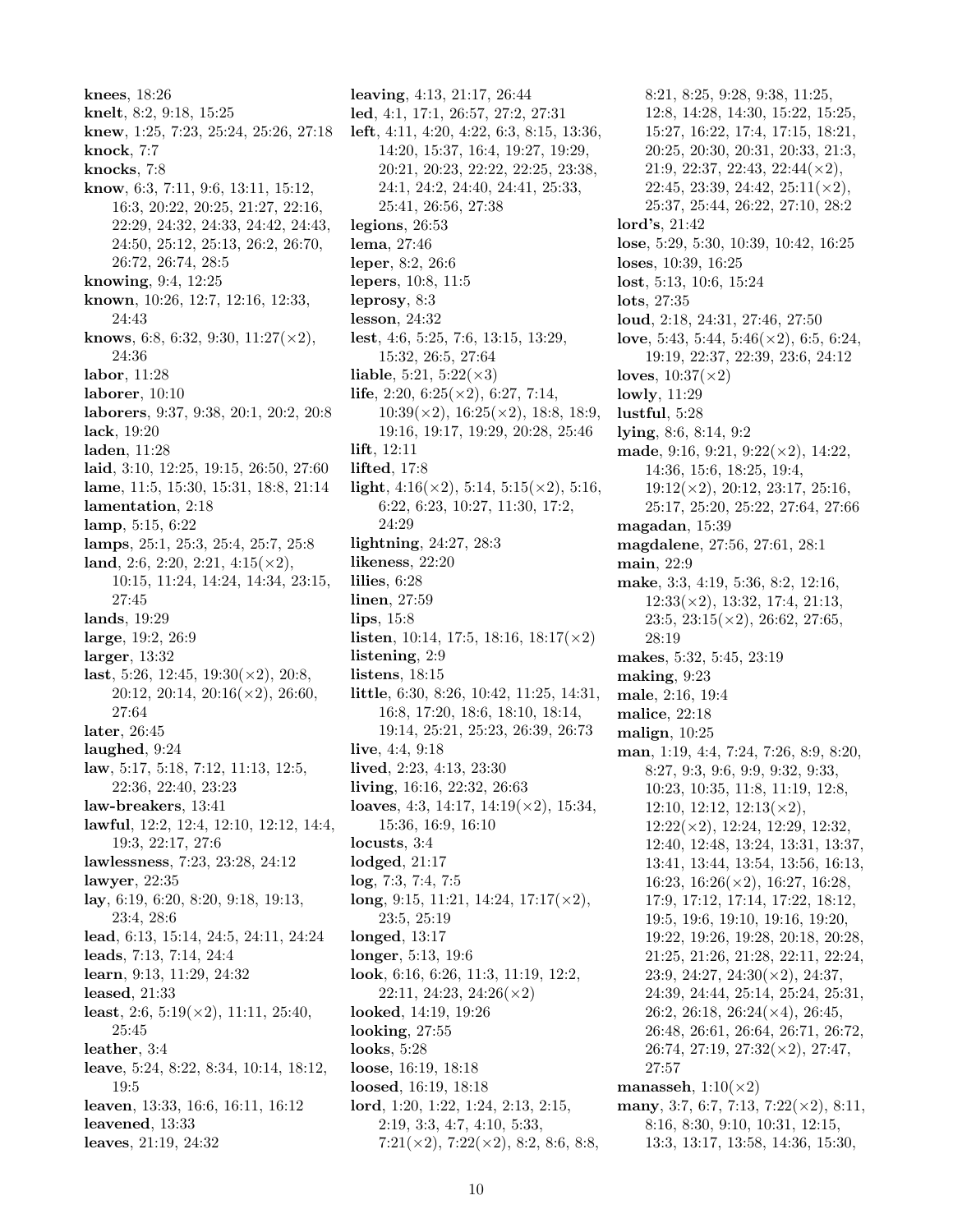**knees**, 18:26
**knelt**, 8:2, 9:18, 15:25
**knew**, 1:25, 7:23, 25:24, 25:26, 27:18
**knock**, 7:7
**knocks**, 7:8
**know**, 6:3, 7:11, 9:6, 13:11, 15:12, 16:3, 20:22, 20:25, 21:27, 22:16, 22:29, 24:32, 24:33, 24:42, 24:43, 24:50, 25:12, 25:13, 26:2, 26:70, 26:72, 26:74, 28:5
**knowing**, 9:4, 12:25
**known**, 10:26, 12:7, 12:16, 12:33, 24:43
**knows**, 6:8, 6:32, 9:30, 11:27(×2), 24:36
**labor**, 11:28
**laborer**, 10:10
**laborers**, 9:37, 9:38, 20:1, 20:2, 20:8
**lack**, 19:20
**laden**, 11:28
**laid**, 3:10, 12:25, 19:15, 26:50, 27:60
**lame**, 11:5, 15:30, 15:31, 18:8, 21:14
**lamentation**, 2:18
**lamp**, 5:15, 6:22
**lamps**, 25:1, 25:3, 25:4, 25:7, 25:8
**land**, 2:6, 2:20, 2:21, 4:15(×2), 10:15, 11:24, 14:24, 14:34, 23:15, 27:45
**lands**, 19:29
**large**, 19:2, 26:9
**larger**, 13:32
**last**, 5:26, 12:45, 19:30(×2), 20:8, 20:12, 20:14, 20:16(×2), 26:60, 27:64
**later**, 26:45
**laughed**, 9:24
**law**, 5:17, 5:18, 7:12, 11:13, 12:5, 22:36, 22:40, 23:23
**law-breakers**, 13:41
**lawful**, 12:2, 12:4, 12:10, 12:12, 14:4, 19:3, 22:17, 27:6
**lawlessness**, 7:23, 23:28, 24:12
**lawyer**, 22:35
**lay**, 6:19, 6:20, 8:20, 9:18, 19:13, 23:4, 28:6
**lead**, 6:13, 15:14, 24:5, 24:11, 24:24
**leads**, 7:13, 7:14, 24:4
**learn**, 9:13, 11:29, 24:32
**leased**, 21:33
**least**, 2:6, 5:19(×2), 11:11, 25:40, 25:45
**leather**, 3:4
**leave**, 5:24, 8:22, 8:34, 10:14, 18:12, 19:5
**leaven**, 13:33, 16:6, 16:11, 16:12
**leavened**, 13:33
**leaves**, 21:19, 24:32
**leaving**, 4:13, 21:17, 26:44
**led**, 4:1, 17:1, 26:57, 27:2, 27:31
**left**, 4:11, 4:20, 4:22, 6:3, 8:15, 13:36, 14:20, 15:37, 16:4, 19:27, 19:29, 20:21, 20:23, 22:22, 22:25, 23:38, 24:1, 24:2, 24:40, 24:41, 25:33, 25:41, 26:56, 27:38
**legions**, 26:53
**lema**, 27:46
**leper**, 8:2, 26:6
**lepers**, 10:8, 11:5
**leprosy**, 8:3
**lesson**, 24:32
**lest**, 4:6, 5:25, 7:6, 13:15, 13:29, 15:32, 26:5, 27:64
**liable**, 5:21, 5:22(×3)
**life**, 2:20, 6:25(×2), 6:27, 7:14, 10:39(×2), 16:25(×2), 18:8, 18:9, 19:16, 19:17, 19:29, 20:28, 25:46
**lift**, 12:11
**lifted**, 17:8
**light**, 4:16(×2), 5:14, 5:15(×2), 5:16, 6:22, 6:23, 10:27, 11:30, 17:2, 24:29
**lightning**, 24:27, 28:3
**likeness**, 22:20
**lilies**, 6:28
**linen**, 27:59
**lips**, 15:8
**listen**, 10:14, 17:5, 18:16, 18:17(×2)
**listening**, 2:9
**listens**, 18:15
**little**, 6:30, 8:26, 10:42, 11:25, 14:31, 16:8, 17:20, 18:6, 18:10, 18:14, 19:14, 25:21, 25:23, 26:39, 26:73
**live**, 4:4, 9:18
**lived**, 2:23, 4:13, 23:30
**living**, 16:16, 22:32, 26:63
**loaves**, 4:3, 14:17, 14:19(×2), 15:34, 15:36, 16:9, 16:10
**locusts**, 3:4
**lodged**, 21:17
**log**, 7:3, 7:4, 7:5
**long**, 9:15, 11:21, 14:24, 17:17(×2), 23:5, 25:19
**longed**, 13:17
**longer**, 5:13, 19:6
**look**, 6:16, 6:26, 11:3, 11:19, 12:2, 22:11, 24:23, 24:26(×2)
**looked**, 14:19, 19:26
**looking**, 27:55
**looks**, 5:28
**loose**, 16:19, 18:18
**loosed**, 16:19, 18:18
**lord**, 1:20, 1:22, 1:24, 2:13, 2:15, 2:19, 3:3, 4:7, 4:10, 5:33, 7:21(×2), 7:22(×2), 8:2, 8:6, 8:8, 8:21, 8:25, 9:28, 9:38, 11:25, 12:8, 14:28, 14:30, 15:22, 15:25, 15:27, 16:22, 17:4, 17:15, 18:21, 20:25, 20:30, 20:31, 20:33, 21:3, 21:9, 22:37, 22:43, 22:44(×2), 22:45, 23:39, 24:42, 25:11(×2), 25:37, 25:44, 26:22, 27:10, 28:2
**lord's**, 21:42
**lose**, 5:29, 5:30, 10:39, 10:42, 16:25
**loses**, 10:39, 16:25
**lost**, 5:13, 10:6, 15:24
**lots**, 27:35
**loud**, 2:18, 24:31, 27:46, 27:50
**love**, 5:43, 5:44, 5:46(×2), 6:5, 6:24, 19:19, 22:37, 22:39, 23:6, 24:12
**loves**, 10:37(×2)
**lowly**, 11:29
**lustful**, 5:28
**lying**, 8:6, 8:14, 9:2
**made**, 9:16, 9:21, 9:22(×2), 14:22, 14:36, 15:6, 18:25, 19:4, 19:12(×2), 20:12, 23:17, 25:16, 25:17, 25:20, 25:22, 27:64, 27:66
**magadan**, 15:39
**magdalene**, 27:56, 27:61, 28:1
**main**, 22:9
**make**, 3:3, 4:19, 5:36, 8:2, 12:16, 12:33(×2), 13:32, 17:4, 21:13, 23:5, 23:15(×2), 26:62, 27:65, 28:19
**makes**, 5:32, 5:45, 23:19
**making**, 9:23
**male**, 2:16, 19:4
**malice**, 22:18
**malign**, 10:25
**man**, 1:19, 4:4, 7:24, 7:26, 8:9, 8:20, 8:27, 9:3, 9:6, 9:9, 9:32, 9:33, 10:23, 10:35, 11:8, 11:19, 12:8, 12:10, 12:12, 12:13(×2), 12:22(×2), 12:24, 12:29, 12:32, 12:40, 12:48, 13:24, 13:31, 13:37, 13:41, 13:44, 13:54, 13:56, 16:13, 16:23, 16:26(×2), 16:27, 16:28, 17:9, 17:12, 17:14, 17:22, 18:12, 19:5, 19:6, 19:10, 19:16, 19:20, 19:22, 19:26, 19:28, 20:18, 20:28, 21:25, 21:26, 21:28, 22:11, 22:24, 23:9, 24:27, 24:30(×2), 24:37, 24:39, 24:44, 25:14, 25:24, 25:31, 26:2, 26:18, 26:24(×4), 26:45, 26:48, 26:61, 26:64, 26:71, 26:72, 26:74, 27:19, 27:32(×2), 27:47, 27:57
**manasseh**, 1:10(×2)
**many**, 3:7, 6:7, 7:13, 7:22(×2), 8:11, 8:16, 8:30, 9:10, 10:31, 12:15, 13:3, 13:17, 13:58, 14:36, 15:30,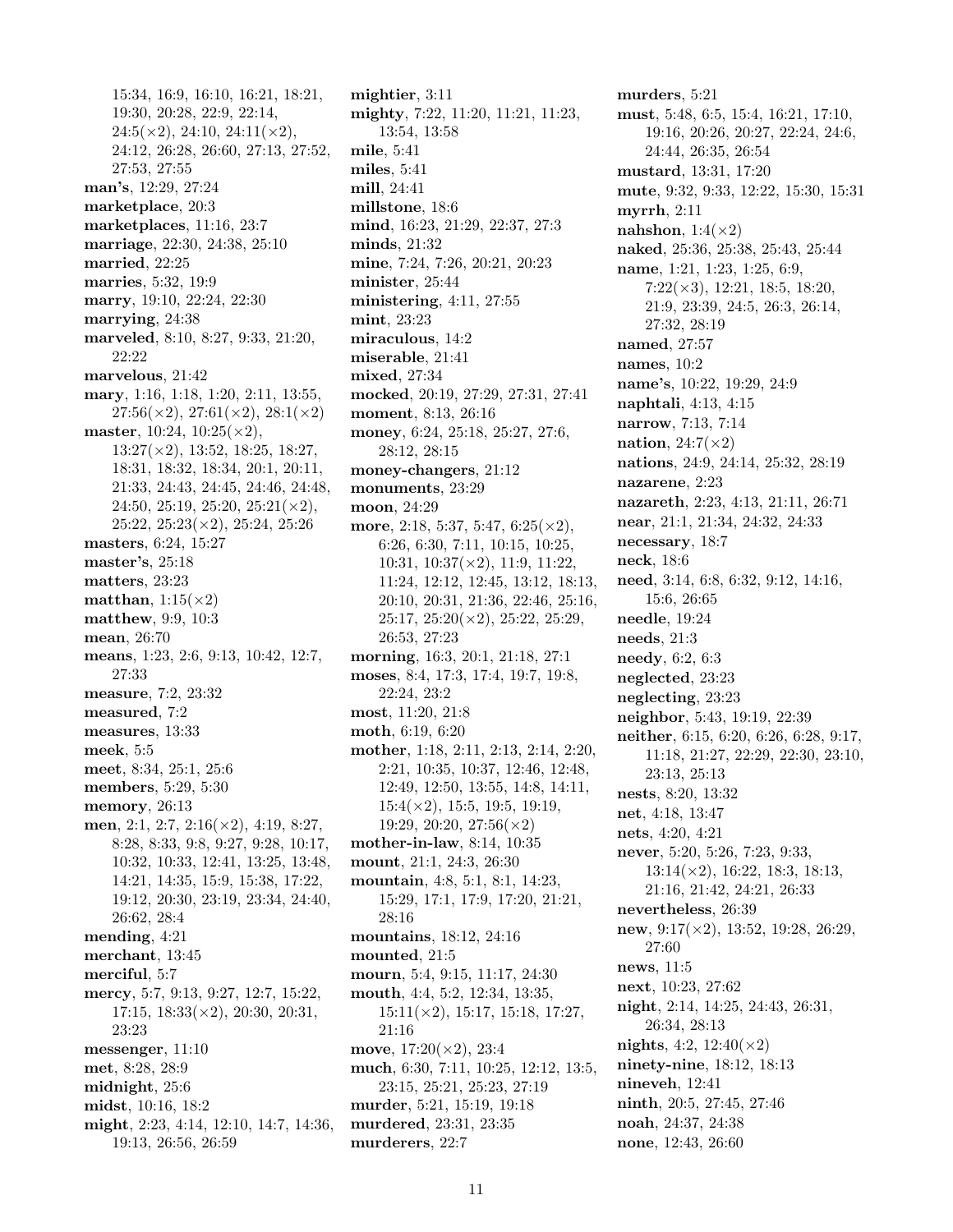15:34, 16:9, 16:10, 16:21, 18:21, 19:30, 20:28, 22:9, 22:14, 24:5(×2), 24:10, 24:11(×2), 24:12, 26:28, 26:60, 27:13, 27:52, 27:53, 27:55

**man's**, 12:29, 27:24

**marketplace**, 20:3

**marketplaces**, 11:16, 23:7

**marriage**, 22:30, 24:38, 25:10

**married**, 22:25

**marries**, 5:32, 19:9

**marry**, 19:10, 22:24, 22:30

**marrying**, 24:38

**marveled**, 8:10, 8:27, 9:33, 21:20, 22:22

**marvelous**, 21:42

**mary**, 1:16, 1:18, 1:20, 2:11, 13:55, 27:56(×2), 27:61(×2), 28:1(×2)

**master**, 10:24, 10:25(×2), 13:27(×2), 13:52, 18:25, 18:27, 18:31, 18:32, 18:34, 20:1, 20:11, 21:33, 24:43, 24:45, 24:46, 24:48, 24:50, 25:19, 25:20, 25:21(×2), 25:22, 25:23(×2), 25:24, 25:26

**masters**, 6:24, 15:27

**master's**, 25:18

**matters**, 23:23

**matthan**, 1:15(×2)

**matthew**, 9:9, 10:3

**mean**, 26:70

**means**, 1:23, 2:6, 9:13, 10:42, 12:7, 27:33

**measure**, 7:2, 23:32

**measured**, 7:2

**measures**, 13:33

**meek**, 5:5

**meet**, 8:34, 25:1, 25:6

**members**, 5:29, 5:30

**memory**, 26:13

**men**, 2:1, 2:7, 2:16(×2), 4:19, 8:27, 8:28, 8:33, 9:8, 9:27, 9:28, 10:17, 10:32, 10:33, 12:41, 13:25, 13:48, 14:21, 14:35, 15:9, 15:38, 17:22, 19:12, 20:30, 23:19, 23:34, 24:40, 26:62, 28:4

**mending**, 4:21

**merchant**, 13:45

**merciful**, 5:7

**mercy**, 5:7, 9:13, 9:27, 12:7, 15:22, 17:15, 18:33(×2), 20:30, 20:31, 23:23

**messenger**, 11:10

**met**, 8:28, 28:9

**midnight**, 25:6

**midst**, 10:16, 18:2

**might**, 2:23, 4:14, 12:10, 14:7, 14:36, 19:13, 26:56, 26:59

**mightier**, 3:11

**mighty**, 7:22, 11:20, 11:21, 11:23, 13:54, 13:58

**mile**, 5:41

**miles**, 5:41

**mill**, 24:41

**millstone**, 18:6

**mind**, 16:23, 21:29, 22:37, 27:3

**minds**, 21:32

**mine**, 7:24, 7:26, 20:21, 20:23

**minister**, 25:44

**ministering**, 4:11, 27:55

**mint**, 23:23

**miraculous**, 14:2

**miserable**, 21:41

**mixed**, 27:34

**mocked**, 20:19, 27:29, 27:31, 27:41

**moment**, 8:13, 26:16

**money**, 6:24, 25:18, 25:27, 27:6, 28:12, 28:15

**money-changers**, 21:12

**monuments**, 23:29

**moon**, 24:29

**more**, 2:18, 5:37, 5:47, 6:25(×2), 6:26, 6:30, 7:11, 10:15, 10:25, 10:31, 10:37(×2), 11:9, 11:22, 11:24, 12:12, 12:45, 13:12, 18:13, 20:10, 20:31, 21:36, 22:46, 25:16, 25:17, 25:20(×2), 25:22, 25:29, 26:53, 27:23

**morning**, 16:3, 20:1, 21:18, 27:1

**moses**, 8:4, 17:3, 17:4, 19:7, 19:8, 22:24, 23:2

**most**, 11:20, 21:8

**moth**, 6:19, 6:20

**mother**, 1:18, 2:11, 2:13, 2:14, 2:20, 2:21, 10:35, 10:37, 12:46, 12:48, 12:49, 12:50, 13:55, 14:8, 14:11, 15:4(×2), 15:5, 19:5, 19:19, 19:29, 20:20, 27:56(×2)

**mother-in-law**, 8:14, 10:35

**mount**, 21:1, 24:3, 26:30

**mountain**, 4:8, 5:1, 8:1, 14:23, 15:29, 17:1, 17:9, 17:20, 21:21, 28:16

**mountains**, 18:12, 24:16

**mounted**, 21:5

**mourn**, 5:4, 9:15, 11:17, 24:30

**mouth**, 4:4, 5:2, 12:34, 13:35, 15:11(×2), 15:17, 15:18, 17:27, 21:16

**move**, 17:20(×2), 23:4

**much**, 6:30, 7:11, 10:25, 12:12, 13:5, 23:15, 25:21, 25:23, 27:19

**murder**, 5:21, 15:19, 19:18

**murdered**, 23:31, 23:35

**murderers**, 22:7

**murders**, 5:21

**must**, 5:48, 6:5, 15:4, 16:21, 17:10, 19:16, 20:26, 20:27, 22:24, 24:6, 24:44, 26:35, 26:54

**mustard**, 13:31, 17:20

**mute**, 9:32, 9:33, 12:22, 15:30, 15:31

**myrrh**, 2:11

**nahshon**, 1:4(×2)

**naked**, 25:36, 25:38, 25:43, 25:44

**name**, 1:21, 1:23, 1:25, 6:9, 7:22(×3), 12:21, 18:5, 18:20, 21:9, 23:39, 24:5, 26:3, 26:14, 27:32, 28:19

**named**, 27:57

**names**, 10:2

**name's**, 10:22, 19:29, 24:9

**naphtali**, 4:13, 4:15

**narrow**, 7:13, 7:14

**nation**, 24:7(×2)

**nations**, 24:9, 24:14, 25:32, 28:19

**nazarene**, 2:23

**nazareth**, 2:23, 4:13, 21:11, 26:71

**near**, 21:1, 21:34, 24:32, 24:33

**necessary**, 18:7

**neck**, 18:6

**need**, 3:14, 6:8, 6:32, 9:12, 14:16, 15:6, 26:65

**needle**, 19:24

**needs**, 21:3

**needy**, 6:2, 6:3

**neglected**, 23:23

**neglecting**, 23:23

**neighbor**, 5:43, 19:19, 22:39

**neither**, 6:15, 6:20, 6:26, 6:28, 9:17, 11:18, 21:27, 22:29, 22:30, 23:10, 23:13, 25:13

**nests**, 8:20, 13:32

**net**, 4:18, 13:47

**nets**, 4:20, 4:21

**never**, 5:20, 5:26, 7:23, 9:33, 13:14(×2), 16:22, 18:3, 18:13, 21:16, 21:42, 24:21, 26:33

**nevertheless**, 26:39

**new**, 9:17(×2), 13:52, 19:28, 26:29, 27:60

**news**, 11:5

**next**, 10:23, 27:62

**night**, 2:14, 14:25, 24:43, 26:31, 26:34, 28:13

**nights**, 4:2, 12:40(×2)

**ninety-nine**, 18:12, 18:13

**nineveh**, 12:41

**ninth**, 20:5, 27:45, 27:46

**noah**, 24:37, 24:38

**none**, 12:43, 26:60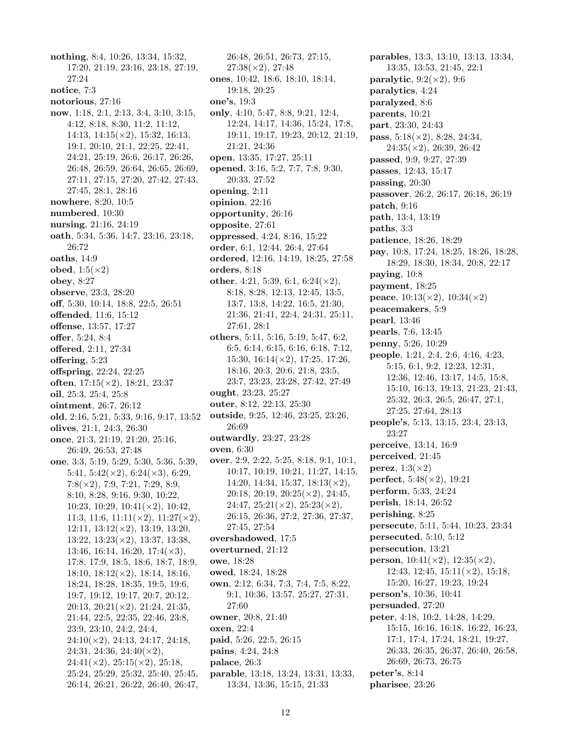**nothing**, 8:4, 10:26, 13:34, 15:32, 17:20, 21:19, 23:16, 23:18, 27:19, 27:24
**notice**, 7:3
**notorious**, 27:16
**now**, 1:18, 2:1, 2:13, 3:4, 3:10, 3:15, 4:12, 8:18, 8:30, 11:2, 11:12, 14:13, 14:15(×2), 15:32, 16:13, 19:1, 20:10, 21:1, 22:25, 22:41, 24:21, 25:19, 26:6, 26:17, 26:26, 26:48, 26:59, 26:64, 26:65, 26:69, 27:11, 27:15, 27:20, 27:42, 27:43, 27:45, 28:1, 28:16
**nowhere**, 8:20, 10:5
**numbered**, 10:30
**nursing**, 21:16, 24:19
**oath**, 5:34, 5:36, 14:7, 23:16, 23:18, 26:72
**oaths**, 14:9
**obed**, 1:5(×2)
**obey**, 8:27
**observe**, 23:3, 28:20
**off**, 5:30, 10:14, 18:8, 22:5, 26:51
**offended**, 11:6, 15:12
**offense**, 13:57, 17:27
**offer**, 5:24, 8:4
**offered**, 2:11, 27:34
**offering**, 5:23
**offspring**, 22:24, 22:25
**often**, 17:15(×2), 18:21, 23:37
**oil**, 25:3, 25:4, 25:8
**ointment**, 26:7, 26:12
**old**, 2:16, 5:21, 5:33, 9:16, 9:17, 13:52
**olives**, 21:1, 24:3, 26:30
**once**, 21:3, 21:19, 21:20, 25:16, 26:49, 26:53, 27:48
**one**, 3:3, 5:19, 5:29, 5:30, 5:36, 5:39, 5:41, 5:42(×2), 6:24(×3), 6:29, 7:8(×2), 7:9, 7:21, 7:29, 8:9, 8:10, 8:28, 9:16, 9:30, 10:22, 10:23, 10:29, 10:41(×2), 10:42, 11:3, 11:6, 11:11(×2), 11:27(×2), 12:11, 13:12(×2), 13:19, 13:20, 13:22, 13:23(×2), 13:37, 13:38, 13:46, 16:14, 16:20, 17:4(×3), 17:8, 17:9, 18:5, 18:6, 18:7, 18:9, 18:10, 18:12(×2), 18:14, 18:16, 18:24, 18:28, 18:35, 19:5, 19:6, 19:7, 19:12, 19:17, 20:7, 20:12, 20:13, 20:21(×2), 21:24, 21:35, 21:44, 22:5, 22:35, 22:46, 23:8, 23:9, 23:10, 24:2, 24:4, 24:10(×2), 24:13, 24:17, 24:18, 24:31, 24:36, 24:40(×2), 24:41(×2), 25:15(×2), 25:18, 25:24, 25:29, 25:32, 25:40, 25:45, 26:14, 26:21, 26:22, 26:40, 26:47, 26:48, 26:51, 26:73, 27:15, 27:38(×2), 27:48
**ones**, 10:42, 18:6, 18:10, 18:14, 19:18, 20:25
**one's**, 19:3
**only**, 4:10, 5:47, 8:8, 9:21, 12:4, 12:24, 14:17, 14:36, 15:24, 17:8, 19:11, 19:17, 19:23, 20:12, 21:19, 21:21, 24:36
**open**, 13:35, 17:27, 25:11
**opened**, 3:16, 5:2, 7:7, 7:8, 9:30, 20:33, 27:52
**opening**, 2:11
**opinion**, 22:16
**opportunity**, 26:16
**opposite**, 27:61
**oppressed**, 4:24, 8:16, 15:22
**order**, 6:1, 12:44, 26:4, 27:64
**ordered**, 12:16, 14:19, 18:25, 27:58
**orders**, 8:18
**other**, 4:21, 5:39, 6:1, 6:24(×2), 8:18, 8:28, 12:13, 12:45, 13:5, 13:7, 13:8, 14:22, 16:5, 21:30, 21:36, 21:41, 22:4, 24:31, 25:11, 27:61, 28:1
**others**, 5:11, 5:16, 5:19, 5:47, 6:2, 6:5, 6:14, 6:15, 6:16, 6:18, 7:12, 15:30, 16:14(×2), 17:25, 17:26, 18:16, 20:3, 20:6, 21:8, 23:5, 23:7, 23:23, 23:28, 27:42, 27:49
**ought**, 23:23, 25:27
**outer**, 8:12, 22:13, 25:30
**outside**, 9:25, 12:46, 23:25, 23:26, 26:69
**outwardly**, 23:27, 23:28
**oven**, 6:30
**over**, 2:9, 2:22, 5:25, 8:18, 9:1, 10:1, 10:17, 10:19, 10:21, 11:27, 14:15, 14:20, 14:34, 15:37, 18:13(×2), 20:18, 20:19, 20:25(×2), 24:45, 24:47, 25:21(×2), 25:23(×2), 26:15, 26:36, 27:2, 27:36, 27:37, 27:45, 27:54
**overshadowed**, 17:5
**overturned**, 21:12
**owe**, 18:28
**owed**, 18:24, 18:28
**own**, 2:12, 6:34, 7:3, 7:4, 7:5, 8:22, 9:1, 10:36, 13:57, 25:27, 27:31, 27:60
**owner**, 20:8, 21:40
**oxen**, 22:4
**paid**, 5:26, 22:5, 26:15
**pains**, 4:24, 24:8
**palace**, 26:3
**parable**, 13:18, 13:24, 13:31, 13:33, 13:34, 13:36, 15:15, 21:33
**parables**, 13:3, 13:10, 13:13, 13:34, 13:35, 13:53, 21:45, 22:1
**paralytic**, 9:2(×2), 9:6
**paralytics**, 4:24
**paralyzed**, 8:6
**parents**, 10:21
**part**, 23:30, 24:43
**pass**, 5:18(×2), 8:28, 24:34, 24:35(×2), 26:39, 26:42
**passed**, 9:9, 9:27, 27:39
**passes**, 12:43, 15:17
**passing**, 20:30
**passover**, 26:2, 26:17, 26:18, 26:19
**patch**, 9:16
**path**, 13:4, 13:19
**paths**, 3:3
**patience**, 18:26, 18:29
**pay**, 10:8, 17:24, 18:25, 18:26, 18:28, 18:29, 18:30, 18:34, 20:8, 22:17
**paying**, 10:8
**payment**, 18:25
**peace**, 10:13(×2), 10:34(×2)
**peacemakers**, 5:9
**pearl**, 13:46
**pearls**, 7:6, 13:45
**penny**, 5:26, 10:29
**people**, 1:21, 2:4, 2:6, 4:16, 4:23, 5:15, 6:1, 9:2, 12:23, 12:31, 12:36, 12:46, 13:17, 14:5, 15:8, 15:10, 16:13, 19:13, 21:23, 21:43, 25:32, 26:3, 26:5, 26:47, 27:1, 27:25, 27:64, 28:13
**people's**, 5:13, 13:15, 23:4, 23:13, 23:27
**perceive**, 13:14, 16:9
**perceived**, 21:45
**perez**, 1:3(×2)
**perfect**, 5:48(×2), 19:21
**perform**, 5:33, 24:24
**perish**, 18:14, 26:52
**perishing**, 8:25
**persecute**, 5:11, 5:44, 10:23, 23:34
**persecuted**, 5:10, 5:12
**persecution**, 13:21
**person**, 10:41(×2), 12:35(×2), 12:43, 12:45, 15:11(×2), 15:18, 15:20, 16:27, 19:23, 19:24
**person's**, 10:36, 10:41
**persuaded**, 27:20
**peter**, 4:18, 10:2, 14:28, 14:29, 15:15, 16:16, 16:18, 16:22, 16:23, 17:1, 17:4, 17:24, 18:21, 19:27, 26:33, 26:35, 26:37, 26:40, 26:58, 26:69, 26:73, 26:75
**peter's**, 8:14
**pharisee**, 23:26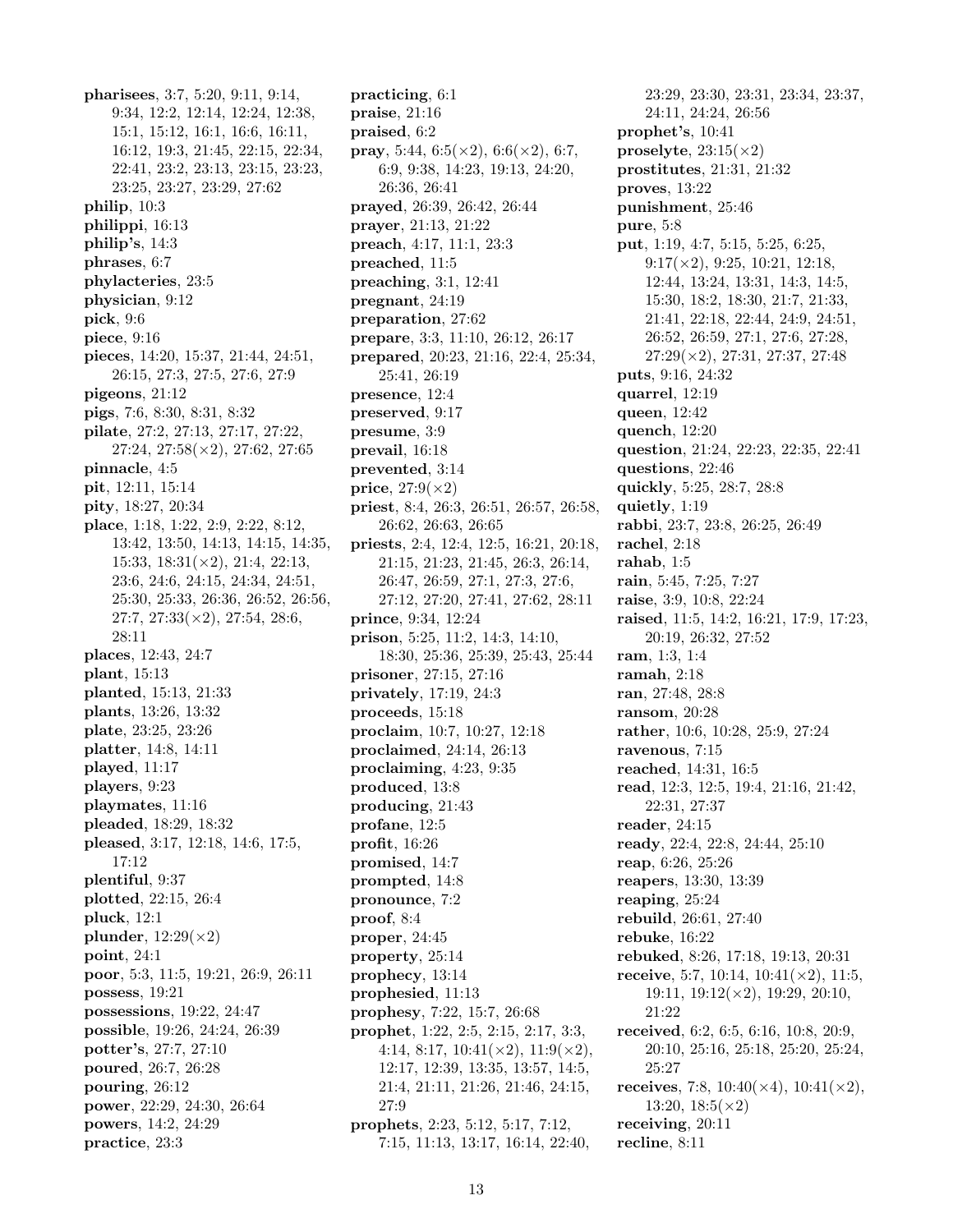**pharisees**, 3:7, 5:20, 9:11, 9:14, 9:34, 12:2, 12:14, 12:24, 12:38, 15:1, 15:12, 16:1, 16:6, 16:11, 16:12, 19:3, 21:45, 22:15, 22:34, 22:41, 23:2, 23:13, 23:15, 23:23, 23:25, 23:27, 23:29, 27:62
**philip**, 10:3
**philippi**, 16:13
**philip's**, 14:3
**phrases**, 6:7
**phylacteries**, 23:5
**physician**, 9:12
**pick**, 9:6
**piece**, 9:16
**pieces**, 14:20, 15:37, 21:44, 24:51, 26:15, 27:3, 27:5, 27:6, 27:9
**pigeons**, 21:12
**pigs**, 7:6, 8:30, 8:31, 8:32
**pilate**, 27:2, 27:13, 27:17, 27:22, 27:24, 27:58(×2), 27:62, 27:65
**pinnacle**, 4:5
**pit**, 12:11, 15:14
**pity**, 18:27, 20:34
**place**, 1:18, 1:22, 2:9, 2:22, 8:12, 13:42, 13:50, 14:13, 14:15, 14:35, 15:33, 18:31(×2), 21:4, 22:13, 23:6, 24:6, 24:15, 24:34, 24:51, 25:30, 25:33, 26:36, 26:52, 26:56, 27:7, 27:33(×2), 27:54, 28:6, 28:11
**places**, 12:43, 24:7
**plant**, 15:13
**planted**, 15:13, 21:33
**plants**, 13:26, 13:32
**plate**, 23:25, 23:26
**platter**, 14:8, 14:11
**played**, 11:17
**players**, 9:23
**playmates**, 11:16
**pleaded**, 18:29, 18:32
**pleased**, 3:17, 12:18, 14:6, 17:5, 17:12
**plentiful**, 9:37
**plotted**, 22:15, 26:4
**pluck**, 12:1
**plunder**, 12:29(×2)
**point**, 24:1
**poor**, 5:3, 11:5, 19:21, 26:9, 26:11
**possess**, 19:21
**possessions**, 19:22, 24:47
**possible**, 19:26, 24:24, 26:39
**potter's**, 27:7, 27:10
**poured**, 26:7, 26:28
**pouring**, 26:12
**power**, 22:29, 24:30, 26:64
**powers**, 14:2, 24:29
**practice**, 23:3
**practicing**, 6:1
**praise**, 21:16
**praised**, 6:2
**pray**, 5:44, 6:5(×2), 6:6(×2), 6:7, 6:9, 9:38, 14:23, 19:13, 24:20, 26:36, 26:41
**prayed**, 26:39, 26:42, 26:44
**prayer**, 21:13, 21:22
**preach**, 4:17, 11:1, 23:3
**preached**, 11:5
**preaching**, 3:1, 12:41
**pregnant**, 24:19
**preparation**, 27:62
**prepare**, 3:3, 11:10, 26:12, 26:17
**prepared**, 20:23, 21:16, 22:4, 25:34, 25:41, 26:19
**presence**, 12:4
**preserved**, 9:17
**presume**, 3:9
**prevail**, 16:18
**prevented**, 3:14
**price**, 27:9(×2)
**priest**, 8:4, 26:3, 26:51, 26:57, 26:58, 26:62, 26:63, 26:65
**priests**, 2:4, 12:4, 12:5, 16:21, 20:18, 21:15, 21:23, 21:45, 26:3, 26:14, 26:47, 26:59, 27:1, 27:3, 27:6, 27:12, 27:20, 27:41, 27:62, 28:11
**prince**, 9:34, 12:24
**prison**, 5:25, 11:2, 14:3, 14:10, 18:30, 25:36, 25:39, 25:43, 25:44
**prisoner**, 27:15, 27:16
**privately**, 17:19, 24:3
**proceeds**, 15:18
**proclaim**, 10:7, 10:27, 12:18
**proclaimed**, 24:14, 26:13
**proclaiming**, 4:23, 9:35
**produced**, 13:8
**producing**, 21:43
**profane**, 12:5
**profit**, 16:26
**promised**, 14:7
**prompted**, 14:8
**pronounce**, 7:2
**proof**, 8:4
**proper**, 24:45
**property**, 25:14
**prophecy**, 13:14
**prophesied**, 11:13
**prophesy**, 7:22, 15:7, 26:68
**prophet**, 1:22, 2:5, 2:15, 2:17, 3:3, 4:14, 8:17, 10:41(×2), 11:9(×2), 12:17, 12:39, 13:35, 13:57, 14:5, 21:4, 21:11, 21:26, 21:46, 24:15, 27:9
**prophets**, 2:23, 5:12, 5:17, 7:12, 7:15, 11:13, 13:17, 16:14, 22:40, 23:29, 23:30, 23:31, 23:34, 23:37, 24:11, 24:24, 26:56
**prophet's**, 10:41
**proselyte**, 23:15(×2)
**prostitutes**, 21:31, 21:32
**proves**, 13:22
**punishment**, 25:46
**pure**, 5:8
**put**, 1:19, 4:7, 5:15, 5:25, 6:25, 9:17(×2), 9:25, 10:21, 12:18, 12:44, 13:24, 13:31, 14:3, 14:5, 15:30, 18:2, 18:30, 21:7, 21:33, 21:41, 22:18, 22:44, 24:9, 24:51, 26:52, 26:59, 27:1, 27:6, 27:28, 27:29(×2), 27:31, 27:37, 27:48
**puts**, 9:16, 24:32
**quarrel**, 12:19
**queen**, 12:42
**quench**, 12:20
**question**, 21:24, 22:23, 22:35, 22:41
**questions**, 22:46
**quickly**, 5:25, 28:7, 28:8
**quietly**, 1:19
**rabbi**, 23:7, 23:8, 26:25, 26:49
**rachel**, 2:18
**rahab**, 1:5
**rain**, 5:45, 7:25, 7:27
**raise**, 3:9, 10:8, 22:24
**raised**, 11:5, 14:2, 16:21, 17:9, 17:23, 20:19, 26:32, 27:52
**ram**, 1:3, 1:4
**ramah**, 2:18
**ran**, 27:48, 28:8
**ransom**, 20:28
**rather**, 10:6, 10:28, 25:9, 27:24
**ravenous**, 7:15
**reached**, 14:31, 16:5
**read**, 12:3, 12:5, 19:4, 21:16, 21:42, 22:31, 27:37
**reader**, 24:15
**ready**, 22:4, 22:8, 24:44, 25:10
**reap**, 6:26, 25:26
**reapers**, 13:30, 13:39
**reaping**, 25:24
**rebuild**, 26:61, 27:40
**rebuke**, 16:22
**rebuked**, 8:26, 17:18, 19:13, 20:31
**receive**, 5:7, 10:14, 10:41(×2), 11:5, 19:11, 19:12(×2), 19:29, 20:10, 21:22
**received**, 6:2, 6:5, 6:16, 10:8, 20:9, 20:10, 25:16, 25:18, 25:20, 25:24, 25:27
**receives**, 7:8, 10:40(×4), 10:41(×2), 13:20, 18:5(×2)
**receiving**, 20:11
**recline**, 8:11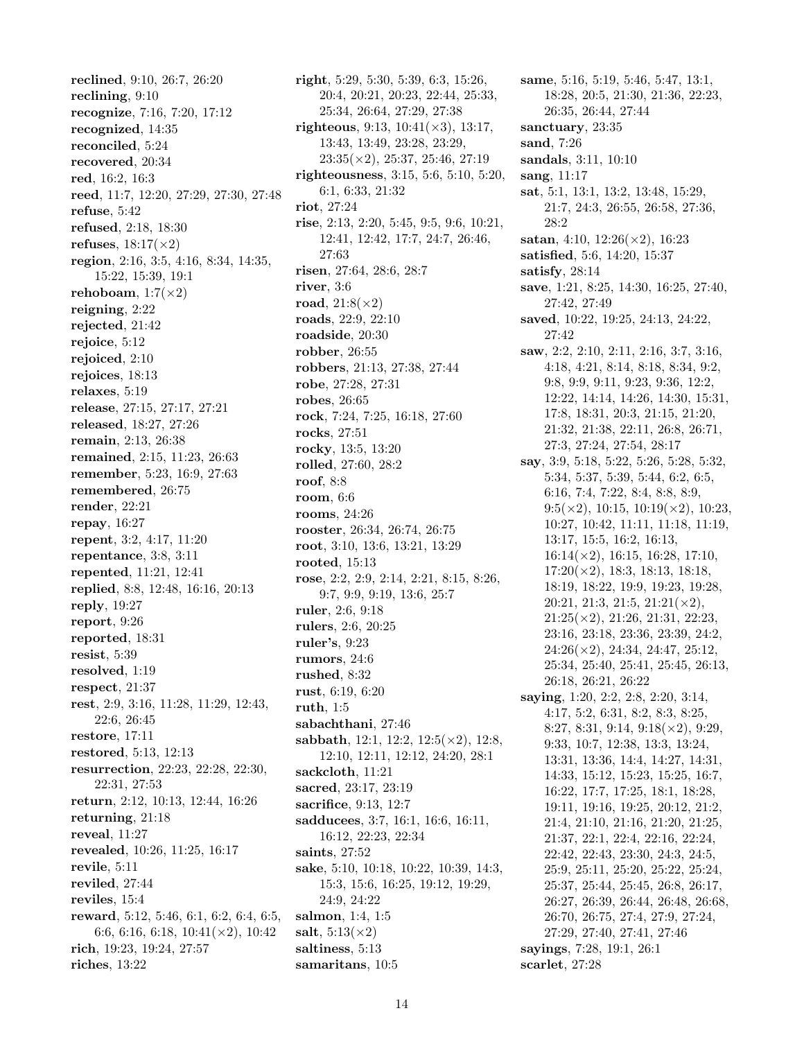**reclined**, 9:10, 26:7, 26:20
**reclining**, 9:10
**recognize**, 7:16, 7:20, 17:12
**recognized**, 14:35
**reconciled**, 5:24
**recovered**, 20:34
**red**, 16:2, 16:3
**reed**, 11:7, 12:20, 27:29, 27:30, 27:48
**refuse**, 5:42
**refused**, 2:18, 18:30
**refuses**, 18:17(×2)
**region**, 2:16, 3:5, 4:16, 8:34, 14:35, 15:22, 15:39, 19:1
**rehoboam**, 1:7(×2)
**reigning**, 2:22
**rejected**, 21:42
**rejoice**, 5:12
**rejoiced**, 2:10
**rejoices**, 18:13
**relaxes**, 5:19
**release**, 27:15, 27:17, 27:21
**released**, 18:27, 27:26
**remain**, 2:13, 26:38
**remained**, 2:15, 11:23, 26:63
**remember**, 5:23, 16:9, 27:63
**remembered**, 26:75
**render**, 22:21
**repay**, 16:27
**repent**, 3:2, 4:17, 11:20
**repentance**, 3:8, 3:11
**repented**, 11:21, 12:41
**replied**, 8:8, 12:48, 16:16, 20:13
**reply**, 19:27
**report**, 9:26
**reported**, 18:31
**resist**, 5:39
**resolved**, 1:19
**respect**, 21:37
**rest**, 2:9, 3:16, 11:28, 11:29, 12:43, 22:6, 26:45
**restore**, 17:11
**restored**, 5:13, 12:13
**resurrection**, 22:23, 22:28, 22:30, 22:31, 27:53
**return**, 2:12, 10:13, 12:44, 16:26
**returning**, 21:18
**reveal**, 11:27
**revealed**, 10:26, 11:25, 16:17
**revile**, 5:11
**reviled**, 27:44
**reviles**, 15:4
**reward**, 5:12, 5:46, 6:1, 6:2, 6:4, 6:5, 6:6, 6:16, 6:18, 10:41(×2), 10:42
**rich**, 19:23, 19:24, 27:57
**riches**, 13:22
**right**, 5:29, 5:30, 5:39, 6:3, 15:26, 20:4, 20:21, 20:23, 22:44, 25:33, 25:34, 26:64, 27:29, 27:38
**righteous**, 9:13, 10:41(×3), 13:17, 13:43, 13:49, 23:28, 23:29, 23:35(×2), 25:37, 25:46, 27:19
**righteousness**, 3:15, 5:6, 5:10, 5:20, 6:1, 6:33, 21:32
**riot**, 27:24
**rise**, 2:13, 2:20, 5:45, 9:5, 9:6, 10:21, 12:41, 12:42, 17:7, 24:7, 26:46, 27:63
**risen**, 27:64, 28:6, 28:7
**river**, 3:6
**road**, 21:8(×2)
**roads**, 22:9, 22:10
**roadside**, 20:30
**robber**, 26:55
**robbers**, 21:13, 27:38, 27:44
**robe**, 27:28, 27:31
**robes**, 26:65
**rock**, 7:24, 7:25, 16:18, 27:60
**rocks**, 27:51
**rocky**, 13:5, 13:20
**rolled**, 27:60, 28:2
**roof**, 8:8
**room**, 6:6
**rooms**, 24:26
**rooster**, 26:34, 26:74, 26:75
**root**, 3:10, 13:6, 13:21, 13:29
**rooted**, 15:13
**rose**, 2:2, 2:9, 2:14, 2:21, 8:15, 8:26, 9:7, 9:9, 9:19, 13:6, 25:7
**ruler**, 2:6, 9:18
**rulers**, 2:6, 20:25
**ruler's**, 9:23
**rumors**, 24:6
**rushed**, 8:32
**rust**, 6:19, 6:20
**ruth**, 1:5
**sabachthani**, 27:46
**sabbath**, 12:1, 12:2, 12:5(×2), 12:8, 12:10, 12:11, 12:12, 24:20, 28:1
**sackcloth**, 11:21
**sacred**, 23:17, 23:19
**sacrifice**, 9:13, 12:7
**sadducees**, 3:7, 16:1, 16:6, 16:11, 16:12, 22:23, 22:34
**saints**, 27:52
**sake**, 5:10, 10:18, 10:22, 10:39, 14:3, 15:3, 15:6, 16:25, 19:12, 19:29, 24:9, 24:22
**salmon**, 1:4, 1:5
**salt**, 5:13(×2)
**saltiness**, 5:13
**samaritans**, 10:5
**same**, 5:16, 5:19, 5:46, 5:47, 13:1, 18:28, 20:5, 21:30, 21:36, 22:23, 26:35, 26:44, 27:44
**sanctuary**, 23:35
**sand**, 7:26
**sandals**, 3:11, 10:10
**sang**, 11:17
**sat**, 5:1, 13:1, 13:2, 13:48, 15:29, 21:7, 24:3, 26:55, 26:58, 27:36, 28:2
**satan**, 4:10, 12:26(×2), 16:23
**satisfied**, 5:6, 14:20, 15:37
**satisfy**, 28:14
**save**, 1:21, 8:25, 14:30, 16:25, 27:40, 27:42, 27:49
**saved**, 10:22, 19:25, 24:13, 24:22, 27:42
**saw**, 2:2, 2:10, 2:11, 2:16, 3:7, 3:16, 4:18, 4:21, 8:14, 8:18, 8:34, 9:2, 9:8, 9:9, 9:11, 9:23, 9:36, 12:2, 12:22, 14:14, 14:26, 14:30, 15:31, 17:8, 18:31, 20:3, 21:15, 21:20, 21:32, 21:38, 22:11, 26:8, 26:71, 27:3, 27:24, 27:54, 28:17
**say**, 3:9, 5:18, 5:22, 5:26, 5:28, 5:32, 5:34, 5:37, 5:39, 5:44, 6:2, 6:5, 6:16, 7:4, 7:22, 8:4, 8:8, 8:9, 9:5(×2), 10:15, 10:19(×2), 10:23, 10:27, 10:42, 11:11, 11:18, 11:19, 13:17, 15:5, 16:2, 16:13, 16:14(×2), 16:15, 16:28, 17:10, 17:20(×2), 18:3, 18:13, 18:18, 18:19, 18:22, 19:9, 19:23, 19:28, 20:21, 21:3, 21:5, 21:21(×2), 21:25(×2), 21:26, 21:31, 22:23, 23:16, 23:18, 23:36, 23:39, 24:2, 24:26(×2), 24:34, 24:47, 25:12, 25:34, 25:40, 25:41, 25:45, 26:13, 26:18, 26:21, 26:22
**saying**, 1:20, 2:2, 2:8, 2:20, 3:14, 4:17, 5:2, 6:31, 8:2, 8:3, 8:25, 8:27, 8:31, 9:14, 9:18(×2), 9:29, 9:33, 10:7, 12:38, 13:3, 13:24, 13:31, 13:36, 14:4, 14:27, 14:31, 14:33, 15:12, 15:23, 15:25, 16:7, 16:22, 17:7, 17:25, 18:1, 18:28, 19:11, 19:16, 19:25, 20:12, 21:2, 21:4, 21:10, 21:16, 21:20, 21:25, 21:37, 22:1, 22:4, 22:16, 22:24, 22:42, 22:43, 23:30, 24:3, 24:5, 25:9, 25:11, 25:20, 25:22, 25:24, 25:37, 25:44, 25:45, 26:8, 26:17, 26:27, 26:39, 26:44, 26:48, 26:68, 26:70, 26:75, 27:4, 27:9, 27:24, 27:29, 27:40, 27:41, 27:46
**sayings**, 7:28, 19:1, 26:1
**scarlet**, 27:28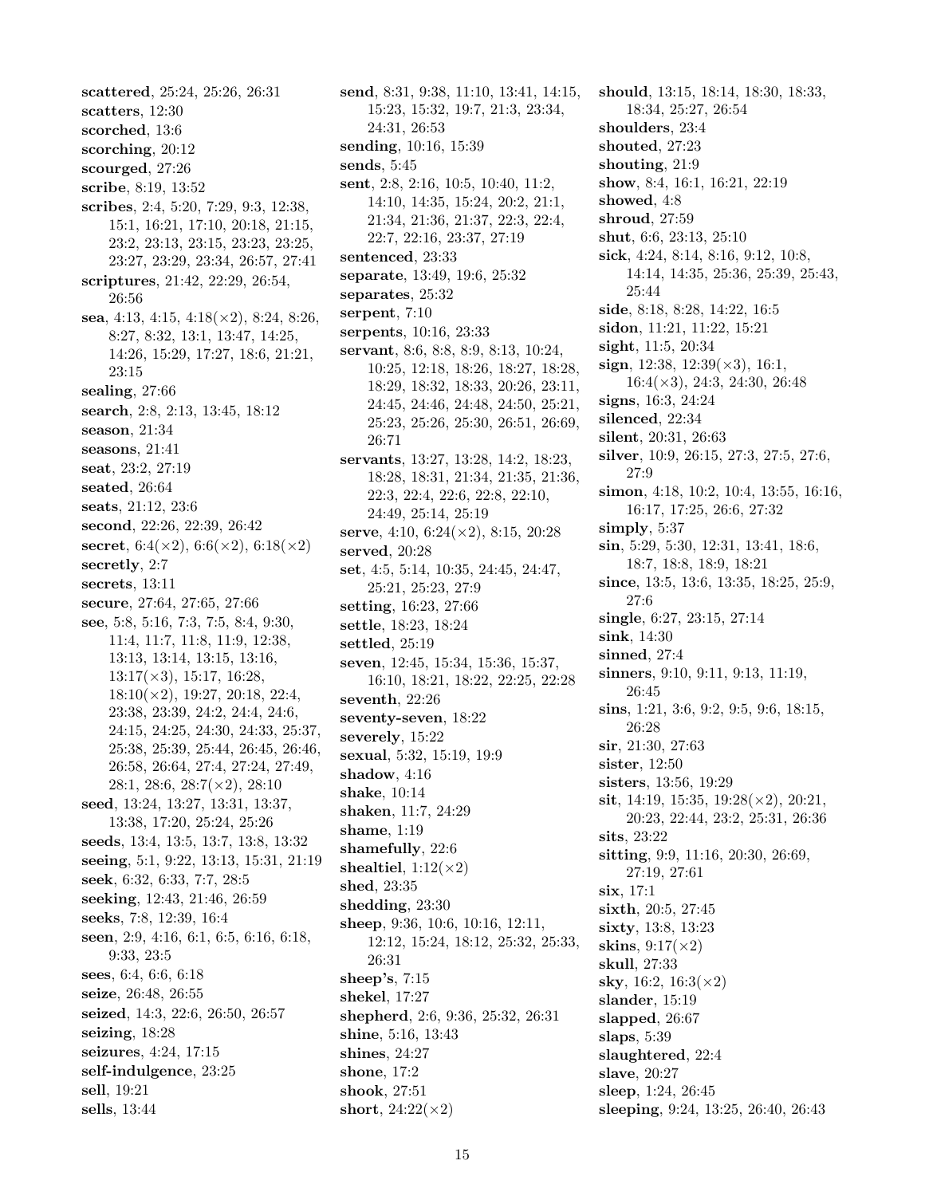**scattered**, 25:24, 25:26, 26:31
**scatters**, 12:30
**scorched**, 13:6
**scorching**, 20:12
**scourged**, 27:26
**scribe**, 8:19, 13:52
**scribes**, 2:4, 5:20, 7:29, 9:3, 12:38, 15:1, 16:21, 17:10, 20:18, 21:15, 23:2, 23:13, 23:15, 23:23, 23:25, 23:27, 23:29, 23:34, 26:57, 27:41
**scriptures**, 21:42, 22:29, 26:54, 26:56
**sea**, 4:13, 4:15, 4:18(×2), 8:24, 8:26, 8:27, 8:32, 13:1, 13:47, 14:25, 14:26, 15:29, 17:27, 18:6, 21:21, 23:15
**sealing**, 27:66
**search**, 2:8, 2:13, 13:45, 18:12
**season**, 21:34
**seasons**, 21:41
**seat**, 23:2, 27:19
**seated**, 26:64
**seats**, 21:12, 23:6
**second**, 22:26, 22:39, 26:42
**secret**, 6:4(×2), 6:6(×2), 6:18(×2)
**secretly**, 2:7
**secrets**, 13:11
**secure**, 27:64, 27:65, 27:66
**see**, 5:8, 5:16, 7:3, 7:5, 8:4, 9:30, 11:4, 11:7, 11:8, 11:9, 12:38, 13:13, 13:14, 13:15, 13:16, 13:17(×3), 15:17, 16:28, 18:10(×2), 19:27, 20:18, 22:4, 23:38, 23:39, 24:2, 24:4, 24:6, 24:15, 24:25, 24:30, 24:33, 25:37, 25:38, 25:39, 25:44, 26:45, 26:46, 26:58, 26:64, 27:4, 27:24, 27:49, 28:1, 28:6, 28:7(×2), 28:10
**seed**, 13:24, 13:27, 13:31, 13:37, 13:38, 17:20, 25:24, 25:26
**seeds**, 13:4, 13:5, 13:7, 13:8, 13:32
**seeing**, 5:1, 9:22, 13:13, 15:31, 21:19
**seek**, 6:32, 6:33, 7:7, 28:5
**seeking**, 12:43, 21:46, 26:59
**seeks**, 7:8, 12:39, 16:4
**seen**, 2:9, 4:16, 6:1, 6:5, 6:16, 6:18, 9:33, 23:5
**sees**, 6:4, 6:6, 6:18
**seize**, 26:48, 26:55
**seized**, 14:3, 22:6, 26:50, 26:57
**seizing**, 18:28
**seizures**, 4:24, 17:15
**self-indulgence**, 23:25
**sell**, 19:21
**sells**, 13:44
**send**, 8:31, 9:38, 11:10, 13:41, 14:15, 15:23, 15:32, 19:7, 21:3, 23:34, 24:31, 26:53
**sending**, 10:16, 15:39
**sends**, 5:45
**sent**, 2:8, 2:16, 10:5, 10:40, 11:2, 14:10, 14:35, 15:24, 20:2, 21:1, 21:34, 21:36, 21:37, 22:3, 22:4, 22:7, 22:16, 23:37, 27:19
**sentenced**, 23:33
**separate**, 13:49, 19:6, 25:32
**separates**, 25:32
**serpent**, 7:10
**serpents**, 10:16, 23:33
**servant**, 8:6, 8:8, 8:9, 8:13, 10:24, 10:25, 12:18, 18:26, 18:27, 18:28, 18:29, 18:32, 18:33, 20:26, 23:11, 24:45, 24:46, 24:48, 24:50, 25:21, 25:23, 25:26, 25:30, 26:51, 26:69, 26:71
**servants**, 13:27, 13:28, 14:2, 18:23, 18:28, 18:31, 21:34, 21:35, 21:36, 22:3, 22:4, 22:6, 22:8, 22:10, 24:49, 25:14, 25:19
**serve**, 4:10, 6:24(×2), 8:15, 20:28
**served**, 20:28
**set**, 4:5, 5:14, 10:35, 24:45, 24:47, 25:21, 25:23, 27:9
**setting**, 16:23, 27:66
**settle**, 18:23, 18:24
**settled**, 25:19
**seven**, 12:45, 15:34, 15:36, 15:37, 16:10, 18:21, 18:22, 22:25, 22:28
**seventh**, 22:26
**seventy-seven**, 18:22
**severely**, 15:22
**sexual**, 5:32, 15:19, 19:9
**shadow**, 4:16
**shake**, 10:14
**shaken**, 11:7, 24:29
**shame**, 1:19
**shamefully**, 22:6
**shealtiel**, 1:12(×2)
**shed**, 23:35
**shedding**, 23:30
**sheep**, 9:36, 10:6, 10:16, 12:11, 12:12, 15:24, 18:12, 25:32, 25:33, 26:31
**sheep's**, 7:15
**shekel**, 17:27
**shepherd**, 2:6, 9:36, 25:32, 26:31
**shine**, 5:16, 13:43
**shines**, 24:27
**shone**, 17:2
**shook**, 27:51
**short**, 24:22(×2)
**should**, 13:15, 18:14, 18:30, 18:33, 18:34, 25:27, 26:54
**shoulders**, 23:4
**shouted**, 27:23
**shouting**, 21:9
**show**, 8:4, 16:1, 16:21, 22:19
**showed**, 4:8
**shroud**, 27:59
**shut**, 6:6, 23:13, 25:10
**sick**, 4:24, 8:14, 8:16, 9:12, 10:8, 14:14, 14:35, 25:36, 25:39, 25:43, 25:44
**side**, 8:18, 8:28, 14:22, 16:5
**sidon**, 11:21, 11:22, 15:21
**sight**, 11:5, 20:34
**sign**, 12:38, 12:39(×3), 16:1, 16:4(×3), 24:3, 24:30, 26:48
**signs**, 16:3, 24:24
**silenced**, 22:34
**silent**, 20:31, 26:63
**silver**, 10:9, 26:15, 27:3, 27:5, 27:6, 27:9
**simon**, 4:18, 10:2, 10:4, 13:55, 16:16, 16:17, 17:25, 26:6, 27:32
**simply**, 5:37
**sin**, 5:29, 5:30, 12:31, 13:41, 18:6, 18:7, 18:8, 18:9, 18:21
**since**, 13:5, 13:6, 13:35, 18:25, 25:9, 27:6
**single**, 6:27, 23:15, 27:14
**sink**, 14:30
**sinned**, 27:4
**sinners**, 9:10, 9:11, 9:13, 11:19, 26:45
**sins**, 1:21, 3:6, 9:2, 9:5, 9:6, 18:15, 26:28
**sir**, 21:30, 27:63
**sister**, 12:50
**sisters**, 13:56, 19:29
**sit**, 14:19, 15:35, 19:28(×2), 20:21, 20:23, 22:44, 23:2, 25:31, 26:36
**sits**, 23:22
**sitting**, 9:9, 11:16, 20:30, 26:69, 27:19, 27:61
**six**, 17:1
**sixth**, 20:5, 27:45
**sixty**, 13:8, 13:23
**skins**, 9:17(×2)
**skull**, 27:33
**sky**, 16:2, 16:3(×2)
**slander**, 15:19
**slapped**, 26:67
**slaps**, 5:39
**slaughtered**, 22:4
**slave**, 20:27
**sleep**, 1:24, 26:45
**sleeping**, 9:24, 13:25, 26:40, 26:43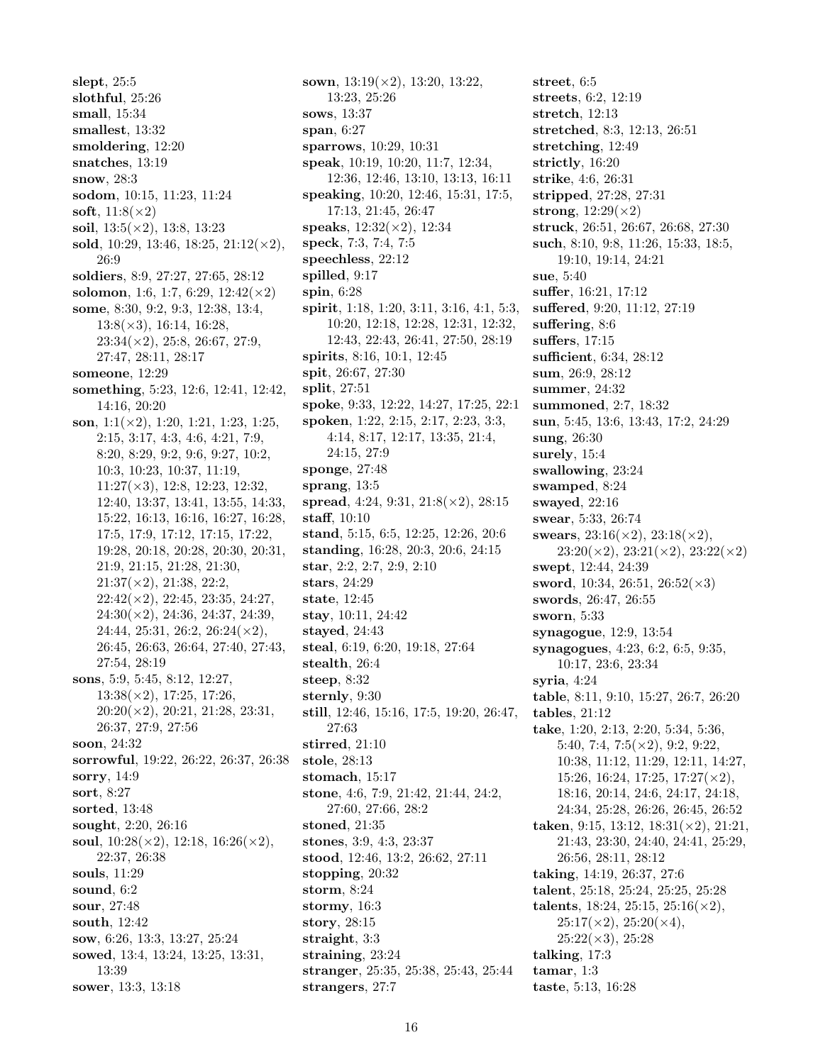**slept**, 25:5
**slothful**, 25:26
**small**, 15:34
**smallest**, 13:32
**smoldering**, 12:20
**snatches**, 13:19
**snow**, 28:3
**sodom**, 10:15, 11:23, 11:24
**soft**, 11:8(×2)
**soil**, 13:5(×2), 13:8, 13:23
**sold**, 10:29, 13:46, 18:25, 21:12(×2), 26:9
**soldiers**, 8:9, 27:27, 27:65, 28:12
**solomon**, 1:6, 1:7, 6:29, 12:42(×2)
**some**, 8:30, 9:2, 9:3, 12:38, 13:4, 13:8(×3), 16:14, 16:28, 23:34(×2), 25:8, 26:67, 27:9, 27:47, 28:11, 28:17
**someone**, 12:29
**something**, 5:23, 12:6, 12:41, 12:42, 14:16, 20:20
**son**, 1:1(×2), 1:20, 1:21, 1:23, 1:25, 2:15, 3:17, 4:3, 4:6, 4:21, 7:9, 8:20, 8:29, 9:2, 9:6, 9:27, 10:2, 10:3, 10:23, 10:37, 11:19, 11:27(×3), 12:8, 12:23, 12:32, 12:40, 13:37, 13:41, 13:55, 14:33, 15:22, 16:13, 16:16, 16:27, 16:28, 17:5, 17:9, 17:12, 17:15, 17:22, 19:28, 20:18, 20:28, 20:30, 20:31, 21:9, 21:15, 21:28, 21:30, 21:37(×2), 21:38, 22:2, 22:42(×2), 22:45, 23:35, 24:27, 24:30(×2), 24:36, 24:37, 24:39, 24:44, 25:31, 26:2, 26:24(×2), 26:45, 26:63, 26:64, 27:40, 27:43, 27:54, 28:19
**sons**, 5:9, 5:45, 8:12, 12:27, 13:38(×2), 17:25, 17:26, 20:20(×2), 20:21, 21:28, 23:31, 26:37, 27:9, 27:56
**soon**, 24:32
**sorrowful**, 19:22, 26:22, 26:37, 26:38
**sorry**, 14:9
**sort**, 8:27
**sorted**, 13:48
**sought**, 2:20, 26:16
**soul**, 10:28(×2), 12:18, 16:26(×2), 22:37, 26:38
**souls**, 11:29
**sound**, 6:2
**sour**, 27:48
**south**, 12:42
**sow**, 6:26, 13:3, 13:27, 25:24
**sowed**, 13:4, 13:24, 13:25, 13:31, 13:39
**sower**, 13:3, 13:18
**sown**, 13:19(×2), 13:20, 13:22, 13:23, 25:26
**sows**, 13:37
**span**, 6:27
**sparrows**, 10:29, 10:31
**speak**, 10:19, 10:20, 11:7, 12:34, 12:36, 12:46, 13:10, 13:13, 16:11
**speaking**, 10:20, 12:46, 15:31, 17:5, 17:13, 21:45, 26:47
**speaks**, 12:32(×2), 12:34
**speck**, 7:3, 7:4, 7:5
**speechless**, 22:12
**spilled**, 9:17
**spin**, 6:28
**spirit**, 1:18, 1:20, 3:11, 3:16, 4:1, 5:3, 10:20, 12:18, 12:28, 12:31, 12:32, 12:43, 22:43, 26:41, 27:50, 28:19
**spirits**, 8:16, 10:1, 12:45
**spit**, 26:67, 27:30
**split**, 27:51
**spoke**, 9:33, 12:22, 14:27, 17:25, 22:1
**spoken**, 1:22, 2:15, 2:17, 2:23, 3:3, 4:14, 8:17, 12:17, 13:35, 21:4, 24:15, 27:9
**sponge**, 27:48
**sprang**, 13:5
**spread**, 4:24, 9:31, 21:8(×2), 28:15
**staff**, 10:10
**stand**, 5:15, 6:5, 12:25, 12:26, 20:6
**standing**, 16:28, 20:3, 20:6, 24:15
**star**, 2:2, 2:7, 2:9, 2:10
**stars**, 24:29
**state**, 12:45
**stay**, 10:11, 24:42
**stayed**, 24:43
**steal**, 6:19, 6:20, 19:18, 27:64
**stealth**, 26:4
**steep**, 8:32
**sternly**, 9:30
**still**, 12:46, 15:16, 17:5, 19:20, 26:47, 27:63
**stirred**, 21:10
**stole**, 28:13
**stomach**, 15:17
**stone**, 4:6, 7:9, 21:42, 21:44, 24:2, 27:60, 27:66, 28:2
**stoned**, 21:35
**stones**, 3:9, 4:3, 23:37
**stood**, 12:46, 13:2, 26:62, 27:11
**stopping**, 20:32
**storm**, 8:24
**stormy**, 16:3
**story**, 28:15
**straight**, 3:3
**straining**, 23:24
**stranger**, 25:35, 25:38, 25:43, 25:44
**strangers**, 27:7
**street**, 6:5
**streets**, 6:2, 12:19
**stretch**, 12:13
**stretched**, 8:3, 12:13, 26:51
**stretching**, 12:49
**strictly**, 16:20
**strike**, 4:6, 26:31
**stripped**, 27:28, 27:31
**strong**, 12:29(×2)
**struck**, 26:51, 26:67, 26:68, 27:30
**such**, 8:10, 9:8, 11:26, 15:33, 18:5, 19:10, 19:14, 24:21
**sue**, 5:40
**suffer**, 16:21, 17:12
**suffered**, 9:20, 11:12, 27:19
**suffering**, 8:6
**suffers**, 17:15
**sufficient**, 6:34, 28:12
**sum**, 26:9, 28:12
**summer**, 24:32
**summoned**, 2:7, 18:32
**sun**, 5:45, 13:6, 13:43, 17:2, 24:29
**sung**, 26:30
**surely**, 15:4
**swallowing**, 23:24
**swamped**, 8:24
**swayed**, 22:16
**swear**, 5:33, 26:74
**swears**, 23:16(×2), 23:18(×2), 23:20(×2), 23:21(×2), 23:22(×2)
**swept**, 12:44, 24:39
**sword**, 10:34, 26:51, 26:52(×3)
**swords**, 26:47, 26:55
**sworn**, 5:33
**synagogue**, 12:9, 13:54
**synagogues**, 4:23, 6:2, 6:5, 9:35, 10:17, 23:6, 23:34
**syria**, 4:24
**table**, 8:11, 9:10, 15:27, 26:7, 26:20
**tables**, 21:12
**take**, 1:20, 2:13, 2:20, 5:34, 5:36, 5:40, 7:4, 7:5(×2), 9:2, 9:22, 10:38, 11:12, 11:29, 12:11, 14:27, 15:26, 16:24, 17:25, 17:27(×2), 18:16, 20:14, 24:6, 24:17, 24:18, 24:34, 25:28, 26:26, 26:45, 26:52
**taken**, 9:15, 13:12, 18:31(×2), 21:21, 21:43, 23:30, 24:40, 24:41, 25:29, 26:56, 28:11, 28:12
**taking**, 14:19, 26:37, 27:6
**talent**, 25:18, 25:24, 25:25, 25:28
**talents**, 18:24, 25:15, 25:16(×2), 25:17(×2), 25:20(×4), 25:22(×3), 25:28
**talking**, 17:3
**tamar**, 1:3
**taste**, 5:13, 16:28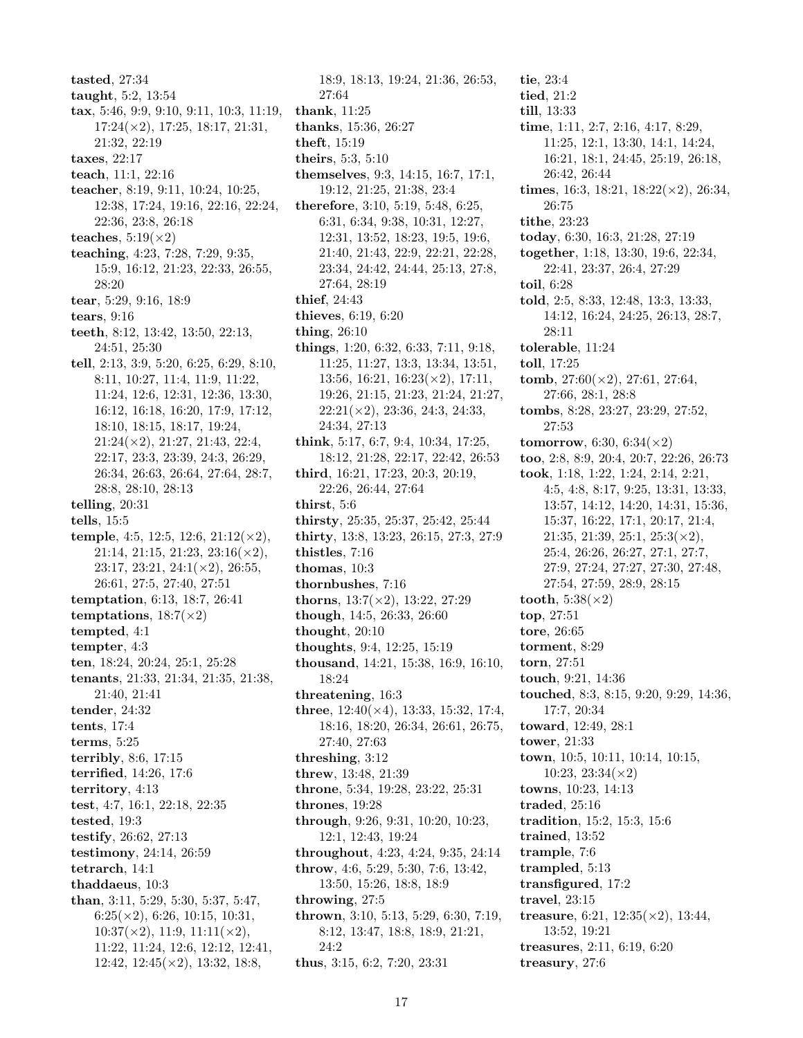**tasted**, 27:34
**taught**, 5:2, 13:54
**tax**, 5:46, 9:9, 9:10, 9:11, 10:3, 11:19, 17:24(×2), 17:25, 18:17, 21:31, 21:32, 22:19
**taxes**, 22:17
**teach**, 11:1, 22:16
**teacher**, 8:19, 9:11, 10:24, 10:25, 12:38, 17:24, 19:16, 22:16, 22:24, 22:36, 23:8, 26:18
**teaches**, 5:19(×2)
**teaching**, 4:23, 7:28, 7:29, 9:35, 15:9, 16:12, 21:23, 22:33, 26:55, 28:20
**tear**, 5:29, 9:16, 18:9
**tears**, 9:16
**teeth**, 8:12, 13:42, 13:50, 22:13, 24:51, 25:30
**tell**, 2:13, 3:9, 5:20, 6:25, 6:29, 8:10, 8:11, 10:27, 11:4, 11:9, 11:22, 11:24, 12:6, 12:31, 12:36, 13:30, 16:12, 16:18, 16:20, 17:9, 17:12, 18:10, 18:15, 18:17, 19:24, 21:24(×2), 21:27, 21:43, 22:4, 22:17, 23:3, 23:39, 24:3, 26:29, 26:34, 26:63, 26:64, 27:64, 28:7, 28:8, 28:10, 28:13
**telling**, 20:31
**tells**, 15:5
**temple**, 4:5, 12:5, 12:6, 21:12(×2), 21:14, 21:15, 21:23, 23:16(×2), 23:17, 23:21, 24:1(×2), 26:55, 26:61, 27:5, 27:40, 27:51
**temptation**, 6:13, 18:7, 26:41
**temptations**, 18:7(×2)
**tempted**, 4:1
**tempter**, 4:3
**ten**, 18:24, 20:24, 25:1, 25:28
**tenants**, 21:33, 21:34, 21:35, 21:38, 21:40, 21:41
**tender**, 24:32
**tents**, 17:4
**terms**, 5:25
**terribly**, 8:6, 17:15
**terrified**, 14:26, 17:6
**territory**, 4:13
**test**, 4:7, 16:1, 22:18, 22:35
**tested**, 19:3
**testify**, 26:62, 27:13
**testimony**, 24:14, 26:59
**tetrarch**, 14:1
**thaddaeus**, 10:3
**than**, 3:11, 5:29, 5:30, 5:37, 5:47, 6:25(×2), 6:26, 10:15, 10:31, 10:37(×2), 11:9, 11:11(×2), 11:22, 11:24, 12:6, 12:12, 12:41, 12:42, 12:45(×2), 13:32, 18:8, 18:9, 18:13, 19:24, 21:36, 26:53, 27:64
**thank**, 11:25
**thanks**, 15:36, 26:27
**theft**, 15:19
**theirs**, 5:3, 5:10
**themselves**, 9:3, 14:15, 16:7, 17:1, 19:12, 21:25, 21:38, 23:4
**therefore**, 3:10, 5:19, 5:48, 6:25, 6:31, 6:34, 9:38, 10:31, 12:27, 12:31, 13:52, 18:23, 19:5, 19:6, 21:40, 21:43, 22:9, 22:21, 22:28, 23:34, 24:42, 24:44, 25:13, 27:8, 27:64, 28:19
**thief**, 24:43
**thieves**, 6:19, 6:20
**thing**, 26:10
**things**, 1:20, 6:32, 6:33, 7:11, 9:18, 11:25, 11:27, 13:3, 13:34, 13:51, 13:56, 16:21, 16:23(×2), 17:11, 19:26, 21:15, 21:23, 21:24, 21:27, 22:21(×2), 23:36, 24:3, 24:33, 24:34, 27:13
**think**, 5:17, 6:7, 9:4, 10:34, 17:25, 18:12, 21:28, 22:17, 22:42, 26:53
**third**, 16:21, 17:23, 20:3, 20:19, 22:26, 26:44, 27:64
**thirst**, 5:6
**thirsty**, 25:35, 25:37, 25:42, 25:44
**thirty**, 13:8, 13:23, 26:15, 27:3, 27:9
**thistles**, 7:16
**thomas**, 10:3
**thornbushes**, 7:16
**thorns**, 13:7(×2), 13:22, 27:29
**though**, 14:5, 26:33, 26:60
**thought**, 20:10
**thoughts**, 9:4, 12:25, 15:19
**thousand**, 14:21, 15:38, 16:9, 16:10, 18:24
**threatening**, 16:3
**three**, 12:40(×4), 13:33, 15:32, 17:4, 18:16, 18:20, 26:34, 26:61, 26:75, 27:40, 27:63
**threshing**, 3:12
**threw**, 13:48, 21:39
**throne**, 5:34, 19:28, 23:22, 25:31
**thrones**, 19:28
**through**, 9:26, 9:31, 10:20, 10:23, 12:1, 12:43, 19:24
**throughout**, 4:23, 4:24, 9:35, 24:14
**throw**, 4:6, 5:29, 5:30, 7:6, 13:42, 13:50, 15:26, 18:8, 18:9
**throwing**, 27:5
**thrown**, 3:10, 5:13, 5:29, 6:30, 7:19, 8:12, 13:47, 18:8, 18:9, 21:21, 24:2
**thus**, 3:15, 6:2, 7:20, 23:31
**tie**, 23:4
**tied**, 21:2
**till**, 13:33
**time**, 1:11, 2:7, 2:16, 4:17, 8:29, 11:25, 12:1, 13:30, 14:1, 14:24, 16:21, 18:1, 24:45, 25:19, 26:18, 26:42, 26:44
**times**, 16:3, 18:21, 18:22(×2), 26:34, 26:75
**tithe**, 23:23
**today**, 6:30, 16:3, 21:28, 27:19
**together**, 1:18, 13:30, 19:6, 22:34, 22:41, 23:37, 26:4, 27:29
**toil**, 6:28
**told**, 2:5, 8:33, 12:48, 13:3, 13:33, 14:12, 16:24, 24:25, 26:13, 28:7, 28:11
**tolerable**, 11:24
**toll**, 17:25
**tomb**, 27:60(×2), 27:61, 27:64, 27:66, 28:1, 28:8
**tombs**, 8:28, 23:27, 23:29, 27:52, 27:53
**tomorrow**, 6:30, 6:34(×2)
**too**, 2:8, 8:9, 20:4, 20:7, 22:26, 26:73
**took**, 1:18, 1:22, 1:24, 2:14, 2:21, 4:5, 4:8, 8:17, 9:25, 13:31, 13:33, 13:57, 14:12, 14:20, 14:31, 15:36, 15:37, 16:22, 17:1, 20:17, 21:4, 21:35, 21:39, 25:1, 25:3(×2), 25:4, 26:26, 26:27, 27:1, 27:7, 27:9, 27:24, 27:27, 27:30, 27:48, 27:54, 27:59, 28:9, 28:15
**tooth**, 5:38(×2)
**top**, 27:51
**tore**, 26:65
**torment**, 8:29
**torn**, 27:51
**touch**, 9:21, 14:36
**touched**, 8:3, 8:15, 9:20, 9:29, 14:36, 17:7, 20:34
**toward**, 12:49, 28:1
**tower**, 21:33
**town**, 10:5, 10:11, 10:14, 10:15, 10:23, 23:34(×2)
**towns**, 10:23, 14:13
**traded**, 25:16
**tradition**, 15:2, 15:3, 15:6
**trained**, 13:52
**trample**, 7:6
**trampled**, 5:13
**transfigured**, 17:2
**travel**, 23:15
**treasure**, 6:21, 12:35(×2), 13:44, 13:52, 19:21
**treasures**, 2:11, 6:19, 6:20
**treasury**, 27:6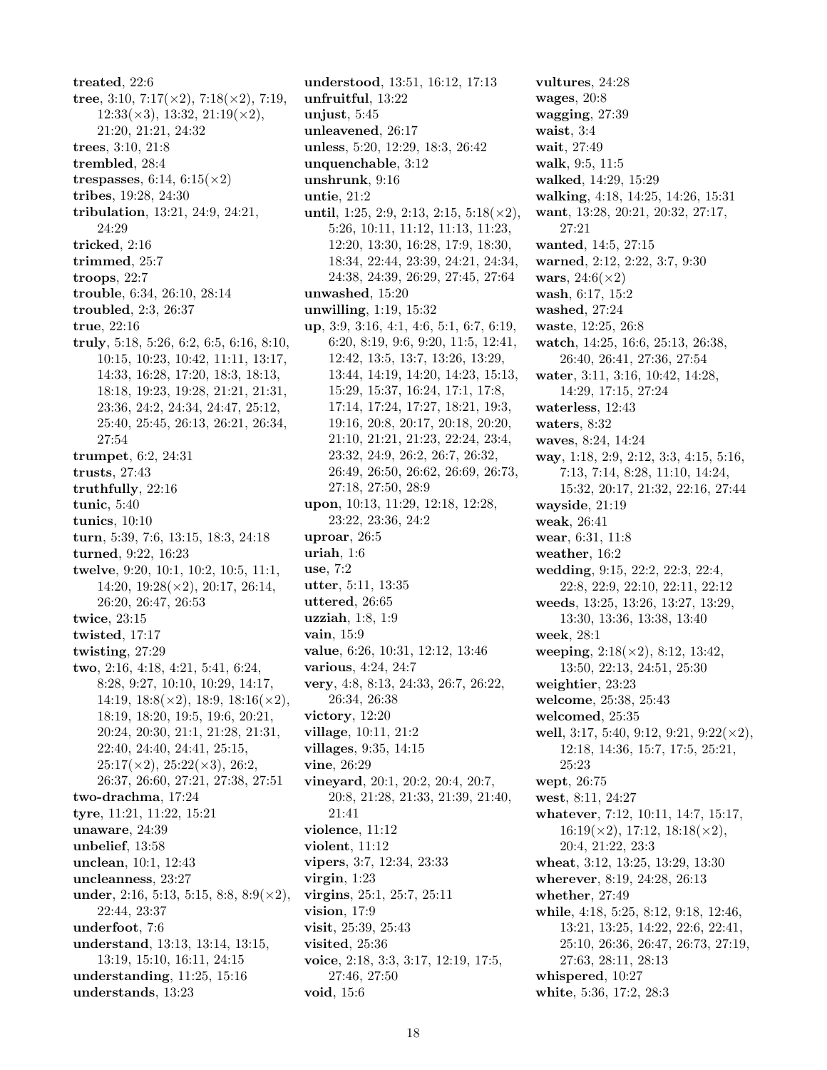**treated**, 22:6
**tree**, 3:10, 7:17(×2), 7:18(×2), 7:19, 12:33(×3), 13:32, 21:19(×2), 21:20, 21:21, 24:32
**trees**, 3:10, 21:8
**trembled**, 28:4
**trespasses**, 6:14, 6:15(×2)
**tribes**, 19:28, 24:30
**tribulation**, 13:21, 24:9, 24:21, 24:29
**tricked**, 2:16
**trimmed**, 25:7
**troops**, 22:7
**trouble**, 6:34, 26:10, 28:14
**troubled**, 2:3, 26:37
**true**, 22:16
**truly**, 5:18, 5:26, 6:2, 6:5, 6:16, 8:10, 10:15, 10:23, 10:42, 11:11, 13:17, 14:33, 16:28, 17:20, 18:3, 18:13, 18:18, 19:23, 19:28, 21:21, 21:31, 23:36, 24:2, 24:34, 24:47, 25:12, 25:40, 25:45, 26:13, 26:21, 26:34, 27:54
**trumpet**, 6:2, 24:31
**trusts**, 27:43
**truthfully**, 22:16
**tunic**, 5:40
**tunics**, 10:10
**turn**, 5:39, 7:6, 13:15, 18:3, 24:18
**turned**, 9:22, 16:23
**twelve**, 9:20, 10:1, 10:2, 10:5, 11:1, 14:20, 19:28(×2), 20:17, 26:14, 26:20, 26:47, 26:53
**twice**, 23:15
**twisted**, 17:17
**twisting**, 27:29
**two**, 2:16, 4:18, 4:21, 5:41, 6:24, 8:28, 9:27, 10:10, 10:29, 14:17, 14:19, 18:8(×2), 18:9, 18:16(×2), 18:19, 18:20, 19:5, 19:6, 20:21, 20:24, 20:30, 21:1, 21:28, 21:31, 22:40, 24:40, 24:41, 25:15, 25:17(×2), 25:22(×3), 26:2, 26:37, 26:60, 27:21, 27:38, 27:51
**two-drachma**, 17:24
**tyre**, 11:21, 11:22, 15:21
**unaware**, 24:39
**unbelief**, 13:58
**unclean**, 10:1, 12:43
**uncleanness**, 23:27
**under**, 2:16, 5:13, 5:15, 8:8, 8:9(×2), 22:44, 23:37
**underfoot**, 7:6
**understand**, 13:13, 13:14, 13:15, 13:19, 15:10, 16:11, 24:15
**understanding**, 11:25, 15:16
**understands**, 13:23
**understood**, 13:51, 16:12, 17:13
**unfruitful**, 13:22
**unjust**, 5:45
**unleavened**, 26:17
**unless**, 5:20, 12:29, 18:3, 26:42
**unquenchable**, 3:12
**unshrunk**, 9:16
**untie**, 21:2
**until**, 1:25, 2:9, 2:13, 2:15, 5:18(×2), 5:26, 10:11, 11:12, 11:13, 11:23, 12:20, 13:30, 16:28, 17:9, 18:30, 18:34, 22:44, 23:39, 24:21, 24:34, 24:38, 24:39, 26:29, 27:45, 27:64
**unwashed**, 15:20
**unwilling**, 1:19, 15:32
**up**, 3:9, 3:16, 4:1, 4:6, 5:1, 6:7, 6:19, 6:20, 8:19, 9:6, 9:20, 11:5, 12:41, 12:42, 13:5, 13:7, 13:26, 13:29, 13:44, 14:19, 14:20, 14:23, 15:13, 15:29, 15:37, 16:24, 17:1, 17:8, 17:14, 17:24, 17:27, 18:21, 19:3, 19:16, 20:8, 20:17, 20:18, 20:20, 21:10, 21:21, 21:23, 22:24, 23:4, 23:32, 24:9, 26:2, 26:7, 26:32, 26:49, 26:50, 26:62, 26:69, 26:73, 27:18, 27:50, 28:9
**upon**, 10:13, 11:29, 12:18, 12:28, 23:22, 23:36, 24:2
**uproar**, 26:5
**uriah**, 1:6
**use**, 7:2
**utter**, 5:11, 13:35
**uttered**, 26:65
**uzziah**, 1:8, 1:9
**vain**, 15:9
**value**, 6:26, 10:31, 12:12, 13:46
**various**, 4:24, 24:7
**very**, 4:8, 8:13, 24:33, 26:7, 26:22, 26:34, 26:38
**victory**, 12:20
**village**, 10:11, 21:2
**villages**, 9:35, 14:15
**vine**, 26:29
**vineyard**, 20:1, 20:2, 20:4, 20:7, 20:8, 21:28, 21:33, 21:39, 21:40, 21:41
**violence**, 11:12
**violent**, 11:12
**vipers**, 3:7, 12:34, 23:33
**virgin**, 1:23
**virgins**, 25:1, 25:7, 25:11
**vision**, 17:9
**visit**, 25:39, 25:43
**visited**, 25:36
**voice**, 2:18, 3:3, 3:17, 12:19, 17:5, 27:46, 27:50
**void**, 15:6
**vultures**, 24:28
**wages**, 20:8
**wagging**, 27:39
**waist**, 3:4
**wait**, 27:49
**walk**, 9:5, 11:5
**walked**, 14:29, 15:29
**walking**, 4:18, 14:25, 14:26, 15:31
**want**, 13:28, 20:21, 20:32, 27:17, 27:21
**wanted**, 14:5, 27:15
**warned**, 2:12, 2:22, 3:7, 9:30
**wars**, 24:6(×2)
**wash**, 6:17, 15:2
**washed**, 27:24
**waste**, 12:25, 26:8
**watch**, 14:25, 16:6, 25:13, 26:38, 26:40, 26:41, 27:36, 27:54
**water**, 3:11, 3:16, 10:42, 14:28, 14:29, 17:15, 27:24
**waterless**, 12:43
**waters**, 8:32
**waves**, 8:24, 14:24
**way**, 1:18, 2:9, 2:12, 3:3, 4:15, 5:16, 7:13, 7:14, 8:28, 11:10, 14:24, 15:32, 20:17, 21:32, 22:16, 27:44
**wayside**, 21:19
**weak**, 26:41
**wear**, 6:31, 11:8
**weather**, 16:2
**wedding**, 9:15, 22:2, 22:3, 22:4, 22:8, 22:9, 22:10, 22:11, 22:12
**weeds**, 13:25, 13:26, 13:27, 13:29, 13:30, 13:36, 13:38, 13:40
**week**, 28:1
**weeping**, 2:18(×2), 8:12, 13:42, 13:50, 22:13, 24:51, 25:30
**weightier**, 23:23
**welcome**, 25:38, 25:43
**welcomed**, 25:35
**well**, 3:17, 5:40, 9:12, 9:21, 9:22(×2), 12:18, 14:36, 15:7, 17:5, 25:21, 25:23
**wept**, 26:75
**west**, 8:11, 24:27
**whatever**, 7:12, 10:11, 14:7, 15:17, 16:19(×2), 17:12, 18:18(×2), 20:4, 21:22, 23:3
**wheat**, 3:12, 13:25, 13:29, 13:30
**wherever**, 8:19, 24:28, 26:13
**whether**, 27:49
**while**, 4:18, 5:25, 8:12, 9:18, 12:46, 13:21, 13:25, 14:22, 22:6, 22:41, 25:10, 26:36, 26:47, 26:73, 27:19, 27:63, 28:11, 28:13
**whispered**, 10:27
**white**, 5:36, 17:2, 28:3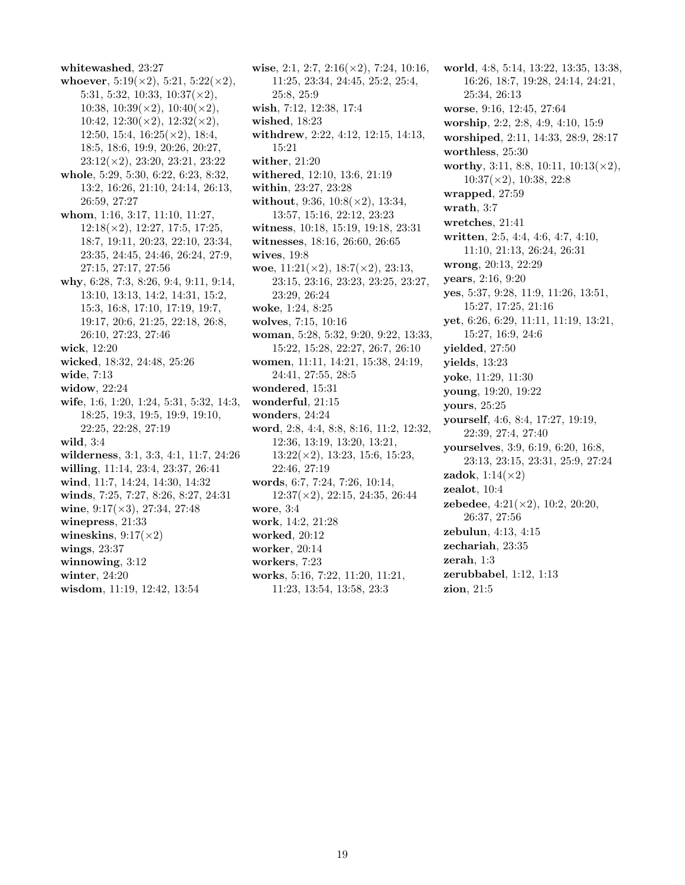**whitewashed**, 23:27
**whoever**, 5:19(×2), 5:21, 5:22(×2), 5:31, 5:32, 10:33, 10:37(×2), 10:38, 10:39(×2), 10:40(×2), 10:42, 12:30(×2), 12:32(×2), 12:50, 15:4, 16:25(×2), 18:4, 18:5, 18:6, 19:9, 20:26, 20:27, 23:12(×2), 23:20, 23:21, 23:22
**whole**, 5:29, 5:30, 6:22, 6:23, 8:32, 13:2, 16:26, 21:10, 24:14, 26:13, 26:59, 27:27
**whom**, 1:16, 3:17, 11:10, 11:27, 12:18(×2), 12:27, 17:5, 17:25, 18:7, 19:11, 20:23, 22:10, 23:34, 23:35, 24:45, 24:46, 26:24, 27:9, 27:15, 27:17, 27:56
**why**, 6:28, 7:3, 8:26, 9:4, 9:11, 9:14, 13:10, 13:13, 14:2, 14:31, 15:2, 15:3, 16:8, 17:10, 17:19, 19:7, 19:17, 20:6, 21:25, 22:18, 26:8, 26:10, 27:23, 27:46
**wick**, 12:20
**wicked**, 18:32, 24:48, 25:26
**wide**, 7:13
**widow**, 22:24
**wife**, 1:6, 1:20, 1:24, 5:31, 5:32, 14:3, 18:25, 19:3, 19:5, 19:9, 19:10, 22:25, 22:28, 27:19
**wild**, 3:4
**wilderness**, 3:1, 3:3, 4:1, 11:7, 24:26
**willing**, 11:14, 23:4, 23:37, 26:41
**wind**, 11:7, 14:24, 14:30, 14:32
**winds**, 7:25, 7:27, 8:26, 8:27, 24:31
**wine**, 9:17(×3), 27:34, 27:48
**winepress**, 21:33
**wineskins**, 9:17(×2)
**wings**, 23:37
**winnowing**, 3:12
**winter**, 24:20
**wisdom**, 11:19, 12:42, 13:54
**wise**, 2:1, 2:7, 2:16(×2), 7:24, 10:16, 11:25, 23:34, 24:45, 25:2, 25:4, 25:8, 25:9
**wish**, 7:12, 12:38, 17:4
**wished**, 18:23
**withdrew**, 2:22, 4:12, 12:15, 14:13, 15:21
**wither**, 21:20
**withered**, 12:10, 13:6, 21:19
**within**, 23:27, 23:28
**without**, 9:36, 10:8(×2), 13:34, 13:57, 15:16, 22:12, 23:23
**witness**, 10:18, 15:19, 19:18, 23:31
**witnesses**, 18:16, 26:60, 26:65
**wives**, 19:8
**woe**, 11:21(×2), 18:7(×2), 23:13, 23:15, 23:16, 23:23, 23:25, 23:27, 23:29, 26:24
**woke**, 1:24, 8:25
**wolves**, 7:15, 10:16
**woman**, 5:28, 5:32, 9:20, 9:22, 13:33, 15:22, 15:28, 22:27, 26:7, 26:10
**women**, 11:11, 14:21, 15:38, 24:19, 24:41, 27:55, 28:5
**wondered**, 15:31
**wonderful**, 21:15
**wonders**, 24:24
**word**, 2:8, 4:4, 8:8, 8:16, 11:2, 12:32, 12:36, 13:19, 13:20, 13:21, 13:22(×2), 13:23, 15:6, 15:23, 22:46, 27:19
**words**, 6:7, 7:24, 7:26, 10:14, 12:37(×2), 22:15, 24:35, 26:44
**wore**, 3:4
**work**, 14:2, 21:28
**worked**, 20:12
**worker**, 20:14
**workers**, 7:23
**works**, 5:16, 7:22, 11:20, 11:21, 11:23, 13:54, 13:58, 23:3
**world**, 4:8, 5:14, 13:22, 13:35, 13:38, 16:26, 18:7, 19:28, 24:14, 24:21, 25:34, 26:13
**worse**, 9:16, 12:45, 27:64
**worship**, 2:2, 2:8, 4:9, 4:10, 15:9
**worshiped**, 2:11, 14:33, 28:9, 28:17
**worthless**, 25:30
**worthy**, 3:11, 8:8, 10:11, 10:13(×2), 10:37(×2), 10:38, 22:8
**wrapped**, 27:59
**wrath**, 3:7
**wretches**, 21:41
**written**, 2:5, 4:4, 4:6, 4:7, 4:10, 11:10, 21:13, 26:24, 26:31
**wrong**, 20:13, 22:29
**years**, 2:16, 9:20
**yes**, 5:37, 9:28, 11:9, 11:26, 13:51, 15:27, 17:25, 21:16
**yet**, 6:26, 6:29, 11:11, 11:19, 13:21, 15:27, 16:9, 24:6
**yielded**, 27:50
**yields**, 13:23
**yoke**, 11:29, 11:30
**young**, 19:20, 19:22
**yours**, 25:25
**yourself**, 4:6, 8:4, 17:27, 19:19, 22:39, 27:4, 27:40
**yourselves**, 3:9, 6:19, 6:20, 16:8, 23:13, 23:15, 23:31, 25:9, 27:24
**zadok**, 1:14(×2)
**zealot**, 10:4
**zebedee**, 4:21(×2), 10:2, 20:20, 26:37, 27:56
**zebulun**, 4:13, 4:15
**zechariah**, 23:35
**zerah**, 1:3
**zerubbabel**, 1:12, 1:13
**zion**, 21:5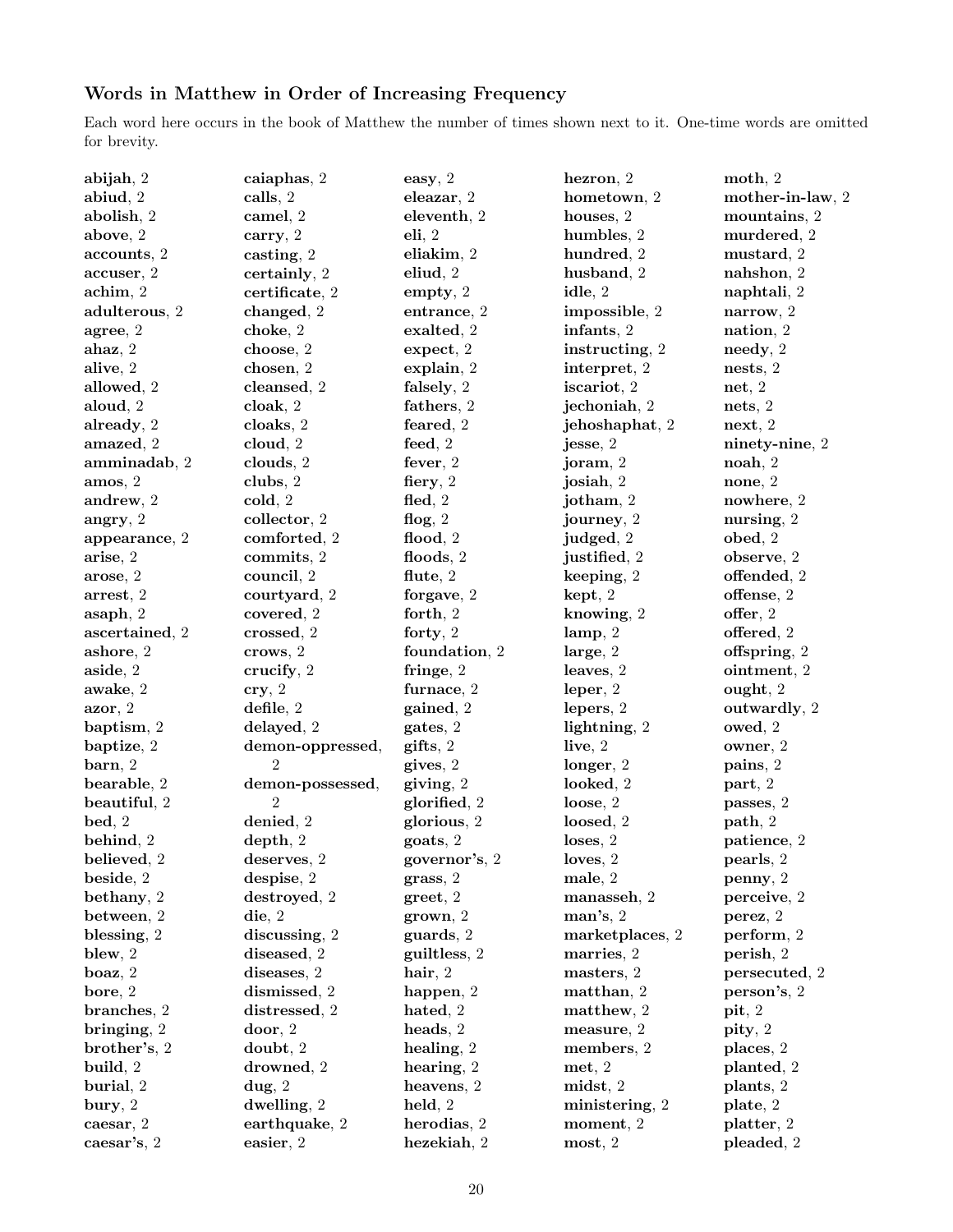## Words in Matthew in Order of Increasing Frequency

Each word here occurs in the book of Matthew the number of times shown next to it. One-time words are omitted for brevity.

**abijah**, 2
**abiud**, 2
**abolish**, 2
**above**, 2
**accounts**, 2
**accuser**, 2
**achim**, 2
**adulterous**, 2
**agree**, 2
**ahaz**, 2
**alive**, 2
**allowed**, 2
**aloud**, 2
**already**, 2
**amazed**, 2
**amminadab**, 2
**amos**, 2
**andrew**, 2
**angry**, 2
**appearance**, 2
**arise**, 2
**arose**, 2
**arrest**, 2
**asaph**, 2
**ascertained**, 2
**ashore**, 2
**aside**, 2
**awake**, 2
**azor**, 2
**baptism**, 2
**baptize**, 2
**barn**, 2
**bearable**, 2
**beautiful**, 2
**bed**, 2
**behind**, 2
**believed**, 2
**beside**, 2
**bethany**, 2
**between**, 2
**blessing**, 2
**blew**, 2
**boaz**, 2
**bore**, 2
**branches**, 2
**bringing**, 2
**brother's**, 2
**build**, 2
**burial**, 2
**bury**, 2
**caesar**, 2
**caesar's**, 2
**caiaphas**, 2
**calls**, 2
**camel**, 2
**carry**, 2
**casting**, 2
**certainly**, 2
**certificate**, 2
**changed**, 2
**choke**, 2
**choose**, 2
**chosen**, 2
**cleansed**, 2
**cloak**, 2
**cloaks**, 2
**cloud**, 2
**clouds**, 2
**clubs**, 2
**cold**, 2
**collector**, 2
**comforted**, 2
**commits**, 2
**council**, 2
**courtyard**, 2
**covered**, 2
**crossed**, 2
**crows**, 2
**crucify**, 2
**cry**, 2
**defile**, 2
**delayed**, 2
**demon-oppressed**, 2
**demon-possessed**, 2
**denied**, 2
**depth**, 2
**deserves**, 2
**despise**, 2
**destroyed**, 2
**die**, 2
**discussing**, 2
**diseased**, 2
**diseases**, 2
**dismissed**, 2
**distressed**, 2
**door**, 2
**doubt**, 2
**drowned**, 2
**dug**, 2
**dwelling**, 2
**earthquake**, 2
**easier**, 2
**easy**, 2
**eleazar**, 2
**eleventh**, 2
**eli**, 2
**eliakim**, 2
**eliud**, 2
**empty**, 2
**entrance**, 2
**exalted**, 2
**expect**, 2
**explain**, 2
**falsely**, 2
**fathers**, 2
**feared**, 2
**feed**, 2
**fever**, 2
**fiery**, 2
**fled**, 2
**flog**, 2
**flood**, 2
**floods**, 2
**flute**, 2
**forgave**, 2
**forth**, 2
**forty**, 2
**foundation**, 2
**fringe**, 2
**furnace**, 2
**gained**, 2
**gates**, 2
**gifts**, 2
**gives**, 2
**giving**, 2
**glorified**, 2
**glorious**, 2
**goats**, 2
**governor's**, 2
**grass**, 2
**greet**, 2
**grown**, 2
**guards**, 2
**guiltless**, 2
**hair**, 2
**happen**, 2
**hated**, 2
**heads**, 2
**healing**, 2
**hearing**, 2
**heavens**, 2
**held**, 2
**herodias**, 2
**hezekiah**, 2
**hezron**, 2
**hometown**, 2
**houses**, 2
**humbles**, 2
**hundred**, 2
**husband**, 2
**idle**, 2
**impossible**, 2
**infants**, 2
**instructing**, 2
**interpret**, 2
**iscariot**, 2
**jechoniah**, 2
**jehoshaphat**, 2
**jesse**, 2
**joram**, 2
**josiah**, 2
**jotham**, 2
**journey**, 2
**judged**, 2
**justified**, 2
**keeping**, 2
**kept**, 2
**knowing**, 2
**lamp**, 2
**large**, 2
**leaves**, 2
**leper**, 2
**lepers**, 2
**lightning**, 2
**live**, 2
**longer**, 2
**looked**, 2
**loose**, 2
**loosed**, 2
**loses**, 2
**loves**, 2
**male**, 2
**manasseh**, 2
**man's**, 2
**marketplaces**, 2
**marries**, 2
**masters**, 2
**matthan**, 2
**matthew**, 2
**measure**, 2
**members**, 2
**met**, 2
**midst**, 2
**ministering**, 2
**moment**, 2
**most**, 2
**moth**, 2
**mother-in-law**, 2
**mountains**, 2
**murdered**, 2
**mustard**, 2
**nahshon**, 2
**naphtali**, 2
**narrow**, 2
**nation**, 2
**needy**, 2
**nests**, 2
**net**, 2
**nets**, 2
**next**, 2
**ninety-nine**, 2
**noah**, 2
**none**, 2
**nowhere**, 2
**nursing**, 2
**obed**, 2
**observe**, 2
**offended**, 2
**offense**, 2
**offer**, 2
**offered**, 2
**offspring**, 2
**ointment**, 2
**ought**, 2
**outwardly**, 2
**owed**, 2
**owner**, 2
**pains**, 2
**part**, 2
**passes**, 2
**path**, 2
**patience**, 2
**pearls**, 2
**penny**, 2
**perceive**, 2
**perez**, 2
**perform**, 2
**perish**, 2
**persecuted**, 2
**person's**, 2
**pit**, 2
**pity**, 2
**places**, 2
**planted**, 2
**plants**, 2
**plate**, 2
**platter**, 2
**pleaded**, 2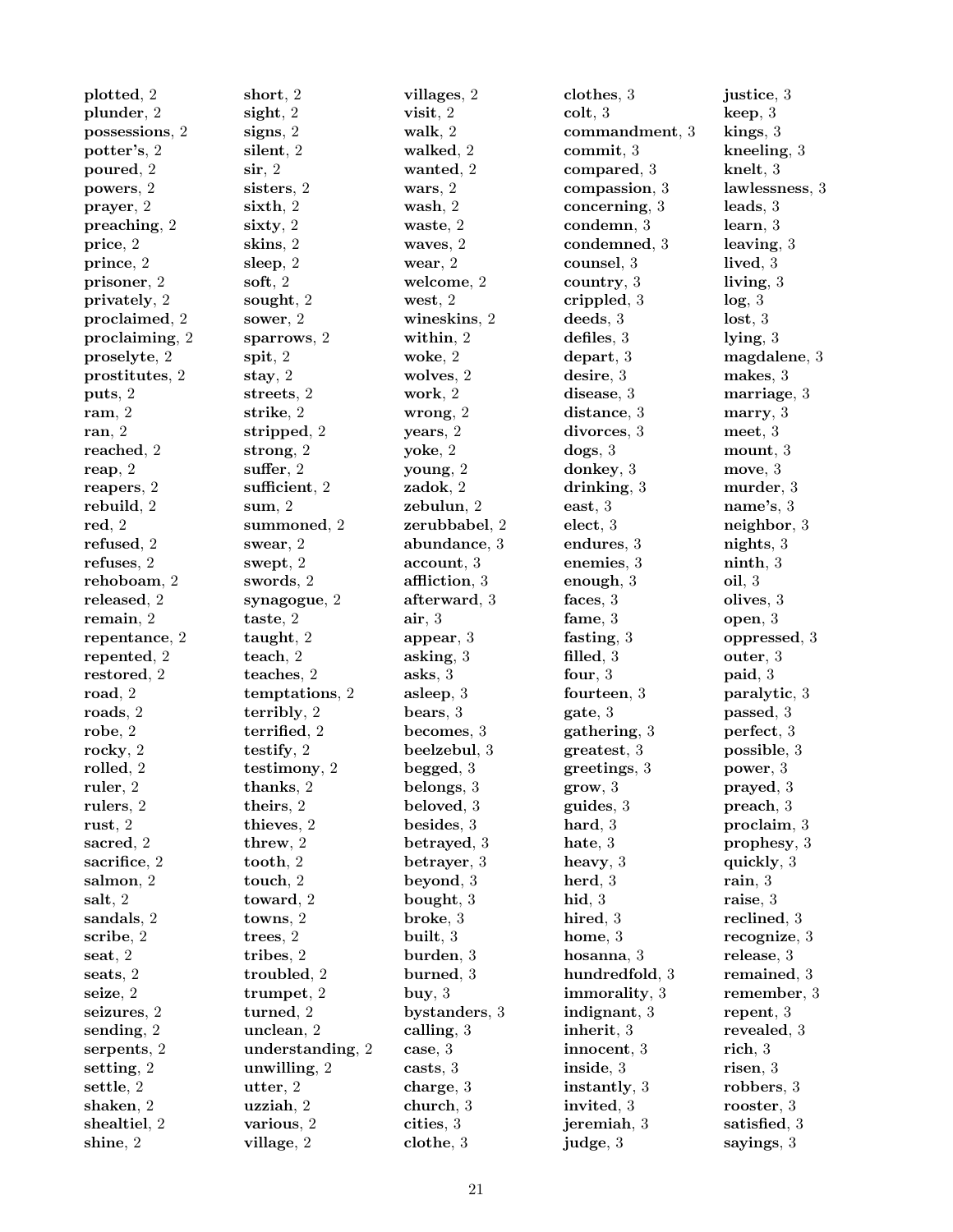**plotted**, 2
**plunder**, 2
**possessions**, 2
**potter's**, 2
**poured**, 2
**powers**, 2
**prayer**, 2
**preaching**, 2
**price**, 2
**prince**, 2
**prisoner**, 2
**privately**, 2
**proclaimed**, 2
**proclaiming**, 2
**proselyte**, 2
**prostitutes**, 2
**puts**, 2
**ram**, 2
**ran**, 2
**reached**, 2
**reap**, 2
**reapers**, 2
**rebuild**, 2
**red**, 2
**refused**, 2
**refuses**, 2
**rehoboam**, 2
**released**, 2
**remain**, 2
**repentance**, 2
**repented**, 2
**restored**, 2
**road**, 2
**roads**, 2
**robe**, 2
**rocky**, 2
**rolled**, 2
**ruler**, 2
**rulers**, 2
**rust**, 2
**sacred**, 2
**sacrifice**, 2
**salmon**, 2
**salt**, 2
**sandals**, 2
**scribe**, 2
**seat**, 2
**seats**, 2
**seize**, 2
**seizures**, 2
**sending**, 2
**serpents**, 2
**setting**, 2
**settle**, 2
**shaken**, 2
**shealtiel**, 2
**shine**, 2
**short**, 2
**sight**, 2
**signs**, 2
**silent**, 2
**sir**, 2
**sisters**, 2
**sixth**, 2
**sixty**, 2
**skins**, 2
**sleep**, 2
**soft**, 2
**sought**, 2
**sower**, 2
**sparrows**, 2
**spit**, 2
**stay**, 2
**streets**, 2
**strike**, 2
**stripped**, 2
**strong**, 2
**suffer**, 2
**sufficient**, 2
**sum**, 2
**summoned**, 2
**swear**, 2
**swept**, 2
**swords**, 2
**synagogue**, 2
**taste**, 2
**taught**, 2
**teach**, 2
**teaches**, 2
**temptations**, 2
**terribly**, 2
**terrified**, 2
**testify**, 2
**testimony**, 2
**thanks**, 2
**theirs**, 2
**thieves**, 2
**threw**, 2
**tooth**, 2
**touch**, 2
**toward**, 2
**towns**, 2
**trees**, 2
**tribes**, 2
**troubled**, 2
**trumpet**, 2
**turned**, 2
**unclean**, 2
**understanding**, 2
**unwilling**, 2
**utter**, 2
**uzziah**, 2
**various**, 2
**village**, 2
**villages**, 2
**visit**, 2
**walk**, 2
**walked**, 2
**wanted**, 2
**wars**, 2
**wash**, 2
**waste**, 2
**waves**, 2
**wear**, 2
**welcome**, 2
**west**, 2
**wineskins**, 2
**within**, 2
**woke**, 2
**wolves**, 2
**work**, 2
**wrong**, 2
**years**, 2
**yoke**, 2
**young**, 2
**zadok**, 2
**zebulun**, 2
**zerubbabel**, 2
**abundance**, 3
**account**, 3
**affliction**, 3
**afterward**, 3
**air**, 3
**appear**, 3
**asking**, 3
**asks**, 3
**asleep**, 3
**bears**, 3
**becomes**, 3
**beelzebul**, 3
**begged**, 3
**belongs**, 3
**beloved**, 3
**besides**, 3
**betrayed**, 3
**betrayer**, 3
**beyond**, 3
**bought**, 3
**broke**, 3
**built**, 3
**burden**, 3
**burned**, 3
**buy**, 3
**bystanders**, 3
**calling**, 3
**case**, 3
**casts**, 3
**charge**, 3
**church**, 3
**cities**, 3
**clothe**, 3
**clothes**, 3
**colt**, 3
**commandment**, 3
**commit**, 3
**compared**, 3
**compassion**, 3
**concerning**, 3
**condemn**, 3
**condemned**, 3
**counsel**, 3
**country**, 3
**crippled**, 3
**deeds**, 3
**defiles**, 3
**depart**, 3
**desire**, 3
**disease**, 3
**distance**, 3
**divorces**, 3
**dogs**, 3
**donkey**, 3
**drinking**, 3
**east**, 3
**elect**, 3
**endures**, 3
**enemies**, 3
**enough**, 3
**faces**, 3
**fame**, 3
**fasting**, 3
**filled**, 3
**four**, 3
**fourteen**, 3
**gate**, 3
**gathering**, 3
**greatest**, 3
**greetings**, 3
**grow**, 3
**guides**, 3
**hard**, 3
**hate**, 3
**heavy**, 3
**herd**, 3
**hid**, 3
**hired**, 3
**home**, 3
**hosanna**, 3
**hundredfold**, 3
**immorality**, 3
**indignant**, 3
**inherit**, 3
**innocent**, 3
**inside**, 3
**instantly**, 3
**invited**, 3
**jeremiah**, 3
**judge**, 3
**justice**, 3
**keep**, 3
**kings**, 3
**kneeling**, 3
**knelt**, 3
**lawlessness**, 3
**leads**, 3
**learn**, 3
**leaving**, 3
**lived**, 3
**living**, 3
**log**, 3
**lost**, 3
**lying**, 3
**magdalene**, 3
**makes**, 3
**marriage**, 3
**marry**, 3
**meet**, 3
**mount**, 3
**move**, 3
**murder**, 3
**name's**, 3
**neighbor**, 3
**nights**, 3
**ninth**, 3
**oil**, 3
**olives**, 3
**open**, 3
**oppressed**, 3
**outer**, 3
**paid**, 3
**paralytic**, 3
**passed**, 3
**perfect**, 3
**possible**, 3
**power**, 3
**prayed**, 3
**preach**, 3
**proclaim**, 3
**prophesy**, 3
**quickly**, 3
**rain**, 3
**raise**, 3
**reclined**, 3
**recognize**, 3
**release**, 3
**remained**, 3
**remember**, 3
**repent**, 3
**revealed**, 3
**rich**, 3
**risen**, 3
**robbers**, 3
**rooster**, 3
**satisfied**, 3
**sayings**, 3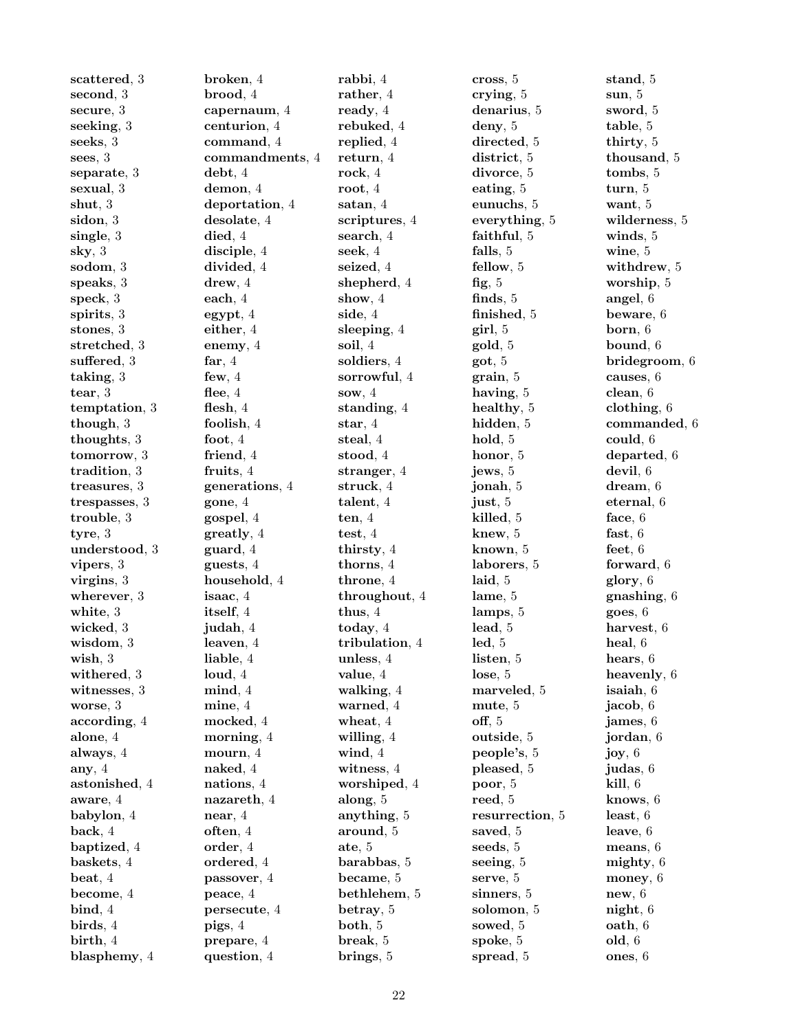**scattered**, 3
**second**, 3
**secure**, 3
**seeking**, 3
**seeks**, 3
**sees**, 3
**separate**, 3
**sexual**, 3
**shut**, 3
**sidon**, 3
**single**, 3
**sky**, 3
**sodom**, 3
**speaks**, 3
**speck**, 3
**spirits**, 3
**stones**, 3
**stretched**, 3
**suffered**, 3
**taking**, 3
**tear**, 3
**temptation**, 3
**though**, 3
**thoughts**, 3
**tomorrow**, 3
**tradition**, 3
**treasures**, 3
**trespasses**, 3
**trouble**, 3
**tyre**, 3
**understood**, 3
**vipers**, 3
**virgins**, 3
**wherever**, 3
**white**, 3
**wicked**, 3
**wisdom**, 3
**wish**, 3
**withered**, 3
**witnesses**, 3
**worse**, 3
**according**, 4
**alone**, 4
**always**, 4
**any**, 4
**astonished**, 4
**aware**, 4
**babylon**, 4
**back**, 4
**baptized**, 4
**baskets**, 4
**beat**, 4
**become**, 4
**bind**, 4
**birds**, 4
**birth**, 4
**blasphemy**, 4
**broken**, 4
**brood**, 4
**capernaum**, 4
**centurion**, 4
**command**, 4
**commandments**, 4
**debt**, 4
**demon**, 4
**deportation**, 4
**desolate**, 4
**died**, 4
**disciple**, 4
**divided**, 4
**drew**, 4
**each**, 4
**egypt**, 4
**either**, 4
**enemy**, 4
**far**, 4
**few**, 4
**flee**, 4
**flesh**, 4
**foolish**, 4
**foot**, 4
**friend**, 4
**fruits**, 4
**generations**, 4
**gone**, 4
**gospel**, 4
**greatly**, 4
**guard**, 4
**guests**, 4
**household**, 4
**isaac**, 4
**itself**, 4
**judah**, 4
**leaven**, 4
**liable**, 4
**loud**, 4
**mind**, 4
**mine**, 4
**mocked**, 4
**morning**, 4
**mourn**, 4
**naked**, 4
**nations**, 4
**nazareth**, 4
**near**, 4
**often**, 4
**order**, 4
**ordered**, 4
**passover**, 4
**peace**, 4
**persecute**, 4
**pigs**, 4
**prepare**, 4
**question**, 4
**rabbi**, 4
**rather**, 4
**ready**, 4
**rebuked**, 4
**replied**, 4
**return**, 4
**rock**, 4
**root**, 4
**satan**, 4
**scriptures**, 4
**search**, 4
**seek**, 4
**seized**, 4
**shepherd**, 4
**show**, 4
**side**, 4
**sleeping**, 4
**soil**, 4
**soldiers**, 4
**sorrowful**, 4
**sow**, 4
**standing**, 4
**star**, 4
**steal**, 4
**stood**, 4
**stranger**, 4
**struck**, 4
**talent**, 4
**ten**, 4
**test**, 4
**thirsty**, 4
**thorns**, 4
**throne**, 4
**throughout**, 4
**thus**, 4
**today**, 4
**tribulation**, 4
**unless**, 4
**value**, 4
**walking**, 4
**warned**, 4
**wheat**, 4
**willing**, 4
**wind**, 4
**witness**, 4
**worshiped**, 4
**along**, 5
**anything**, 5
**around**, 5
**ate**, 5
**barabbas**, 5
**became**, 5
**bethlehem**, 5
**betray**, 5
**both**, 5
**break**, 5
**brings**, 5
**cross**, 5
**crying**, 5
**denarius**, 5
**deny**, 5
**directed**, 5
**district**, 5
**divorce**, 5
**eating**, 5
**eunuchs**, 5
**everything**, 5
**faithful**, 5
**falls**, 5
**fellow**, 5
**fig**, 5
**finds**, 5
**finished**, 5
**girl**, 5
**gold**, 5
**got**, 5
**grain**, 5
**having**, 5
**healthy**, 5
**hidden**, 5
**hold**, 5
**honor**, 5
**jews**, 5
**jonah**, 5
**just**, 5
**killed**, 5
**knew**, 5
**known**, 5
**laborers**, 5
**laid**, 5
**lame**, 5
**lamps**, 5
**lead**, 5
**led**, 5
**listen**, 5
**lose**, 5
**marveled**, 5
**mute**, 5
**off**, 5
**outside**, 5
**people's**, 5
**pleased**, 5
**poor**, 5
**reed**, 5
**resurrection**, 5
**saved**, 5
**seeds**, 5
**seeing**, 5
**serve**, 5
**sinners**, 5
**solomon**, 5
**sowed**, 5
**spoke**, 5
**spread**, 5
**stand**, 5
**sun**, 5
**sword**, 5
**table**, 5
**thirty**, 5
**thousand**, 5
**tombs**, 5
**turn**, 5
**want**, 5
**wilderness**, 5
**winds**, 5
**wine**, 5
**withdrew**, 5
**worship**, 5
**angel**, 6
**beware**, 6
**born**, 6
**bound**, 6
**bridegroom**, 6
**causes**, 6
**clean**, 6
**clothing**, 6
**commanded**, 6
**could**, 6
**departed**, 6
**devil**, 6
**dream**, 6
**eternal**, 6
**face**, 6
**fast**, 6
**feet**, 6
**forward**, 6
**glory**, 6
**gnashing**, 6
**goes**, 6
**harvest**, 6
**heal**, 6
**hears**, 6
**heavenly**, 6
**isaiah**, 6
**jacob**, 6
**james**, 6
**jordan**, 6
**joy**, 6
**judas**, 6
**kill**, 6
**knows**, 6
**least**, 6
**leave**, 6
**means**, 6
**mighty**, 6
**money**, 6
**new**, 6
**night**, 6
**oath**, 6
**old**, 6
**ones**, 6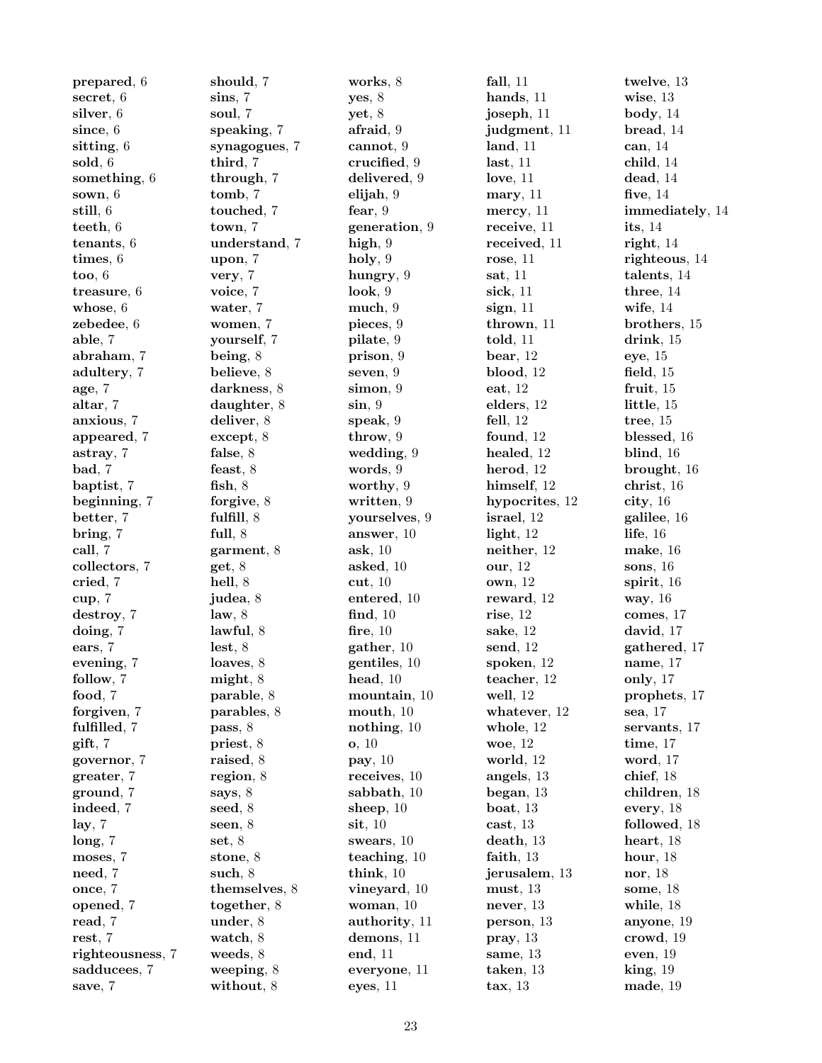**prepared**, 6
**secret**, 6
**silver**, 6
**since**, 6
**sitting**, 6
**sold**, 6
**something**, 6
**sown**, 6
**still**, 6
**teeth**, 6
**tenants**, 6
**times**, 6
**too**, 6
**treasure**, 6
**whose**, 6
**zebedee**, 6
**able**, 7
**abraham**, 7
**adultery**, 7
**age**, 7
**altar**, 7
**anxious**, 7
**appeared**, 7
**astray**, 7
**bad**, 7
**baptist**, 7
**beginning**, 7
**better**, 7
**bring**, 7
**call**, 7
**collectors**, 7
**cried**, 7
**cup**, 7
**destroy**, 7
**doing**, 7
**ears**, 7
**evening**, 7
**follow**, 7
**food**, 7
**forgiven**, 7
**fulfilled**, 7
**gift**, 7
**governor**, 7
**greater**, 7
**ground**, 7
**indeed**, 7
**lay**, 7
**long**, 7
**moses**, 7
**need**, 7
**once**, 7
**opened**, 7
**read**, 7
**rest**, 7
**righteousness**, 7
**sadducees**, 7
**save**, 7
**should**, 7
**sins**, 7
**soul**, 7
**speaking**, 7
**synagogues**, 7
**third**, 7
**through**, 7
**tomb**, 7
**touched**, 7
**town**, 7
**understand**, 7
**upon**, 7
**very**, 7
**voice**, 7
**water**, 7
**women**, 7
**yourself**, 7
**being**, 8
**believe**, 8
**darkness**, 8
**daughter**, 8
**deliver**, 8
**except**, 8
**false**, 8
**feast**, 8
**fish**, 8
**forgive**, 8
**fulfill**, 8
**full**, 8
**garment**, 8
**get**, 8
**hell**, 8
**judea**, 8
**law**, 8
**lawful**, 8
**lest**, 8
**loaves**, 8
**might**, 8
**parable**, 8
**parables**, 8
**pass**, 8
**priest**, 8
**raised**, 8
**region**, 8
**says**, 8
**seed**, 8
**seen**, 8
**set**, 8
**stone**, 8
**such**, 8
**themselves**, 8
**together**, 8
**under**, 8
**watch**, 8
**weeds**, 8
**weeping**, 8
**without**, 8
**works**, 8
**yes**, 8
**yet**, 8
**afraid**, 9
**cannot**, 9
**crucified**, 9
**delivered**, 9
**elijah**, 9
**fear**, 9
**generation**, 9
**high**, 9
**holy**, 9
**hungry**, 9
**look**, 9
**much**, 9
**pieces**, 9
**pilate**, 9
**prison**, 9
**seven**, 9
**simon**, 9
**sin**, 9
**speak**, 9
**throw**, 9
**wedding**, 9
**words**, 9
**worthy**, 9
**written**, 9
**yourselves**, 9
**answer**, 10
**ask**, 10
**asked**, 10
**cut**, 10
**entered**, 10
**find**, 10
**fire**, 10
**gather**, 10
**gentiles**, 10
**head**, 10
**mountain**, 10
**mouth**, 10
**nothing**, 10
**o**, 10
**pay**, 10
**receives**, 10
**sabbath**, 10
**sheep**, 10
**sit**, 10
**swears**, 10
**teaching**, 10
**think**, 10
**vineyard**, 10
**woman**, 10
**authority**, 11
**demons**, 11
**end**, 11
**everyone**, 11
**eyes**, 11
**fall**, 11
**hands**, 11
**joseph**, 11
**judgment**, 11
**land**, 11
**last**, 11
**love**, 11
**mary**, 11
**mercy**, 11
**receive**, 11
**received**, 11
**rose**, 11
**sat**, 11
**sick**, 11
**sign**, 11
**thrown**, 11
**told**, 11
**bear**, 12
**blood**, 12
**eat**, 12
**elders**, 12
**fell**, 12
**found**, 12
**healed**, 12
**herod**, 12
**himself**, 12
**hypocrites**, 12
**israel**, 12
**light**, 12
**neither**, 12
**our**, 12
**own**, 12
**reward**, 12
**rise**, 12
**sake**, 12
**send**, 12
**spoken**, 12
**teacher**, 12
**well**, 12
**whatever**, 12
**whole**, 12
**woe**, 12
**world**, 12
**angels**, 13
**began**, 13
**boat**, 13
**cast**, 13
**death**, 13
**faith**, 13
**jerusalem**, 13
**must**, 13
**never**, 13
**person**, 13
**pray**, 13
**same**, 13
**taken**, 13
**tax**, 13
**twelve**, 13
**wise**, 13
**body**, 14
**bread**, 14
**can**, 14
**child**, 14
**dead**, 14
**five**, 14
**immediately**, 14
**its**, 14
**right**, 14
**righteous**, 14
**talents**, 14
**three**, 14
**wife**, 14
**brothers**, 15
**drink**, 15
**eye**, 15
**field**, 15
**fruit**, 15
**little**, 15
**tree**, 15
**blessed**, 16
**blind**, 16
**brought**, 16
**christ**, 16
**city**, 16
**galilee**, 16
**life**, 16
**make**, 16
**sons**, 16
**spirit**, 16
**way**, 16
**comes**, 17
**david**, 17
**gathered**, 17
**name**, 17
**only**, 17
**prophets**, 17
**sea**, 17
**servants**, 17
**time**, 17
**word**, 17
**chief**, 18
**children**, 18
**every**, 18
**followed**, 18
**heart**, 18
**hour**, 18
**nor**, 18
**some**, 18
**while**, 18
**anyone**, 19
**crowd**, 19
**even**, 19
**king**, 19
**made**, 19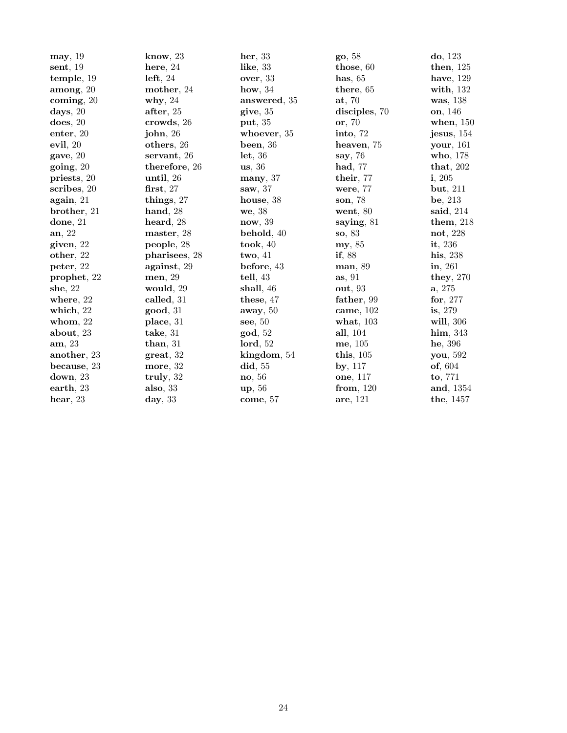**may**, 19
**sent**, 19
**temple**, 19
**among**, 20
**coming**, 20
**days**, 20
**does**, 20
**enter**, 20
**evil**, 20
**gave**, 20
**going**, 20
**priests**, 20
**scribes**, 20
**again**, 21
**brother**, 21
**done**, 21
**an**, 22
**given**, 22
**other**, 22
**peter**, 22
**prophet**, 22
**she**, 22
**where**, 22
**which**, 22
**whom**, 22
**about**, 23
**am**, 23
**another**, 23
**because**, 23
**down**, 23
**earth**, 23
**hear**, 23
**know**, 23
**here**, 24
**left**, 24
**mother**, 24
**why**, 24
**after**, 25
**crowds**, 26
**john**, 26
**others**, 26
**servant**, 26
**therefore**, 26
**until**, 26
**first**, 27
**things**, 27
**hand**, 28
**heard**, 28
**master**, 28
**people**, 28
**pharisees**, 28
**against**, 29
**men**, 29
**would**, 29
**called**, 31
**good**, 31
**place**, 31
**take**, 31
**than**, 31
**great**, 32
**more**, 32
**truly**, 32
**also**, 33
**day**, 33
**her**, 33
**like**, 33
**over**, 33
**how**, 34
**answered**, 35
**give**, 35
**put**, 35
**whoever**, 35
**been**, 36
**let**, 36
**us**, 36
**many**, 37
**saw**, 37
**house**, 38
**we**, 38
**now**, 39
**behold**, 40
**took**, 40
**two**, 41
**before**, 43
**tell**, 43
**shall**, 46
**these**, 47
**away**, 50
**see**, 50
**god**, 52
**lord**, 52
**kingdom**, 54
**did**, 55
**no**, 56
**up**, 56
**come**, 57
**go**, 58
**those**, 60
**has**, 65
**there**, 65
**at**, 70
**disciples**, 70
**or**, 70
**into**, 72
**heaven**, 75
**say**, 76
**had**, 77
**their**, 77
**were**, 77
**son**, 78
**went**, 80
**saying**, 81
**so**, 83
**my**, 85
**if**, 88
**man**, 89
**as**, 91
**out**, 93
**father**, 99
**came**, 102
**what**, 103
**all**, 104
**me**, 105
**this**, 105
**by**, 117
**one**, 117
**from**, 120
**are**, 121
**do**, 123
**then**, 125
**have**, 129
**with**, 132
**was**, 138
**on**, 146
**when**, 150
**jesus**, 154
**your**, 161
**who**, 178
**that**, 202
**i**, 205
**but**, 211
**be**, 213
**said**, 214
**them**, 218
**not**, 228
**it**, 236
**his**, 238
**in**, 261
**they**, 270
**a**, 275
**for**, 277
**is**, 279
**will**, 306
**him**, 343
**he**, 396
**you**, 592
**of**, 604
**to**, 771
**and**, 1354
**the**, 1457